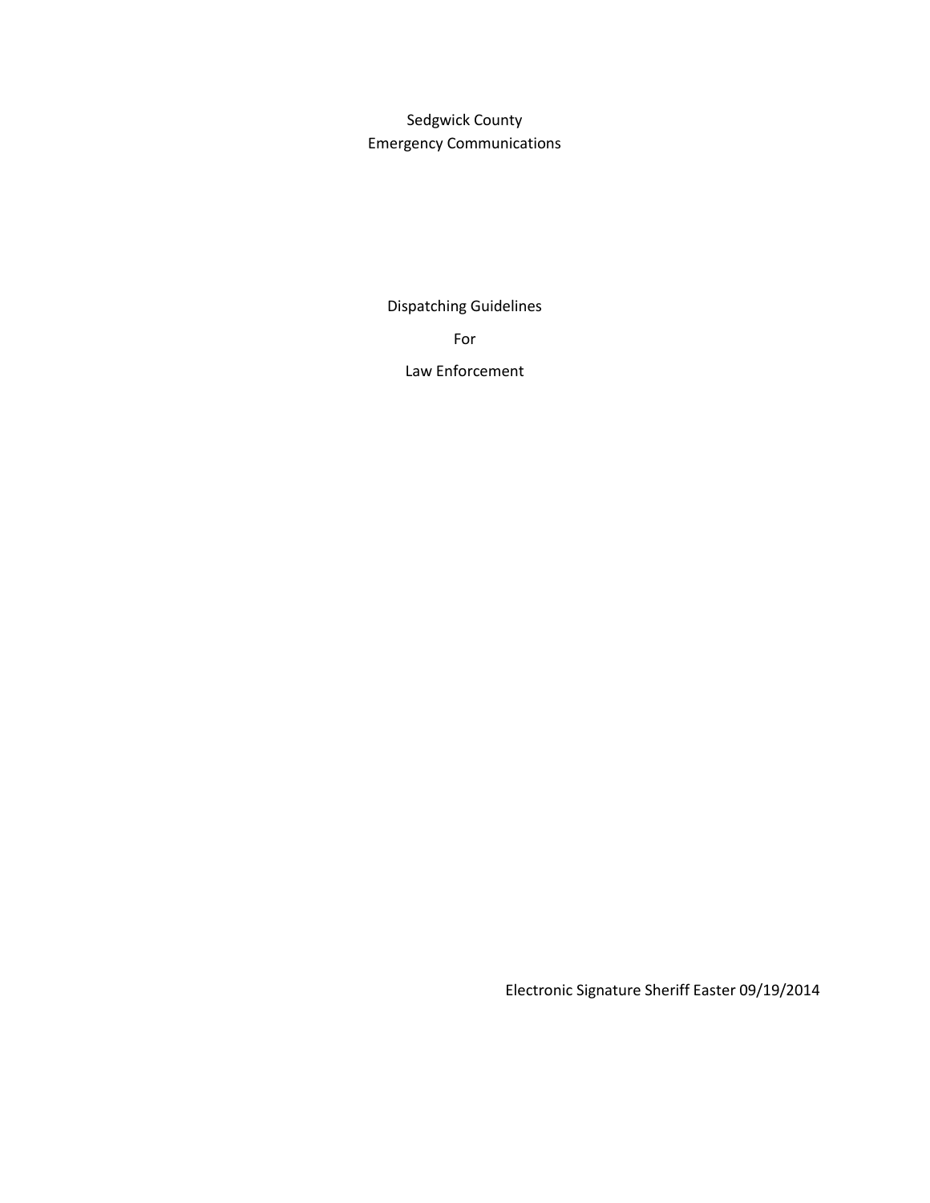Sedgwick County
Emergency Communications

# Dispatching Guidelines

# For

# Law Enforcement

Electronic Signature Sheriff Easter 09/19/2014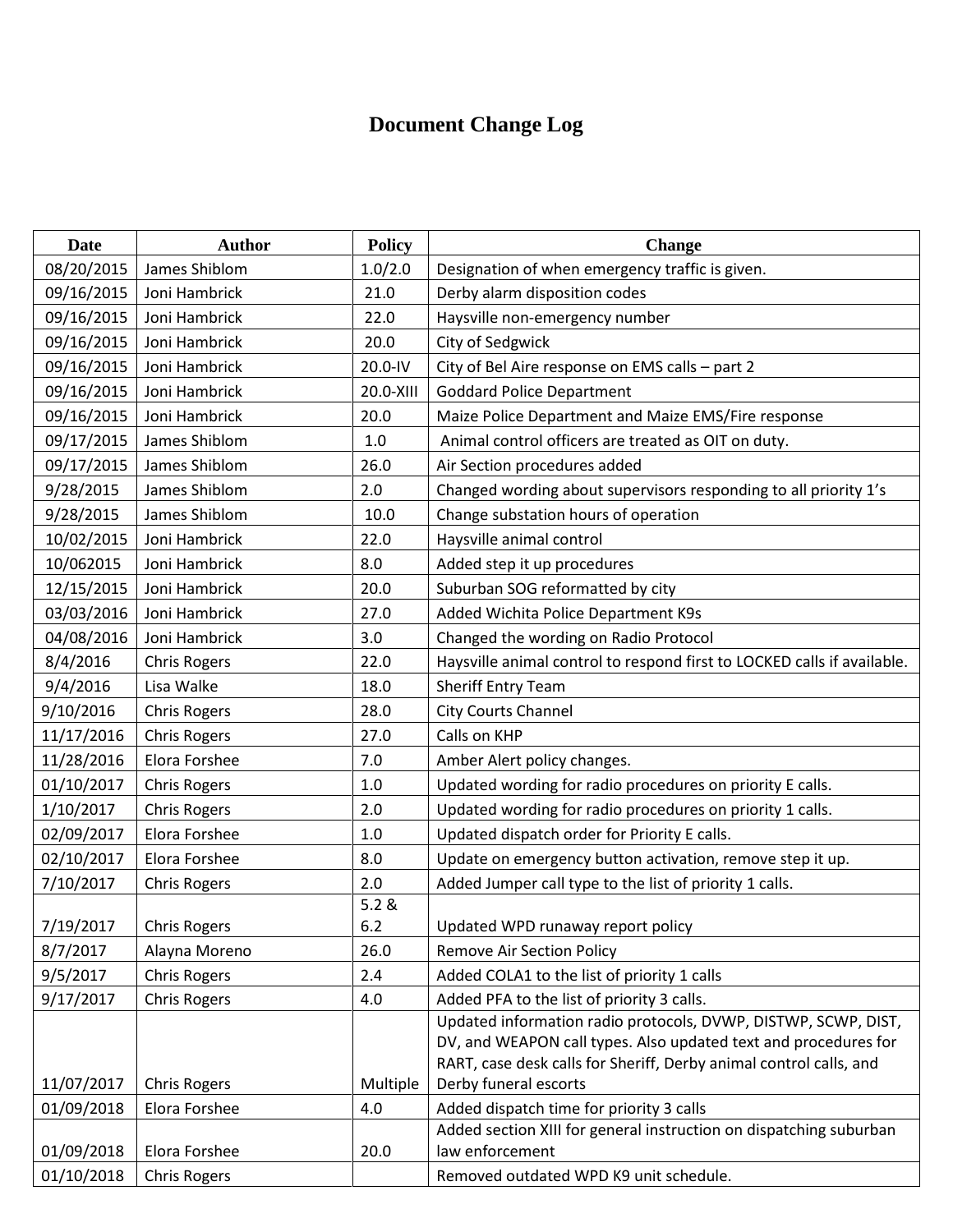# Document Change Log

| Date | Author | Policy | Change |
|---|---|---|---|
| 08/20/2015 | James Shiblom | 1.0/2.0 | Designation of when emergency traffic is given. |
| 09/16/2015 | Joni Hambrick | 21.0 | Derby alarm disposition codes |
| 09/16/2015 | Joni Hambrick | 22.0 | Haysville non-emergency number |
| 09/16/2015 | Joni Hambrick | 20.0 | City of Sedgwick |
| 09/16/2015 | Joni Hambrick | 20.0-IV | City of Bel Aire response on EMS calls – part 2 |
| 09/16/2015 | Joni Hambrick | 20.0-XIII | Goddard Police Department |
| 09/16/2015 | Joni Hambrick | 20.0 | Maize Police Department and Maize EMS/Fire response |
| 09/17/2015 | James Shiblom | 1.0 | Animal control officers are treated as OIT on duty. |
| 09/17/2015 | James Shiblom | 26.0 | Air Section procedures added |
| 9/28/2015 | James Shiblom | 2.0 | Changed wording about supervisors responding to all priority 1's |
| 9/28/2015 | James Shiblom | 10.0 | Change substation hours of operation |
| 10/02/2015 | Joni Hambrick | 22.0 | Haysville animal control |
| 10/062015 | Joni Hambrick | 8.0 | Added step it up procedures |
| 12/15/2015 | Joni Hambrick | 20.0 | Suburban SOG reformatted by city |
| 03/03/2016 | Joni Hambrick | 27.0 | Added Wichita Police Department K9s |
| 04/08/2016 | Joni Hambrick | 3.0 | Changed the wording on Radio Protocol |
| 8/4/2016 | Chris Rogers | 22.0 | Haysville animal control to respond first to LOCKED calls if available. |
| 9/4/2016 | Lisa Walke | 18.0 | Sheriff Entry Team |
| 9/10/2016 | Chris Rogers | 28.0 | City Courts Channel |
| 11/17/2016 | Chris Rogers | 27.0 | Calls on KHP |
| 11/28/2016 | Elora Forshee | 7.0 | Amber Alert policy changes. |
| 01/10/2017 | Chris Rogers | 1.0 | Updated wording for radio procedures on priority E calls. |
| 1/10/2017 | Chris Rogers | 2.0 | Updated wording for radio procedures on priority 1 calls. |
| 02/09/2017 | Elora Forshee | 1.0 | Updated dispatch order for Priority E calls. |
| 02/10/2017 | Elora Forshee | 8.0 | Update on emergency button activation, remove step it up. |
| 7/10/2017 | Chris Rogers | 2.0 | Added Jumper call type to the list of priority 1 calls. |
| 7/19/2017 | Chris Rogers | 5.2 & 6.2 | Updated WPD runaway report policy |
| 8/7/2017 | Alayna Moreno | 26.0 | Remove Air Section Policy |
| 9/5/2017 | Chris Rogers | 2.4 | Added COLA1 to the list of priority 1 calls |
| 9/17/2017 | Chris Rogers | 4.0 | Added PFA to the list of priority 3 calls. |
| 11/07/2017 | Chris Rogers | Multiple | Updated information radio protocols, DVWP, DISTWP, SCWP, DIST, DV, and WEAPON call types. Also updated text and procedures for RART, case desk calls for Sheriff, Derby animal control calls, and Derby funeral escorts |
| 01/09/2018 | Elora Forshee | 4.0 | Added dispatch time for priority 3 calls |
| 01/09/2018 | Elora Forshee | 20.0 | Added section XIII for general instruction on dispatching suburban law enforcement |
| 01/10/2018 | Chris Rogers | | Removed outdated WPD K9 unit schedule. |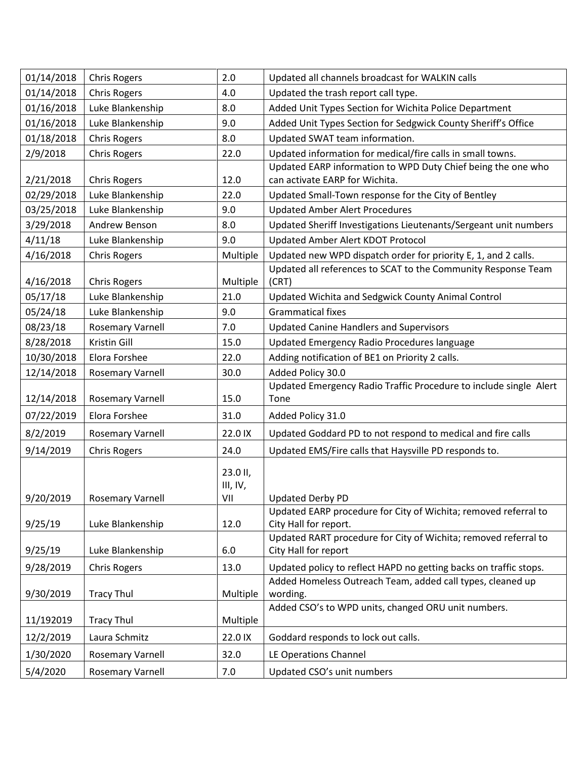| 01/14/2018 | Chris Rogers | 2.0 | Updated all channels broadcast for WALKIN calls |
|---|---|---|---|
| 01/14/2018 | Chris Rogers | 4.0 | Updated the trash report call type. |
| 01/16/2018 | Luke Blankenship | 8.0 | Added Unit Types Section for Wichita Police Department |
| 01/16/2018 | Luke Blankenship | 9.0 | Added Unit Types Section for Sedgwick County Sheriff's Office |
| 01/18/2018 | Chris Rogers | 8.0 | Updated SWAT team information. |
| 2/9/2018 | Chris Rogers | 22.0 | Updated information for medical/fire calls in small towns. |
| 2/21/2018 | Chris Rogers | 12.0 | Updated EARP information to WPD Duty Chief being the one who can activate EARP for Wichita. |
| 02/29/2018 | Luke Blankenship | 22.0 | Updated Small-Town response for the City of Bentley |
| 03/25/2018 | Luke Blankenship | 9.0 | Updated Amber Alert Procedures |
| 3/29/2018 | Andrew Benson | 8.0 | Updated Sheriff Investigations Lieutenants/Sergeant unit numbers |
| 4/11/18 | Luke Blankenship | 9.0 | Updated Amber Alert KDOT Protocol |
| 4/16/2018 | Chris Rogers | Multiple | Updated new WPD dispatch order for priority E, 1, and 2 calls. |
| 4/16/2018 | Chris Rogers | Multiple | Updated all references to SCAT to the Community Response Team (CRT) |
| 05/17/18 | Luke Blankenship | 21.0 | Updated Wichita and Sedgwick County Animal Control |
| 05/24/18 | Luke Blankenship | 9.0 | Grammatical fixes |
| 08/23/18 | Rosemary Varnell | 7.0 | Updated Canine Handlers and Supervisors |
| 8/28/2018 | Kristin Gill | 15.0 | Updated Emergency Radio Procedures language |
| 10/30/2018 | Elora Forshee | 22.0 | Adding notification of BE1 on Priority 2 calls. |
| 12/14/2018 | Rosemary Varnell | 30.0 | Added Policy 30.0 |
| 12/14/2018 | Rosemary Varnell | 15.0 | Updated Emergency Radio Traffic Procedure to include single Alert Tone |
| 07/22/2019 | Elora Forshee | 31.0 | Added Policy 31.0 |
| 8/2/2019 | Rosemary Varnell | 22.0 IX | Updated Goddard PD to not respond to medical and fire calls |
| 9/14/2019 | Chris Rogers | 24.0 | Updated EMS/Fire calls that Haysville PD responds to. |
| 9/20/2019 | Rosemary Varnell | 23.0 II, III, IV, VII | Updated Derby PD |
| 9/25/19 | Luke Blankenship | 12.0 | Updated EARP procedure for City of Wichita; removed referral to City Hall for report. |
| 9/25/19 | Luke Blankenship | 6.0 | Updated RART procedure for City of Wichita; removed referral to City Hall for report |
| 9/28/2019 | Chris Rogers | 13.0 | Updated policy to reflect HAPD no getting backs on traffic stops. |
| 9/30/2019 | Tracy Thul | Multiple | Added Homeless Outreach Team, added call types, cleaned up wording. |
| 11/192019 | Tracy Thul | Multiple | Added CSO's to WPD units, changed ORU unit numbers. |
| 12/2/2019 | Laura Schmitz | 22.0 IX | Goddard responds to lock out calls. |
| 1/30/2020 | Rosemary Varnell | 32.0 | LE Operations Channel |
| 5/4/2020 | Rosemary Varnell | 7.0 | Updated CSO's unit numbers |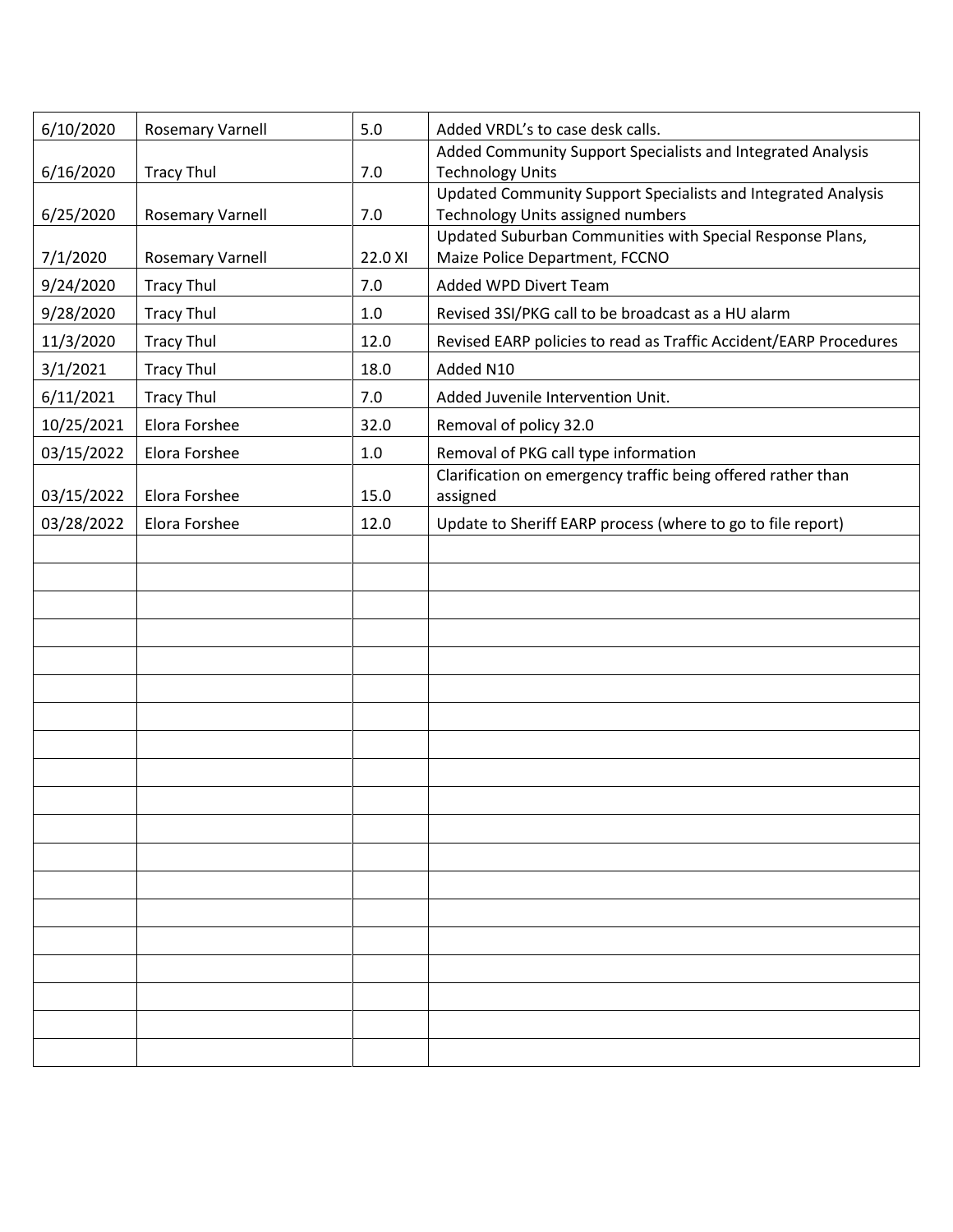| | | | |
|---|---|---|---|
| 6/10/2020 | Rosemary Varnell | 5.0 | Added VRDL's to case desk calls. |
| 6/16/2020 | Tracy Thul | 7.0 | Added Community Support Specialists and Integrated Analysis Technology Units |
| 6/25/2020 | Rosemary Varnell | 7.0 | Updated Community Support Specialists and Integrated Analysis Technology Units assigned numbers |
| 7/1/2020 | Rosemary Varnell | 22.0 XI | Updated Suburban Communities with Special Response Plans, Maize Police Department, FCCNO |
| 9/24/2020 | Tracy Thul | 7.0 | Added WPD Divert Team |
| 9/28/2020 | Tracy Thul | 1.0 | Revised 3SI/PKG call to be broadcast as a HU alarm |
| 11/3/2020 | Tracy Thul | 12.0 | Revised EARP policies to read as Traffic Accident/EARP Procedures |
| 3/1/2021 | Tracy Thul | 18.0 | Added N10 |
| 6/11/2021 | Tracy Thul | 7.0 | Added Juvenile Intervention Unit. |
| 10/25/2021 | Elora Forshee | 32.0 | Removal of policy 32.0 |
| 03/15/2022 | Elora Forshee | 1.0 | Removal of PKG call type information |
| 03/15/2022 | Elora Forshee | 15.0 | Clarification on emergency traffic being offered rather than assigned |
| 03/28/2022 | Elora Forshee | 12.0 | Update to Sheriff EARP process (where to go to file report) |
| | | | |
| | | | |
| | | | |
| | | | |
| | | | |
| | | | |
| | | | |
| | | | |
| | | | |
| | | | |
| | | | |
| | | | |
| | | | |
| | | | |
| | | | |
| | | | |
| | | | |
| | | | |
| | | | |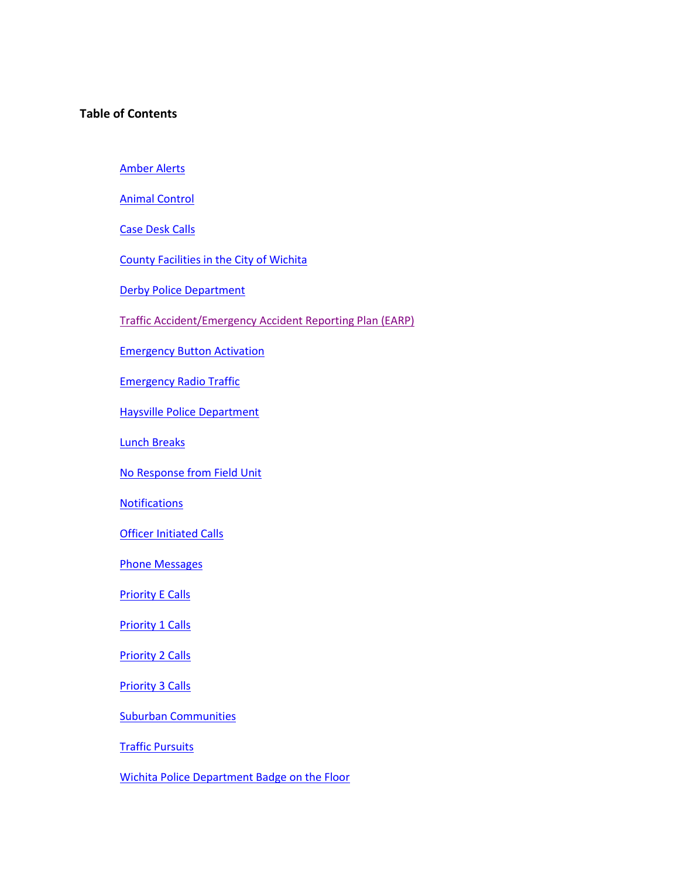**Table of Contents**

- Amber Alerts
- Animal Control
- Case Desk Calls
- County Facilities in the City of Wichita
- Derby Police Department
- Traffic Accident/Emergency Accident Reporting Plan (EARP)
- Emergency Button Activation
- Emergency Radio Traffic
- Haysville Police Department
- Lunch Breaks
- No Response from Field Unit
- Notifications
- Officer Initiated Calls
- Phone Messages
- Priority E Calls
- Priority 1 Calls
- Priority 2 Calls
- Priority 3 Calls
- Suburban Communities
- Traffic Pursuits
- Wichita Police Department Badge on the Floor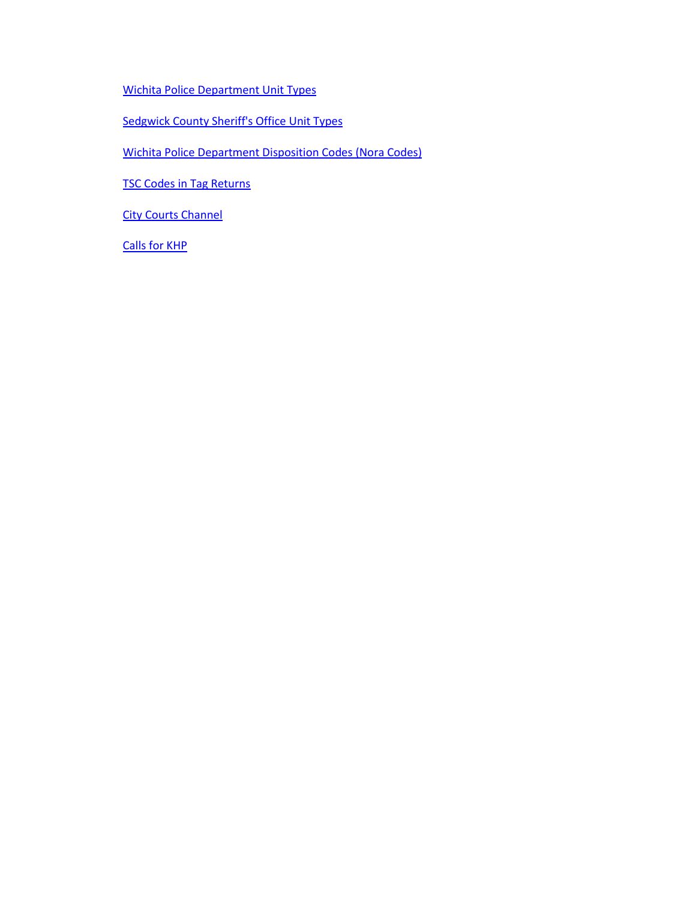Wichita Police Department Unit Types

Sedgwick County Sheriff's Office Unit Types

Wichita Police Department Disposition Codes (Nora Codes)

TSC Codes in Tag Returns

City Courts Channel

Calls for KHP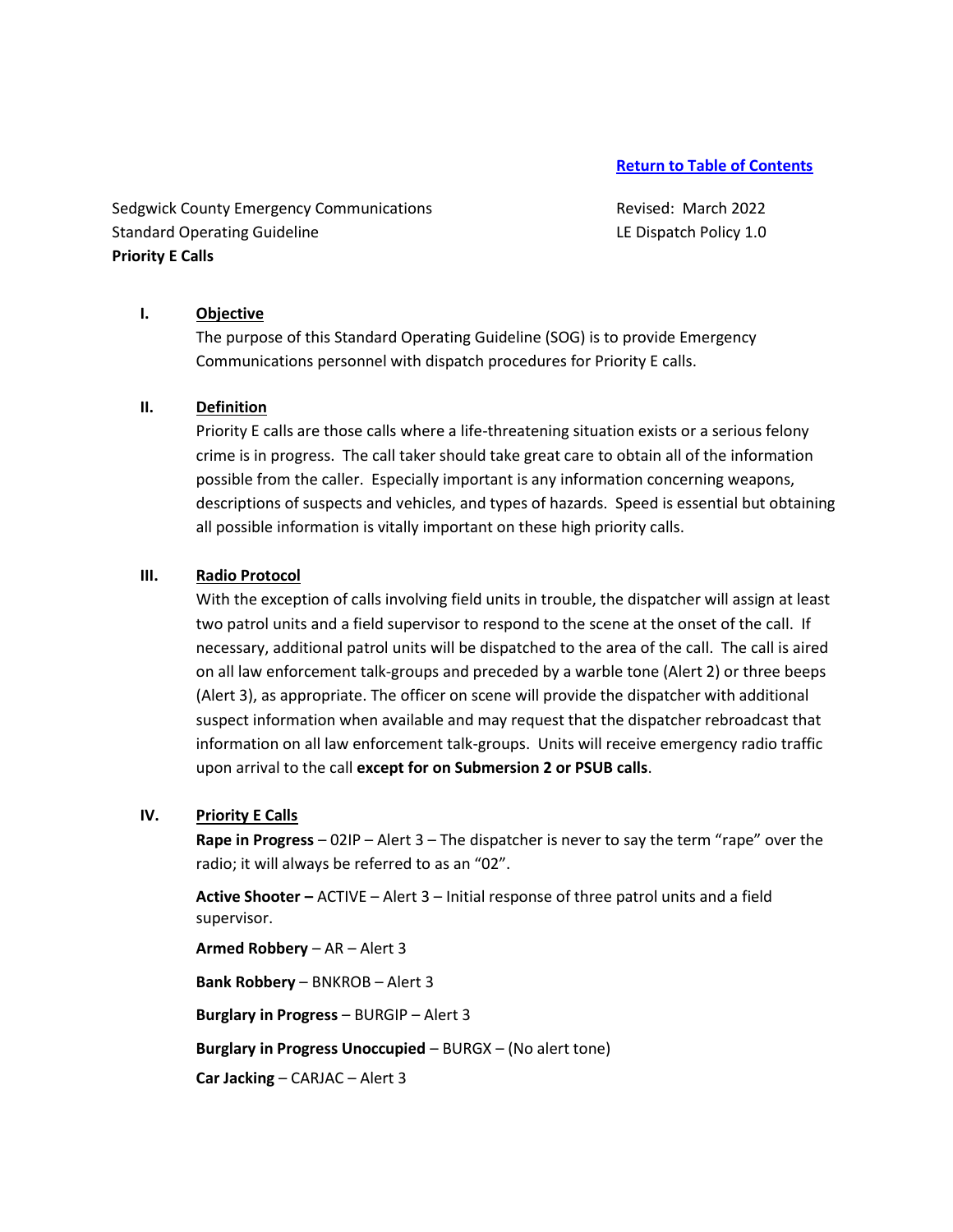[Return to Table of Contents]

Sedgwick County Emergency Communications
Standard Operating Guideline
**Priority E Calls**

Revised: March 2022
LE Dispatch Policy 1.0

## I. Objective

The purpose of this Standard Operating Guideline (SOG) is to provide Emergency Communications personnel with dispatch procedures for Priority E calls.

## II. Definition

Priority E calls are those calls where a life-threatening situation exists or a serious felony crime is in progress. The call taker should take great care to obtain all of the information possible from the caller. Especially important is any information concerning weapons, descriptions of suspects and vehicles, and types of hazards. Speed is essential but obtaining all possible information is vitally important on these high priority calls.

## III. Radio Protocol

With the exception of calls involving field units in trouble, the dispatcher will assign at least two patrol units and a field supervisor to respond to the scene at the onset of the call. If necessary, additional patrol units will be dispatched to the area of the call. The call is aired on all law enforcement talk-groups and preceded by a warble tone (Alert 2) or three beeps (Alert 3), as appropriate. The officer on scene will provide the dispatcher with additional suspect information when available and may request that the dispatcher rebroadcast that information on all law enforcement talk-groups. Units will receive emergency radio traffic upon arrival to the call **except for on Submersion 2 or PSUB calls**.

## IV. Priority E Calls

**Rape in Progress** – 02IP – Alert 3 – The dispatcher is never to say the term "rape" over the radio; it will always be referred to as an "02".

**Active Shooter –** ACTIVE – Alert 3 – Initial response of three patrol units and a field supervisor.

**Armed Robbery** – AR – Alert 3

**Bank Robbery** – BNKROB – Alert 3

**Burglary in Progress** – BURGIP – Alert 3

**Burglary in Progress Unoccupied** – BURGX – (No alert tone)

**Car Jacking** – CARJAC – Alert 3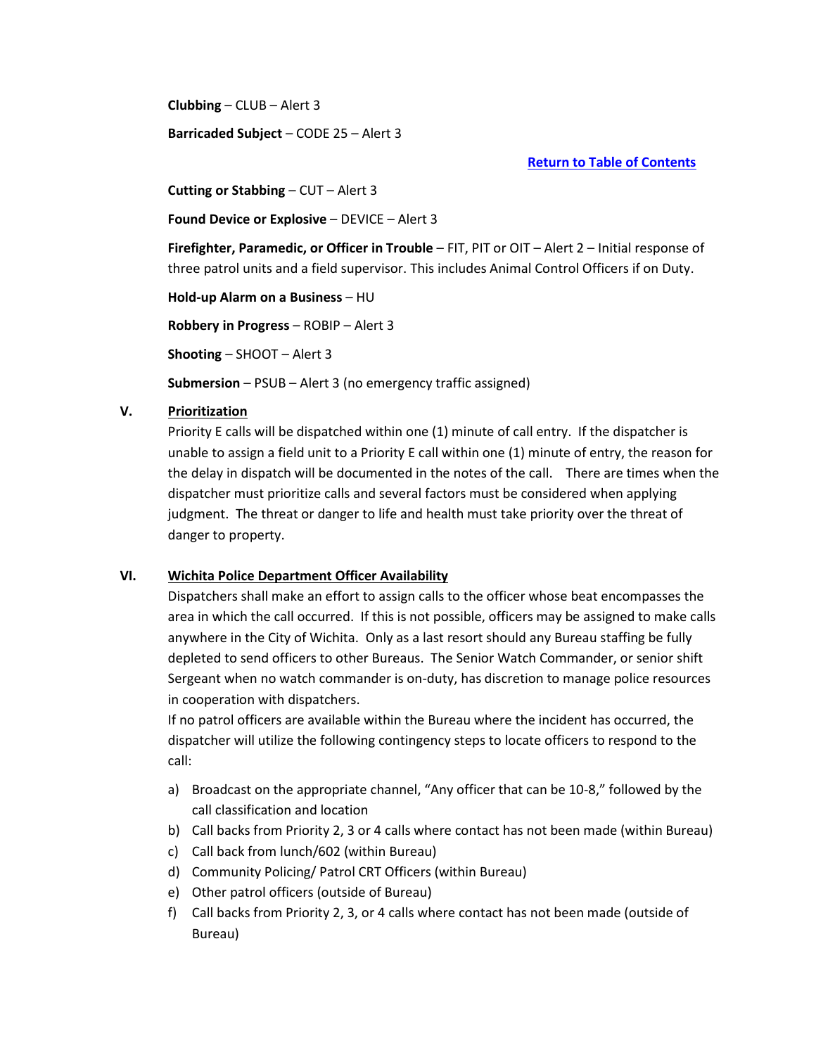**Clubbing** – CLUB – Alert 3

**Barricaded Subject** – CODE 25 – Alert 3

[Return to Table of Contents]

**Cutting or Stabbing** – CUT – Alert 3

**Found Device or Explosive** – DEVICE – Alert 3

**Firefighter, Paramedic, or Officer in Trouble** – FIT, PIT or OIT – Alert 2 – Initial response of three patrol units and a field supervisor. This includes Animal Control Officers if on Duty.

**Hold-up Alarm on a Business** – HU

**Robbery in Progress** – ROBIP – Alert 3

**Shooting** – SHOOT – Alert 3

**Submersion** – PSUB – Alert 3 (no emergency traffic assigned)

## V. Prioritization

Priority E calls will be dispatched within one (1) minute of call entry. If the dispatcher is unable to assign a field unit to a Priority E call within one (1) minute of entry, the reason for the delay in dispatch will be documented in the notes of the call. There are times when the dispatcher must prioritize calls and several factors must be considered when applying judgment. The threat or danger to life and health must take priority over the threat of danger to property.

## VI. Wichita Police Department Officer Availability

Dispatchers shall make an effort to assign calls to the officer whose beat encompasses the area in which the call occurred. If this is not possible, officers may be assigned to make calls anywhere in the City of Wichita. Only as a last resort should any Bureau staffing be fully depleted to send officers to other Bureaus. The Senior Watch Commander, or senior shift Sergeant when no watch commander is on-duty, has discretion to manage police resources in cooperation with dispatchers.

If no patrol officers are available within the Bureau where the incident has occurred, the dispatcher will utilize the following contingency steps to locate officers to respond to the call:

a) Broadcast on the appropriate channel, "Any officer that can be 10-8," followed by the call classification and location
b) Call backs from Priority 2, 3 or 4 calls where contact has not been made (within Bureau)
c) Call back from lunch/602 (within Bureau)
d) Community Policing/ Patrol CRT Officers (within Bureau)
e) Other patrol officers (outside of Bureau)
f) Call backs from Priority 2, 3, or 4 calls where contact has not been made (outside of Bureau)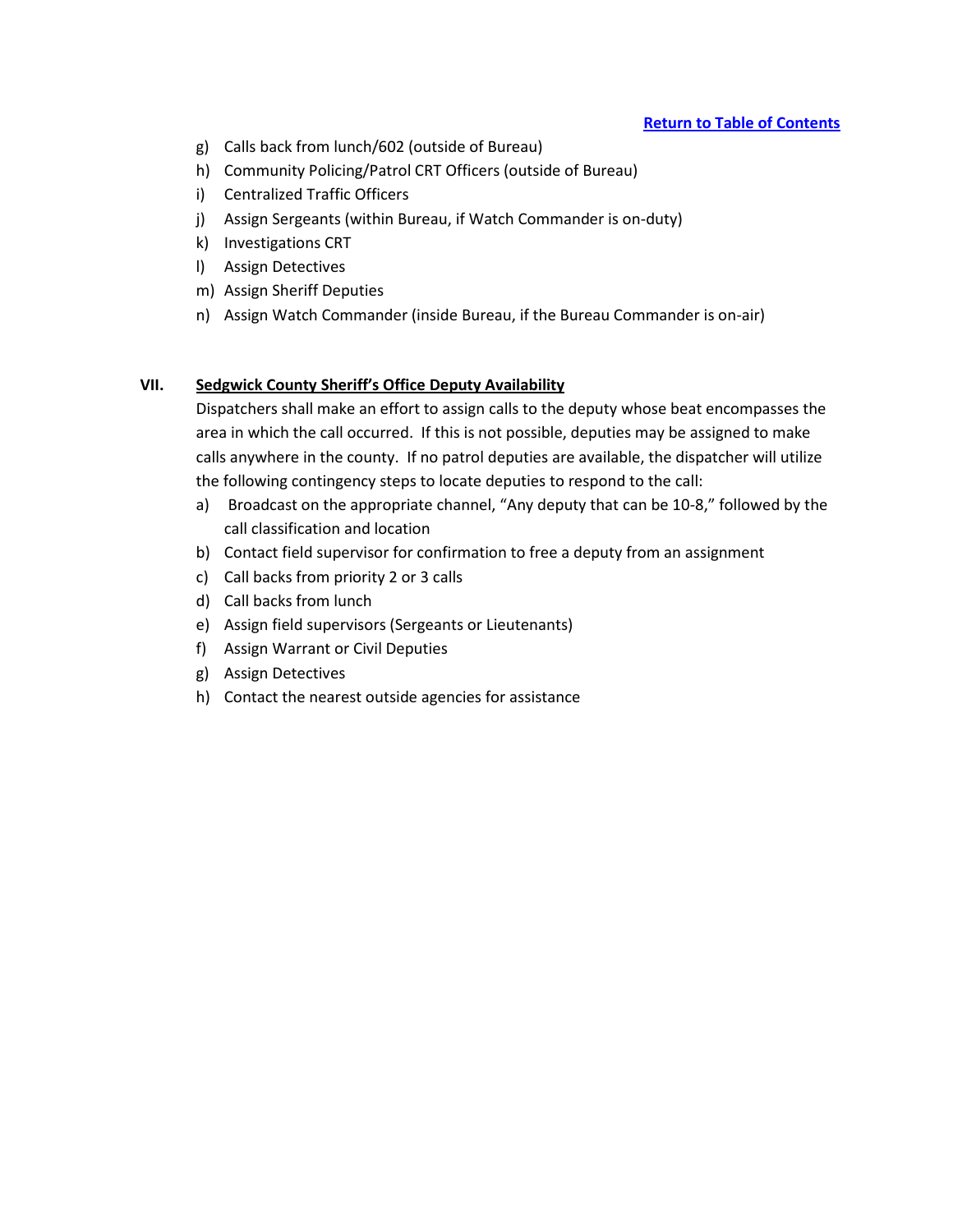[Return to Table of Contents]

g) Calls back from lunch/602 (outside of Bureau)
h) Community Policing/Patrol CRT Officers (outside of Bureau)
i) Centralized Traffic Officers
j) Assign Sergeants (within Bureau, if Watch Commander is on-duty)
k) Investigations CRT
l) Assign Detectives
m) Assign Sheriff Deputies
n) Assign Watch Commander (inside Bureau, if the Bureau Commander is on-air)

## VII. Sedgwick County Sheriff's Office Deputy Availability

Dispatchers shall make an effort to assign calls to the deputy whose beat encompasses the area in which the call occurred. If this is not possible, deputies may be assigned to make calls anywhere in the county. If no patrol deputies are available, the dispatcher will utilize the following contingency steps to locate deputies to respond to the call:

a) Broadcast on the appropriate channel, "Any deputy that can be 10-8," followed by the call classification and location
b) Contact field supervisor for confirmation to free a deputy from an assignment
c) Call backs from priority 2 or 3 calls
d) Call backs from lunch
e) Assign field supervisors (Sergeants or Lieutenants)
f) Assign Warrant or Civil Deputies
g) Assign Detectives
h) Contact the nearest outside agencies for assistance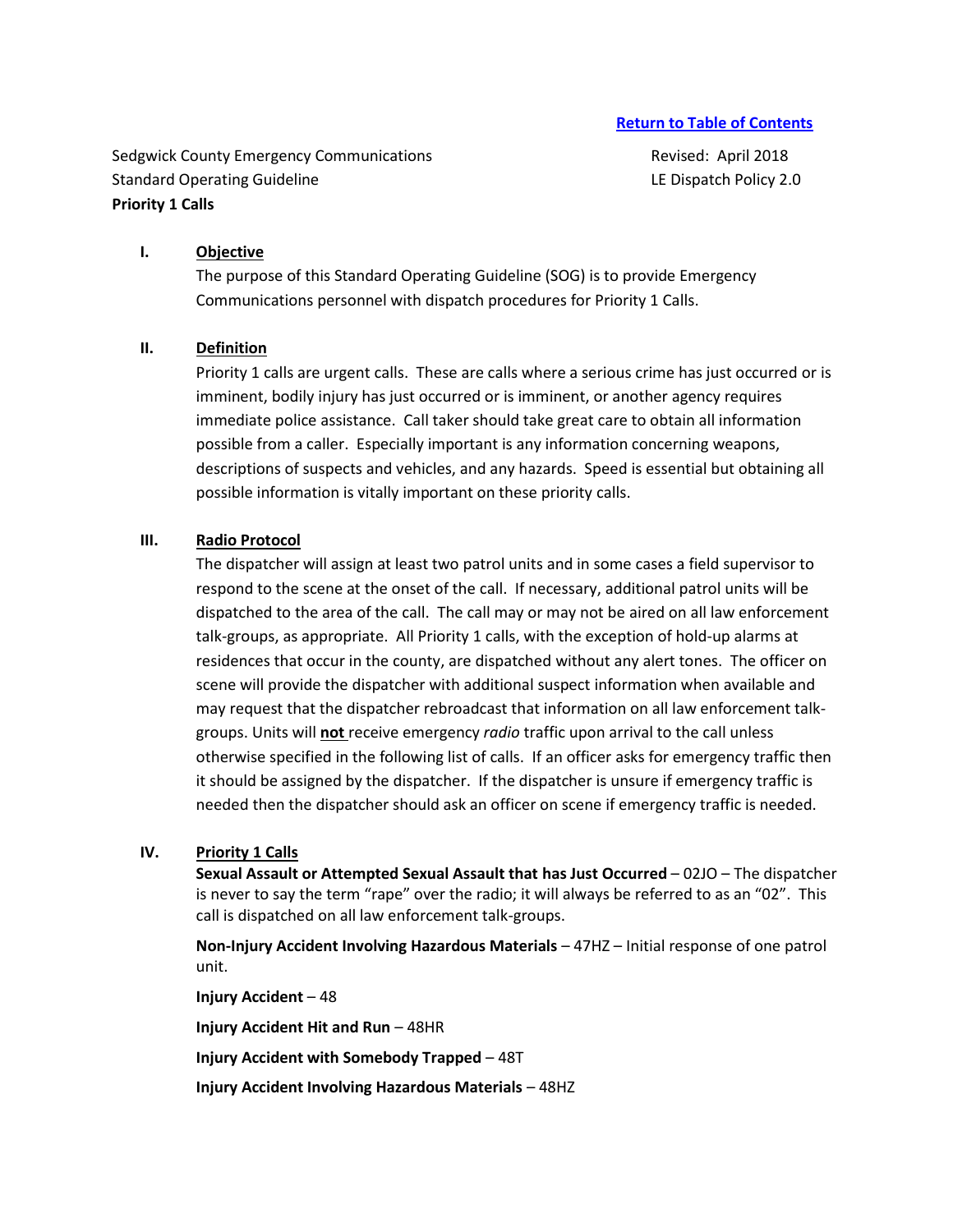[Return to Table of Contents](#)

Sedgwick County Emergency Communications
Standard Operating Guideline
**Priority 1 Calls**

Revised: April 2018
LE Dispatch Policy 2.0

## I. Objective

The purpose of this Standard Operating Guideline (SOG) is to provide Emergency Communications personnel with dispatch procedures for Priority 1 Calls.

## II. Definition

Priority 1 calls are urgent calls. These are calls where a serious crime has just occurred or is imminent, bodily injury has just occurred or is imminent, or another agency requires immediate police assistance. Call taker should take great care to obtain all information possible from a caller. Especially important is any information concerning weapons, descriptions of suspects and vehicles, and any hazards. Speed is essential but obtaining all possible information is vitally important on these priority calls.

## III. Radio Protocol

The dispatcher will assign at least two patrol units and in some cases a field supervisor to respond to the scene at the onset of the call. If necessary, additional patrol units will be dispatched to the area of the call. The call may or may not be aired on all law enforcement talk-groups, as appropriate. All Priority 1 calls, with the exception of hold-up alarms at residences that occur in the county, are dispatched without any alert tones. The officer on scene will provide the dispatcher with additional suspect information when available and may request that the dispatcher rebroadcast that information on all law enforcement talk-groups. Units will **not** receive emergency *radio* traffic upon arrival to the call unless otherwise specified in the following list of calls. If an officer asks for emergency traffic then it should be assigned by the dispatcher. If the dispatcher is unsure if emergency traffic is needed then the dispatcher should ask an officer on scene if emergency traffic is needed.

## IV. Priority 1 Calls

**Sexual Assault or Attempted Sexual Assault that has Just Occurred** – 02JO – The dispatcher is never to say the term "rape" over the radio; it will always be referred to as an "02". This call is dispatched on all law enforcement talk-groups.

**Non-Injury Accident Involving Hazardous Materials** – 47HZ – Initial response of one patrol unit.

**Injury Accident** – 48

**Injury Accident Hit and Run** – 48HR

**Injury Accident with Somebody Trapped** – 48T

**Injury Accident Involving Hazardous Materials** – 48HZ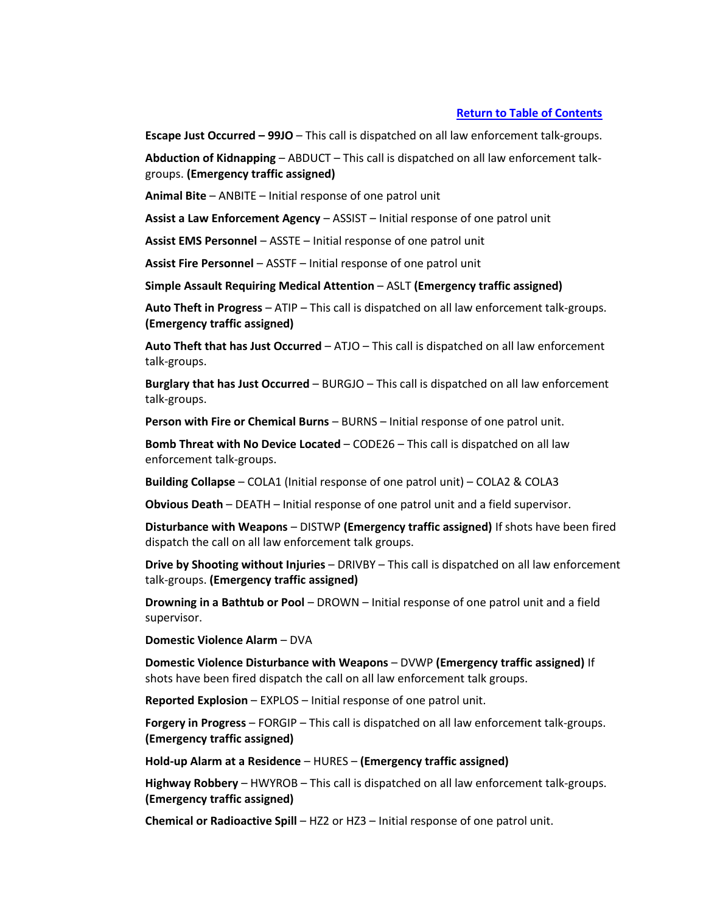[Return to Table of Contents](#)

**Escape Just Occurred – 99JO** – This call is dispatched on all law enforcement talk-groups.

**Abduction of Kidnapping** – ABDUCT – This call is dispatched on all law enforcement talk-groups. **(Emergency traffic assigned)**

**Animal Bite** – ANBITE – Initial response of one patrol unit

**Assist a Law Enforcement Agency** – ASSIST – Initial response of one patrol unit

**Assist EMS Personnel** – ASSTE – Initial response of one patrol unit

**Assist Fire Personnel** – ASSTF – Initial response of one patrol unit

**Simple Assault Requiring Medical Attention** – ASLT **(Emergency traffic assigned)**

**Auto Theft in Progress** – ATIP – This call is dispatched on all law enforcement talk-groups. **(Emergency traffic assigned)**

**Auto Theft that has Just Occurred** – ATJO – This call is dispatched on all law enforcement talk-groups.

**Burglary that has Just Occurred** – BURGJO – This call is dispatched on all law enforcement talk-groups.

**Person with Fire or Chemical Burns** – BURNS – Initial response of one patrol unit.

**Bomb Threat with No Device Located** – CODE26 – This call is dispatched on all law enforcement talk-groups.

**Building Collapse** – COLA1 (Initial response of one patrol unit) – COLA2 & COLA3

**Obvious Death** – DEATH – Initial response of one patrol unit and a field supervisor.

**Disturbance with Weapons** – DISTWP **(Emergency traffic assigned)** If shots have been fired dispatch the call on all law enforcement talk groups.

**Drive by Shooting without Injuries** – DRIVBY – This call is dispatched on all law enforcement talk-groups. **(Emergency traffic assigned)**

**Drowning in a Bathtub or Pool** – DROWN – Initial response of one patrol unit and a field supervisor.

**Domestic Violence Alarm** – DVA

**Domestic Violence Disturbance with Weapons** – DVWP **(Emergency traffic assigned)** If shots have been fired dispatch the call on all law enforcement talk groups.

**Reported Explosion** – EXPLOS – Initial response of one patrol unit.

**Forgery in Progress** – FORGIP – This call is dispatched on all law enforcement talk-groups. **(Emergency traffic assigned)**

**Hold-up Alarm at a Residence** – HURES – **(Emergency traffic assigned)**

**Highway Robbery** – HWYROB – This call is dispatched on all law enforcement talk-groups. **(Emergency traffic assigned)**

**Chemical or Radioactive Spill** – HZ2 or HZ3 – Initial response of one patrol unit.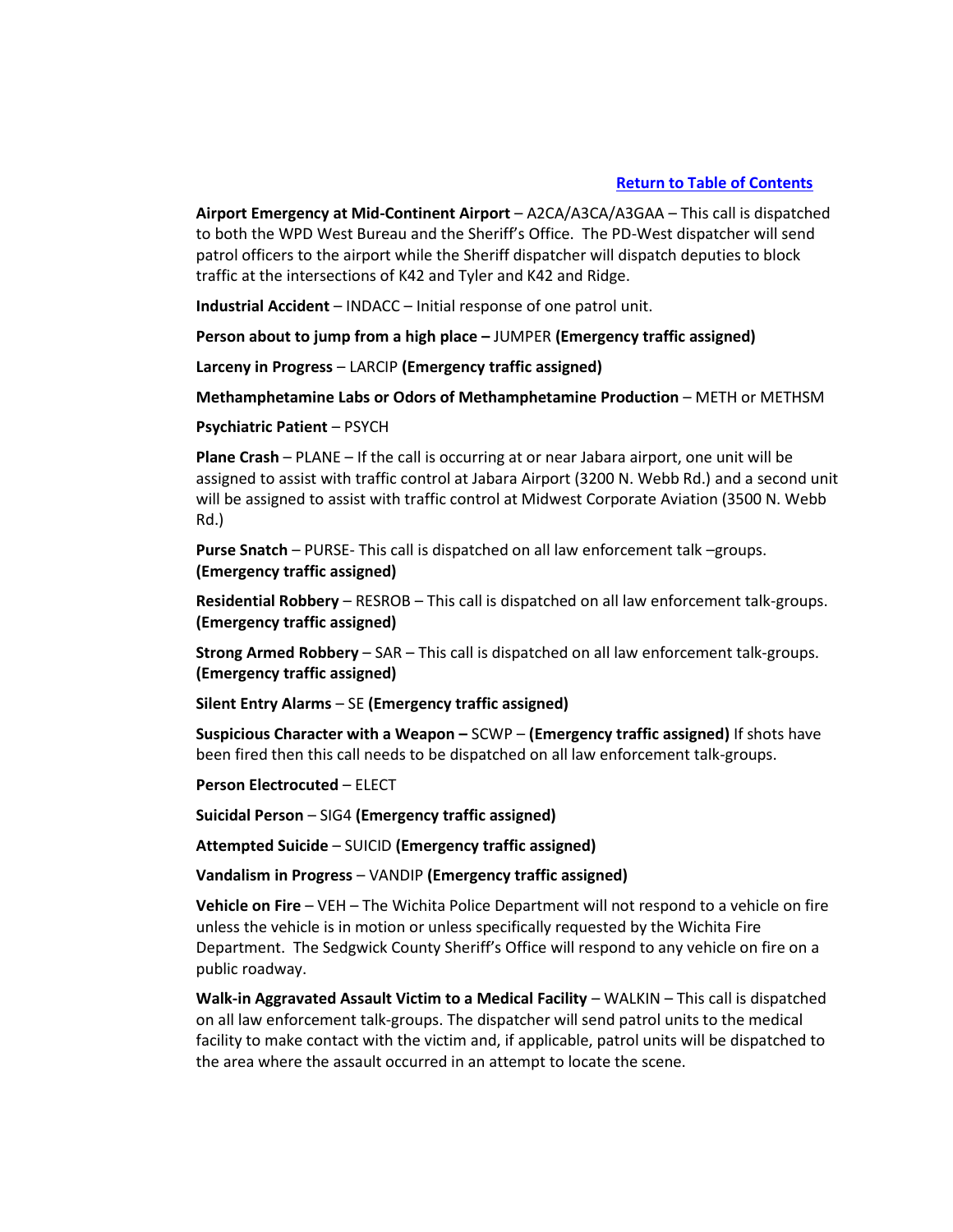[Return to Table of Contents](#)

**Airport Emergency at Mid-Continent Airport** – A2CA/A3CA/A3GAA – This call is dispatched to both the WPD West Bureau and the Sheriff's Office. The PD-West dispatcher will send patrol officers to the airport while the Sheriff dispatcher will dispatch deputies to block traffic at the intersections of K42 and Tyler and K42 and Ridge.

**Industrial Accident** – INDACC – Initial response of one patrol unit.

**Person about to jump from a high place –** JUMPER **(Emergency traffic assigned)**

**Larceny in Progress** – LARCIP **(Emergency traffic assigned)**

**Methamphetamine Labs or Odors of Methamphetamine Production** – METH or METHSM

**Psychiatric Patient** – PSYCH

**Plane Crash** – PLANE – If the call is occurring at or near Jabara airport, one unit will be assigned to assist with traffic control at Jabara Airport (3200 N. Webb Rd.) and a second unit will be assigned to assist with traffic control at Midwest Corporate Aviation (3500 N. Webb Rd.)

**Purse Snatch** – PURSE- This call is dispatched on all law enforcement talk –groups. **(Emergency traffic assigned)**

**Residential Robbery** – RESROB – This call is dispatched on all law enforcement talk-groups. **(Emergency traffic assigned)**

**Strong Armed Robbery** – SAR – This call is dispatched on all law enforcement talk-groups. **(Emergency traffic assigned)**

**Silent Entry Alarms** – SE **(Emergency traffic assigned)**

**Suspicious Character with a Weapon –** SCWP – **(Emergency traffic assigned)** If shots have been fired then this call needs to be dispatched on all law enforcement talk-groups.

**Person Electrocuted** – ELECT

**Suicidal Person** – SIG4 **(Emergency traffic assigned)**

**Attempted Suicide** – SUICID **(Emergency traffic assigned)**

**Vandalism in Progress** – VANDIP **(Emergency traffic assigned)**

**Vehicle on Fire** – VEH – The Wichita Police Department will not respond to a vehicle on fire unless the vehicle is in motion or unless specifically requested by the Wichita Fire Department. The Sedgwick County Sheriff's Office will respond to any vehicle on fire on a public roadway.

**Walk-in Aggravated Assault Victim to a Medical Facility** – WALKIN – This call is dispatched on all law enforcement talk-groups. The dispatcher will send patrol units to the medical facility to make contact with the victim and, if applicable, patrol units will be dispatched to the area where the assault occurred in an attempt to locate the scene.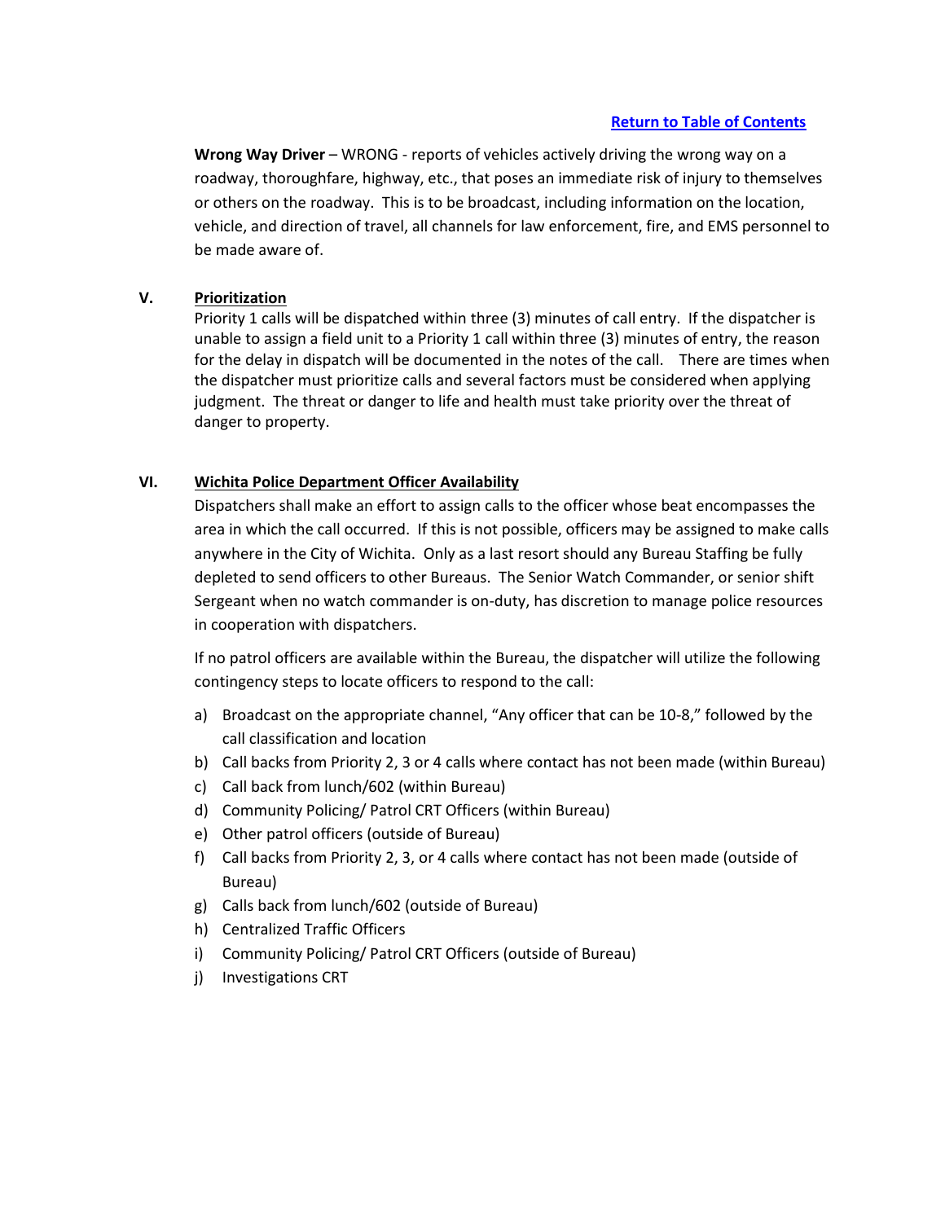[Return to Table of Contents]

**Wrong Way Driver** – WRONG - reports of vehicles actively driving the wrong way on a roadway, thoroughfare, highway, etc., that poses an immediate risk of injury to themselves or others on the roadway. This is to be broadcast, including information on the location, vehicle, and direction of travel, all channels for law enforcement, fire, and EMS personnel to be made aware of.

## V. Prioritization

Priority 1 calls will be dispatched within three (3) minutes of call entry. If the dispatcher is unable to assign a field unit to a Priority 1 call within three (3) minutes of entry, the reason for the delay in dispatch will be documented in the notes of the call. There are times when the dispatcher must prioritize calls and several factors must be considered when applying judgment. The threat or danger to life and health must take priority over the threat of danger to property.

## VI. Wichita Police Department Officer Availability

Dispatchers shall make an effort to assign calls to the officer whose beat encompasses the area in which the call occurred. If this is not possible, officers may be assigned to make calls anywhere in the City of Wichita. Only as a last resort should any Bureau Staffing be fully depleted to send officers to other Bureaus. The Senior Watch Commander, or senior shift Sergeant when no watch commander is on-duty, has discretion to manage police resources in cooperation with dispatchers.

If no patrol officers are available within the Bureau, the dispatcher will utilize the following contingency steps to locate officers to respond to the call:

a) Broadcast on the appropriate channel, "Any officer that can be 10-8," followed by the call classification and location
b) Call backs from Priority 2, 3 or 4 calls where contact has not been made (within Bureau)
c) Call back from lunch/602 (within Bureau)
d) Community Policing/ Patrol CRT Officers (within Bureau)
e) Other patrol officers (outside of Bureau)
f) Call backs from Priority 2, 3, or 4 calls where contact has not been made (outside of Bureau)
g) Calls back from lunch/602 (outside of Bureau)
h) Centralized Traffic Officers
i) Community Policing/ Patrol CRT Officers (outside of Bureau)
j) Investigations CRT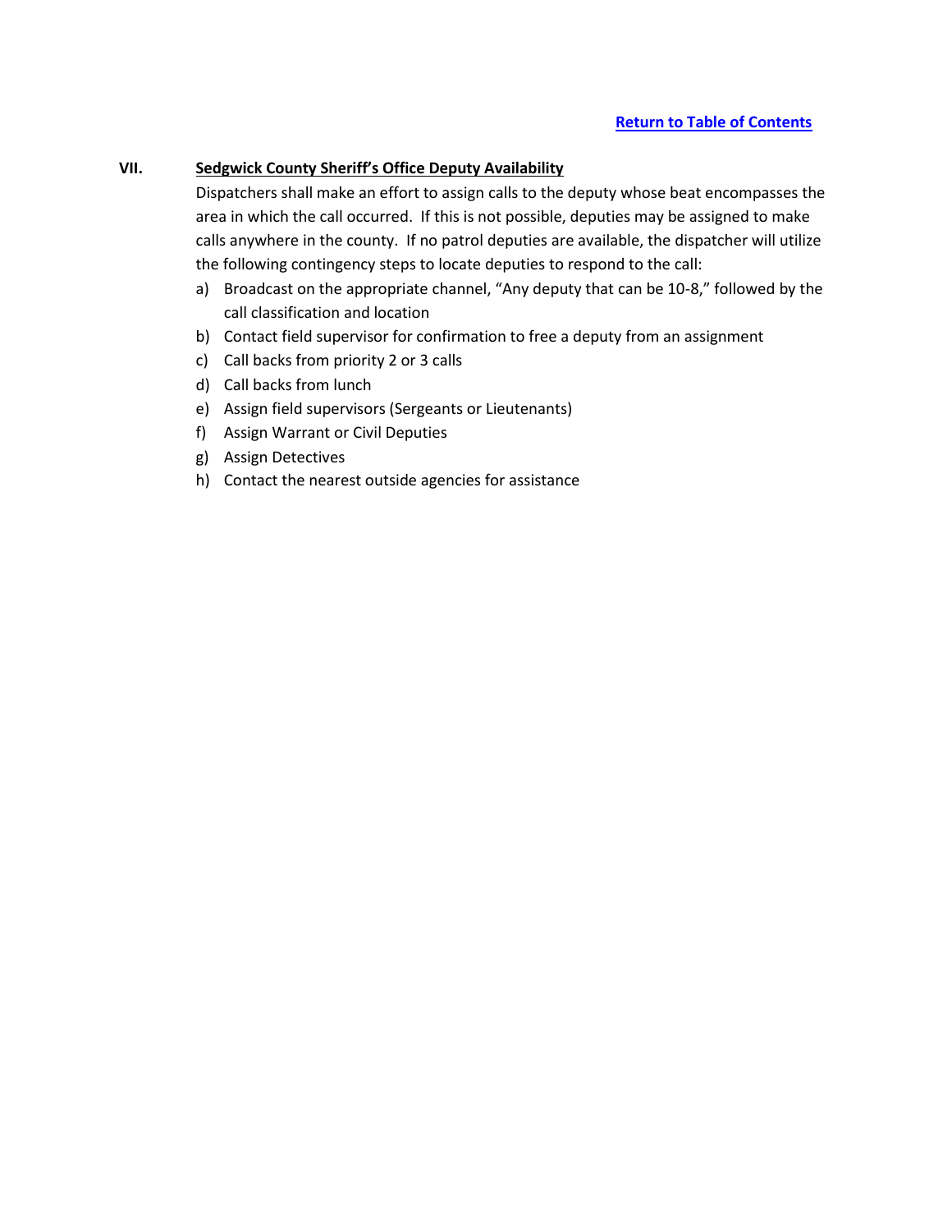[Return to Table of Contents](#)

## VII. Sedgwick County Sheriff's Office Deputy Availability

Dispatchers shall make an effort to assign calls to the deputy whose beat encompasses the area in which the call occurred. If this is not possible, deputies may be assigned to make calls anywhere in the county. If no patrol deputies are available, the dispatcher will utilize the following contingency steps to locate deputies to respond to the call:

a) Broadcast on the appropriate channel, "Any deputy that can be 10-8," followed by the call classification and location
b) Contact field supervisor for confirmation to free a deputy from an assignment
c) Call backs from priority 2 or 3 calls
d) Call backs from lunch
e) Assign field supervisors (Sergeants or Lieutenants)
f) Assign Warrant or Civil Deputies
g) Assign Detectives
h) Contact the nearest outside agencies for assistance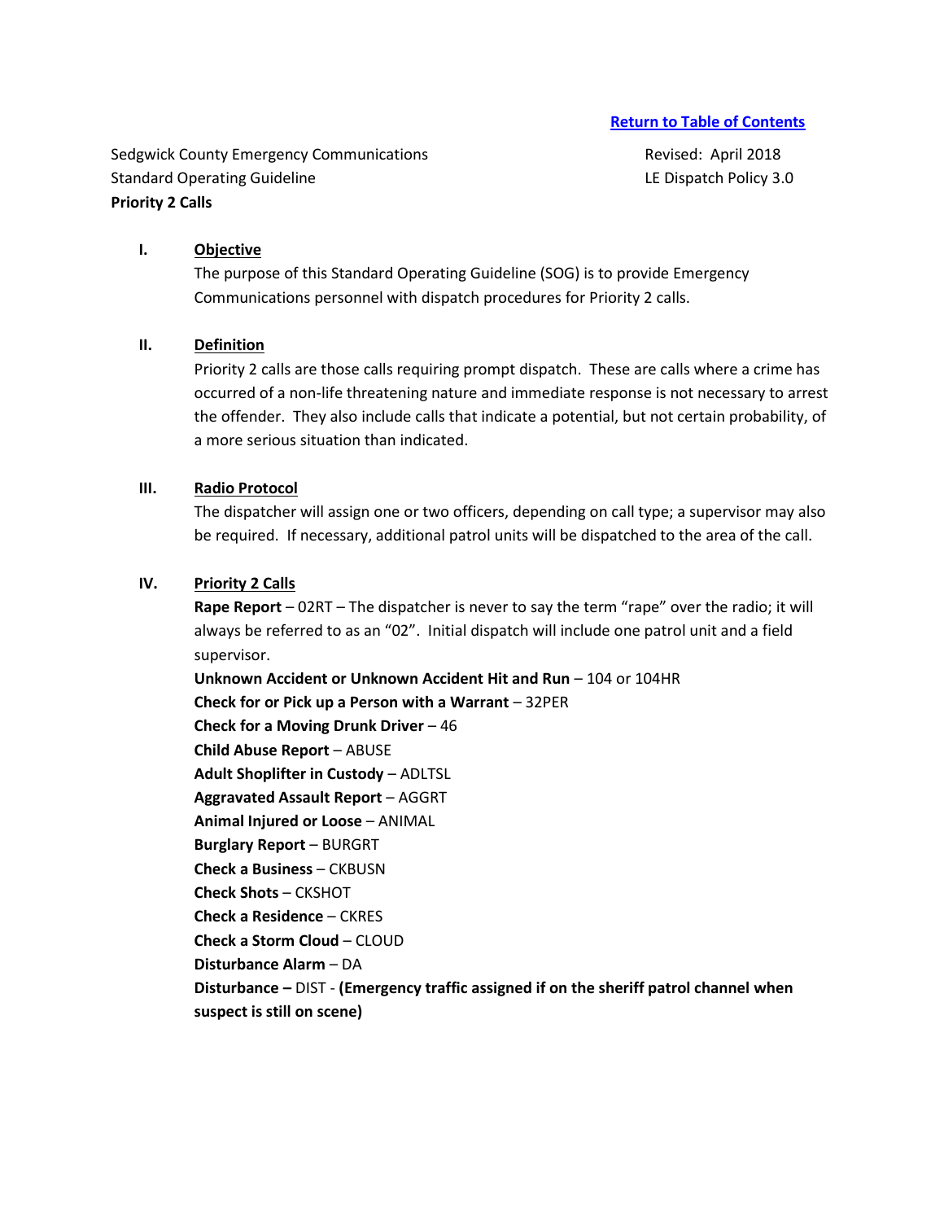[Return to Table of Contents]

Sedgwick County Emergency Communications
Standard Operating Guideline
**Priority 2 Calls**

Revised: April 2018
LE Dispatch Policy 3.0

## I. Objective

The purpose of this Standard Operating Guideline (SOG) is to provide Emergency Communications personnel with dispatch procedures for Priority 2 calls.

## II. Definition

Priority 2 calls are those calls requiring prompt dispatch. These are calls where a crime has occurred of a non-life threatening nature and immediate response is not necessary to arrest the offender. They also include calls that indicate a potential, but not certain probability, of a more serious situation than indicated.

## III. Radio Protocol

The dispatcher will assign one or two officers, depending on call type; a supervisor may also be required. If necessary, additional patrol units will be dispatched to the area of the call.

## IV. Priority 2 Calls

**Rape Report** – 02RT – The dispatcher is never to say the term "rape" over the radio; it will always be referred to as an "02". Initial dispatch will include one patrol unit and a field supervisor.
**Unknown Accident or Unknown Accident Hit and Run** – 104 or 104HR
**Check for or Pick up a Person with a Warrant** – 32PER
**Check for a Moving Drunk Driver** – 46
**Child Abuse Report** – ABUSE
**Adult Shoplifter in Custody** – ADLTSL
**Aggravated Assault Report** – AGGRT
**Animal Injured or Loose** – ANIMAL
**Burglary Report** – BURGRT
**Check a Business** – CKBUSN
**Check Shots** – CKSHOT
**Check a Residence** – CKRES
**Check a Storm Cloud** – CLOUD
**Disturbance Alarm** – DA
**Disturbance –** DIST - **(Emergency traffic assigned if on the sheriff patrol channel when suspect is still on scene)**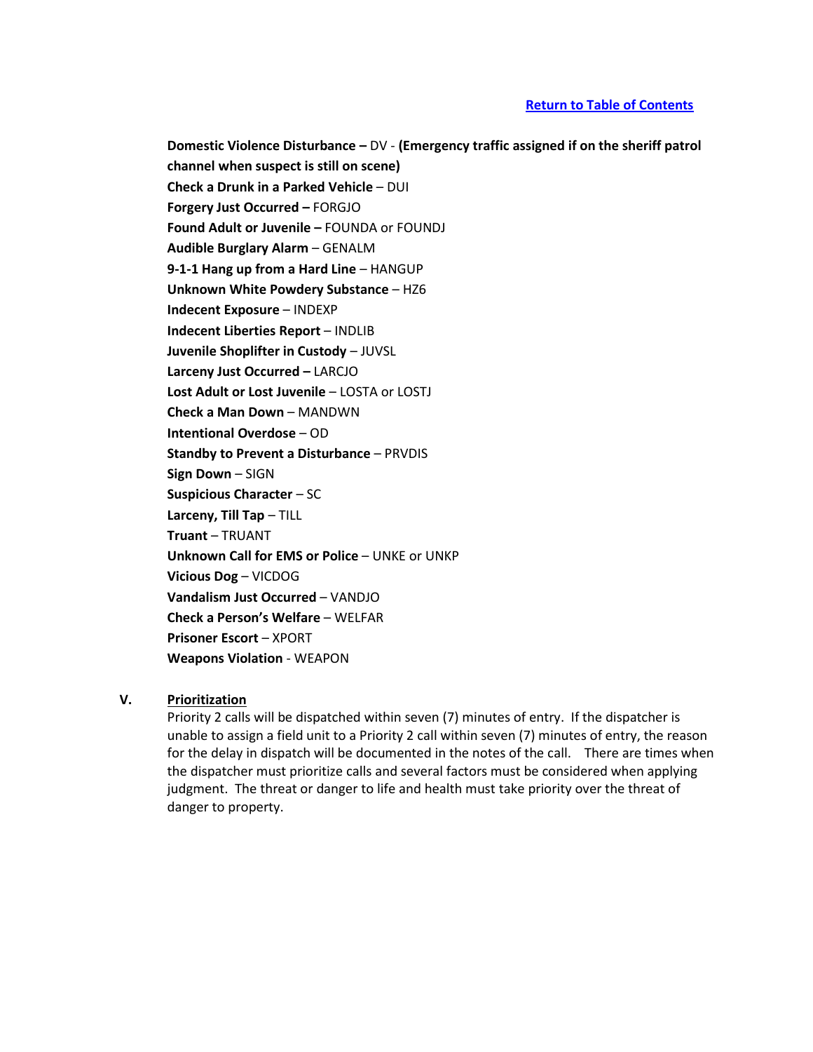[Return to Table of Contents]

**Domestic Violence Disturbance –** DV - **(Emergency traffic assigned if on the sheriff patrol channel when suspect is still on scene)**
**Check a Drunk in a Parked Vehicle** – DUI
**Forgery Just Occurred –** FORGJO
**Found Adult or Juvenile –** FOUNDA or FOUNDJ
**Audible Burglary Alarm** – GENALM
**9-1-1 Hang up from a Hard Line** – HANGUP
**Unknown White Powdery Substance** – HZ6
**Indecent Exposure** – INDEXP
**Indecent Liberties Report** – INDLIB
**Juvenile Shoplifter in Custody** – JUVSL
**Larceny Just Occurred –** LARCJO
**Lost Adult or Lost Juvenile** – LOSTA or LOSTJ
**Check a Man Down** – MANDWN
**Intentional Overdose** – OD
**Standby to Prevent a Disturbance** – PRVDIS
**Sign Down** – SIGN
**Suspicious Character** – SC
**Larceny, Till Tap** – TILL
**Truant** – TRUANT
**Unknown Call for EMS or Police** – UNKE or UNKP
**Vicious Dog** – VICDOG
**Vandalism Just Occurred** – VANDJO
**Check a Person's Welfare** – WELFAR
**Prisoner Escort** – XPORT
**Weapons Violation** - WEAPON

## V. Prioritization

Priority 2 calls will be dispatched within seven (7) minutes of entry. If the dispatcher is unable to assign a field unit to a Priority 2 call within seven (7) minutes of entry, the reason for the delay in dispatch will be documented in the notes of the call. There are times when the dispatcher must prioritize calls and several factors must be considered when applying judgment. The threat or danger to life and health must take priority over the threat of danger to property.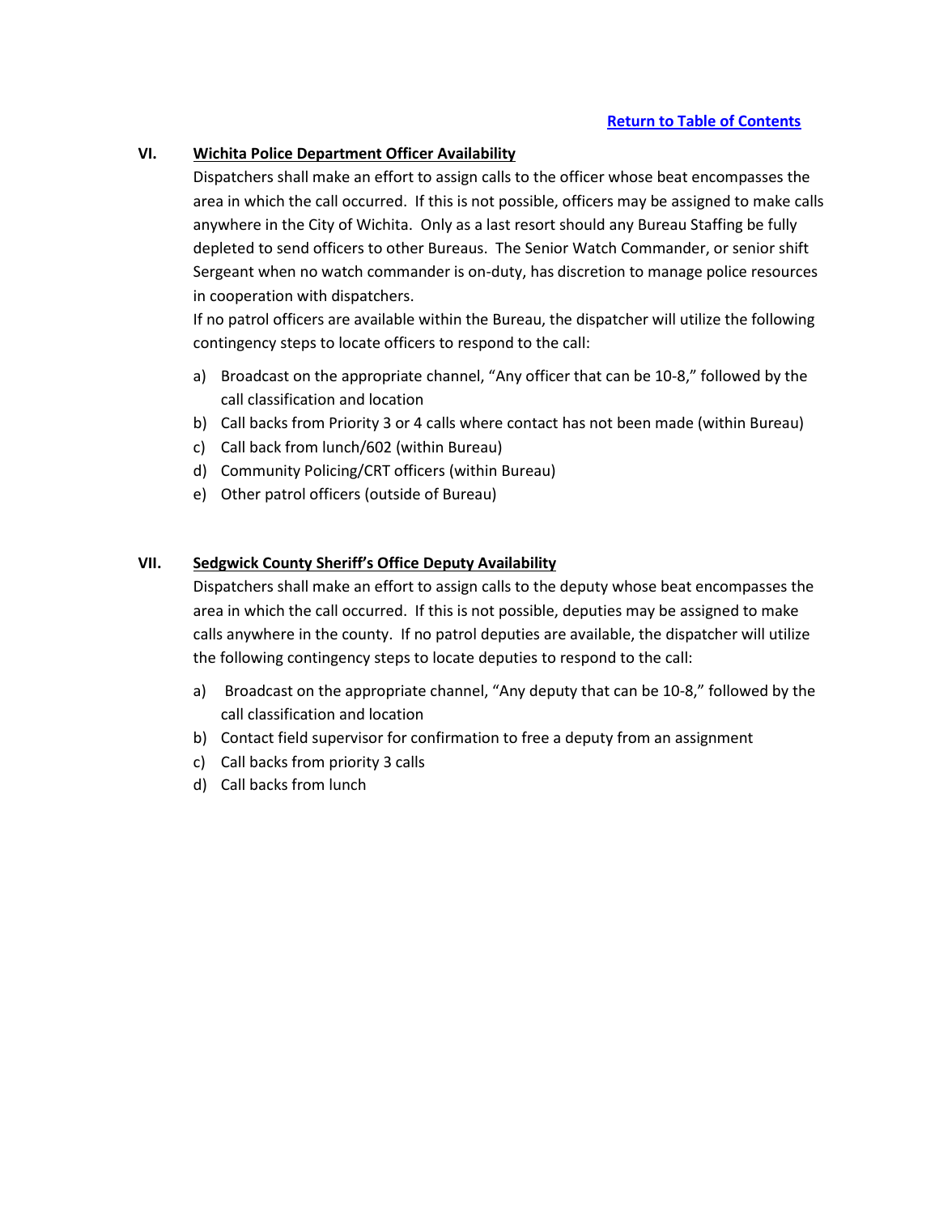[Return to Table of Contents]

## VI. Wichita Police Department Officer Availability

Dispatchers shall make an effort to assign calls to the officer whose beat encompasses the area in which the call occurred. If this is not possible, officers may be assigned to make calls anywhere in the City of Wichita. Only as a last resort should any Bureau Staffing be fully depleted to send officers to other Bureaus. The Senior Watch Commander, or senior shift Sergeant when no watch commander is on-duty, has discretion to manage police resources in cooperation with dispatchers.

If no patrol officers are available within the Bureau, the dispatcher will utilize the following contingency steps to locate officers to respond to the call:

a) Broadcast on the appropriate channel, "Any officer that can be 10-8," followed by the call classification and location
b) Call backs from Priority 3 or 4 calls where contact has not been made (within Bureau)
c) Call back from lunch/602 (within Bureau)
d) Community Policing/CRT officers (within Bureau)
e) Other patrol officers (outside of Bureau)

## VII. Sedgwick County Sheriff's Office Deputy Availability

Dispatchers shall make an effort to assign calls to the deputy whose beat encompasses the area in which the call occurred. If this is not possible, deputies may be assigned to make calls anywhere in the county. If no patrol deputies are available, the dispatcher will utilize the following contingency steps to locate deputies to respond to the call:

a) Broadcast on the appropriate channel, "Any deputy that can be 10-8," followed by the call classification and location
b) Contact field supervisor for confirmation to free a deputy from an assignment
c) Call backs from priority 3 calls
d) Call backs from lunch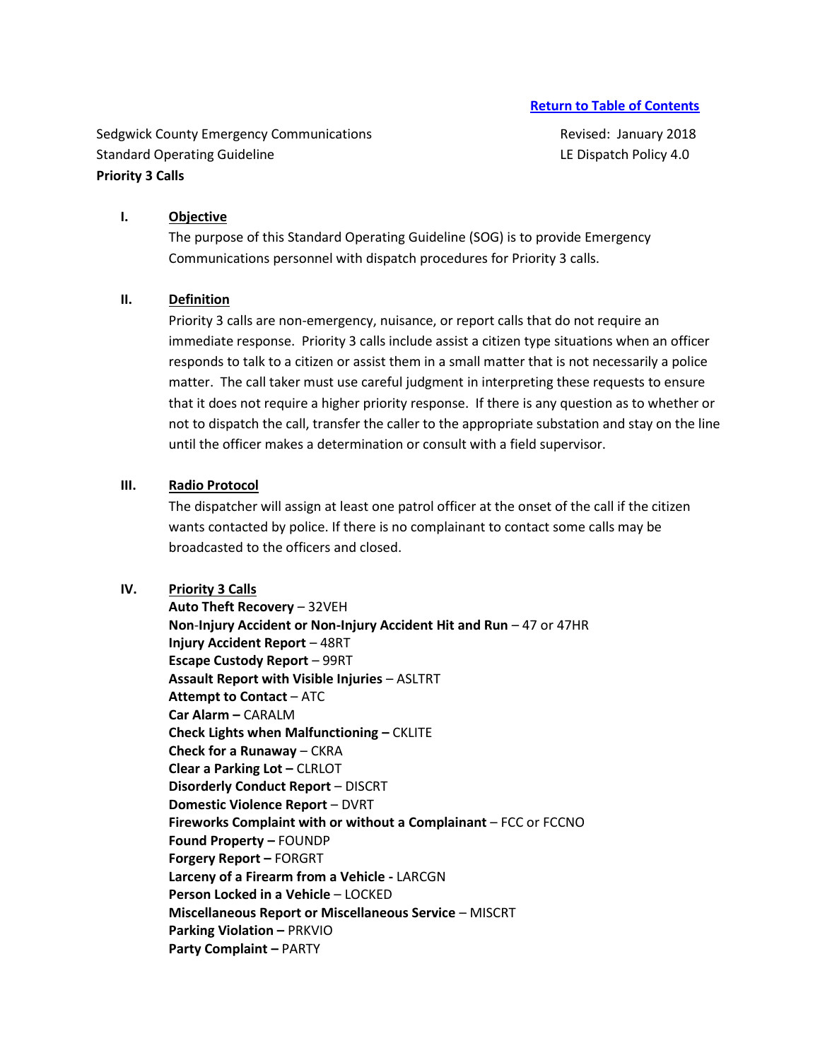[Return to Table of Contents]

Sedgwick County Emergency Communications
Standard Operating Guideline
**Priority 3 Calls**

Revised: January 2018
LE Dispatch Policy 4.0

## I. Objective

The purpose of this Standard Operating Guideline (SOG) is to provide Emergency Communications personnel with dispatch procedures for Priority 3 calls.

## II. Definition

Priority 3 calls are non-emergency, nuisance, or report calls that do not require an immediate response. Priority 3 calls include assist a citizen type situations when an officer responds to talk to a citizen or assist them in a small matter that is not necessarily a police matter. The call taker must use careful judgment in interpreting these requests to ensure that it does not require a higher priority response. If there is any question as to whether or not to dispatch the call, transfer the caller to the appropriate substation and stay on the line until the officer makes a determination or consult with a field supervisor.

## III. Radio Protocol

The dispatcher will assign at least one patrol officer at the onset of the call if the citizen wants contacted by police. If there is no complainant to contact some calls may be broadcasted to the officers and closed.

## IV. Priority 3 Calls

**Auto Theft Recovery** – 32VEH
**Non-Injury Accident or Non-Injury Accident Hit and Run** – 47 or 47HR
**Injury Accident Report** – 48RT
**Escape Custody Report** – 99RT
**Assault Report with Visible Injuries** – ASLTRT
**Attempt to Contact** – ATC
**Car Alarm –** CARALM
**Check Lights when Malfunctioning –** CKLITE
**Check for a Runaway** – CKRA
**Clear a Parking Lot –** CLRLOT
**Disorderly Conduct Report** – DISCRT
**Domestic Violence Report** – DVRT
**Fireworks Complaint with or without a Complainant** – FCC or FCCNO
**Found Property –** FOUNDP
**Forgery Report –** FORGRT
**Larceny of a Firearm from a Vehicle -** LARCGN
**Person Locked in a Vehicle** – LOCKED
**Miscellaneous Report or Miscellaneous Service** – MISCRT
**Parking Violation –** PRKVIO
**Party Complaint –** PARTY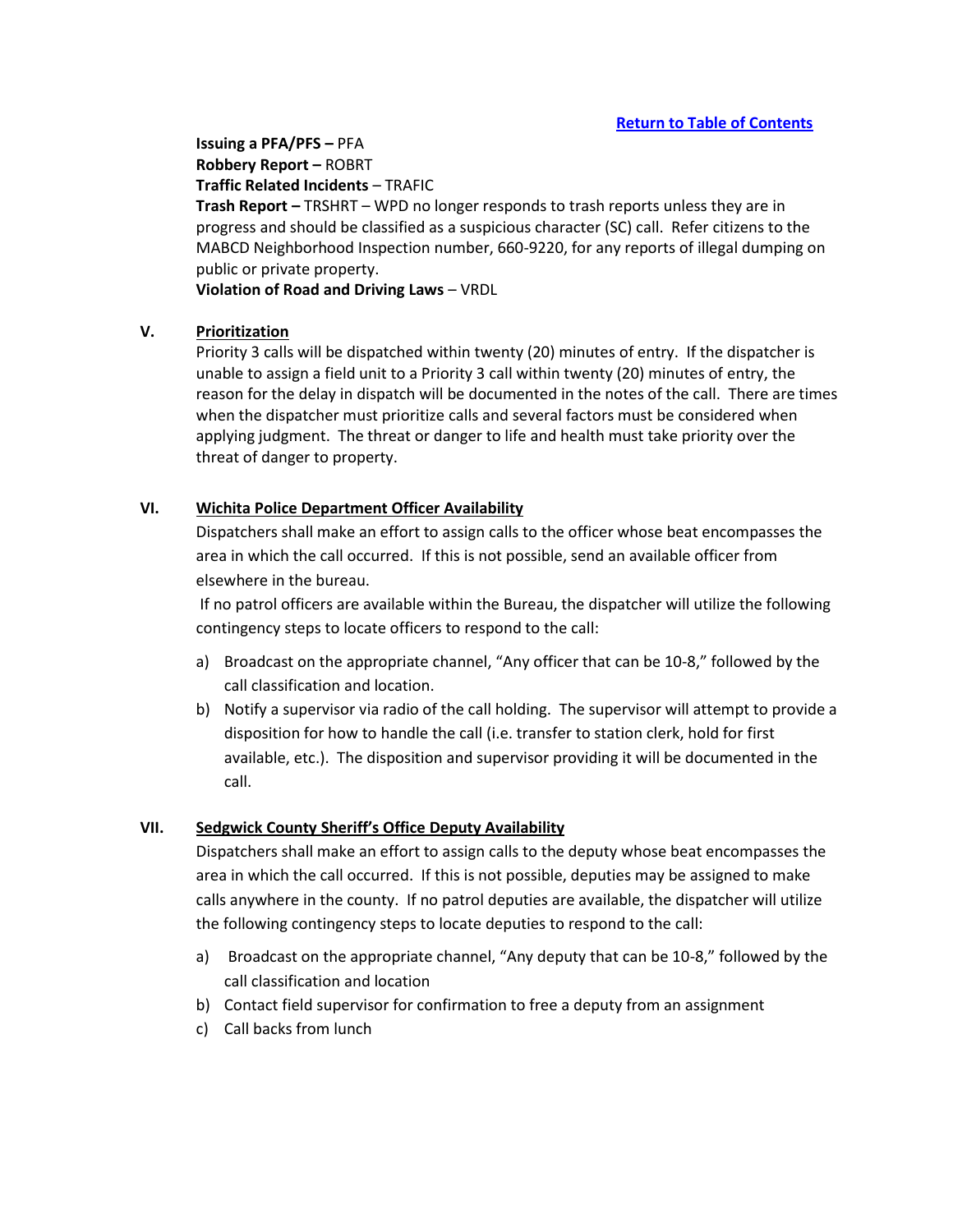[Return to Table of Contents]

**Issuing a PFA/PFS –** PFA
**Robbery Report –** ROBRT
**Traffic Related Incidents** – TRAFIC
**Trash Report –** TRSHRT – WPD no longer responds to trash reports unless they are in progress and should be classified as a suspicious character (SC) call. Refer citizens to the MABCD Neighborhood Inspection number, 660-9220, for any reports of illegal dumping on public or private property.
**Violation of Road and Driving Laws** – VRDL

## V. Prioritization

Priority 3 calls will be dispatched within twenty (20) minutes of entry. If the dispatcher is unable to assign a field unit to a Priority 3 call within twenty (20) minutes of entry, the reason for the delay in dispatch will be documented in the notes of the call. There are times when the dispatcher must prioritize calls and several factors must be considered when applying judgment. The threat or danger to life and health must take priority over the threat of danger to property.

## VI. Wichita Police Department Officer Availability

Dispatchers shall make an effort to assign calls to the officer whose beat encompasses the area in which the call occurred. If this is not possible, send an available officer from elsewhere in the bureau.

If no patrol officers are available within the Bureau, the dispatcher will utilize the following contingency steps to locate officers to respond to the call:

a) Broadcast on the appropriate channel, "Any officer that can be 10-8," followed by the call classification and location.
b) Notify a supervisor via radio of the call holding. The supervisor will attempt to provide a disposition for how to handle the call (i.e. transfer to station clerk, hold for first available, etc.). The disposition and supervisor providing it will be documented in the call.

## VII. Sedgwick County Sheriff's Office Deputy Availability

Dispatchers shall make an effort to assign calls to the deputy whose beat encompasses the area in which the call occurred. If this is not possible, deputies may be assigned to make calls anywhere in the county. If no patrol deputies are available, the dispatcher will utilize the following contingency steps to locate deputies to respond to the call:

a) Broadcast on the appropriate channel, "Any deputy that can be 10-8," followed by the call classification and location
b) Contact field supervisor for confirmation to free a deputy from an assignment
c) Call backs from lunch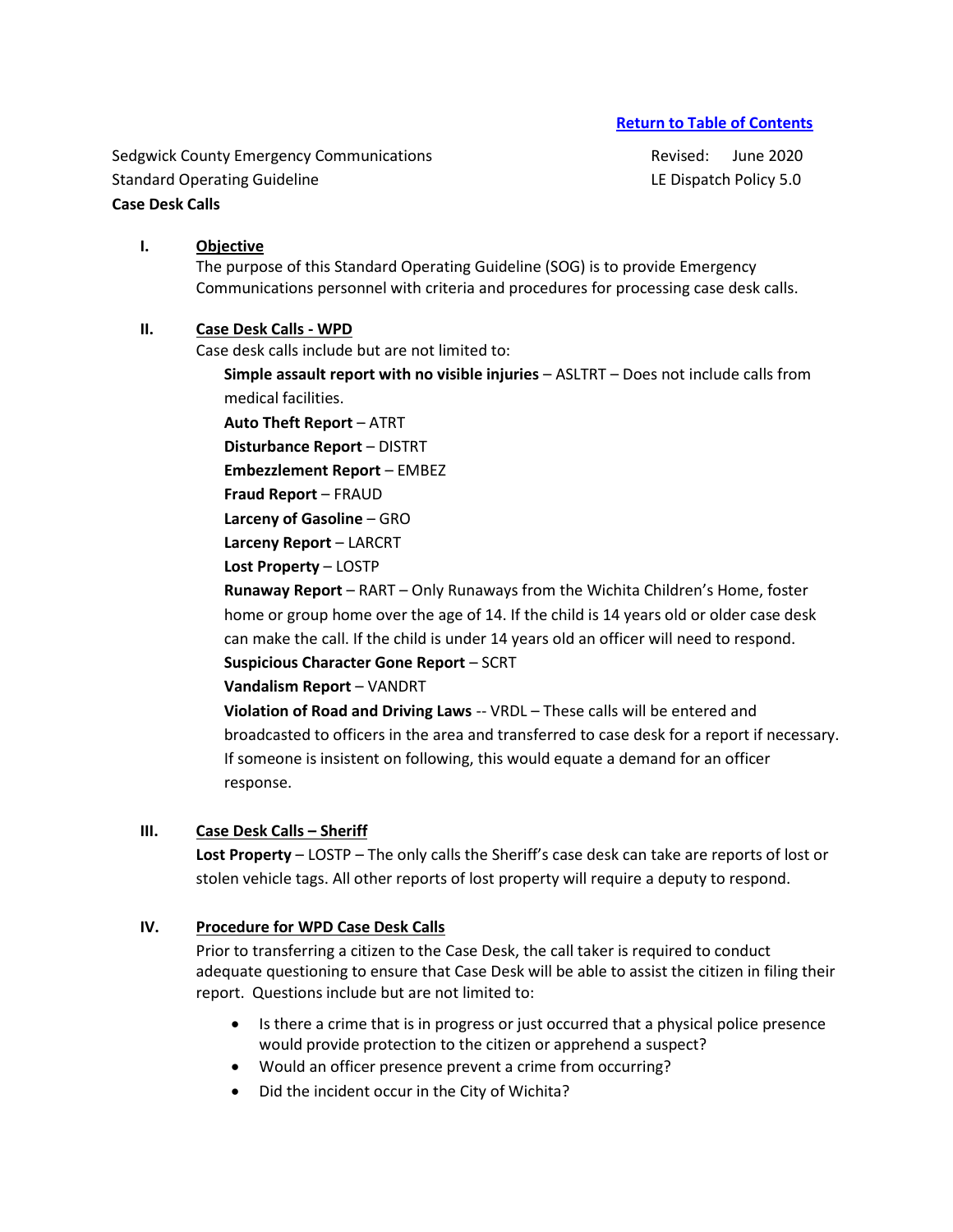[Return to Table of Contents]

Sedgwick County Emergency Communications
Standard Operating Guideline
**Case Desk Calls**

Revised: June 2020
LE Dispatch Policy 5.0

## I. Objective

The purpose of this Standard Operating Guideline (SOG) is to provide Emergency Communications personnel with criteria and procedures for processing case desk calls.

## II. Case Desk Calls - WPD

Case desk calls include but are not limited to:

**Simple assault report with no visible injuries** – ASLTRT – Does not include calls from medical facilities.

**Auto Theft Report** – ATRT

**Disturbance Report** – DISTRT

**Embezzlement Report** – EMBEZ

**Fraud Report** – FRAUD

**Larceny of Gasoline** – GRO

**Larceny Report** – LARCRT

**Lost Property** – LOSTP

**Runaway Report** – RART – Only Runaways from the Wichita Children's Home, foster home or group home over the age of 14. If the child is 14 years old or older case desk can make the call. If the child is under 14 years old an officer will need to respond.

**Suspicious Character Gone Report** – SCRT

**Vandalism Report** – VANDRT

**Violation of Road and Driving Laws** -- VRDL – These calls will be entered and broadcasted to officers in the area and transferred to case desk for a report if necessary. If someone is insistent on following, this would equate a demand for an officer response.

## III. Case Desk Calls – Sheriff

**Lost Property** – LOSTP – The only calls the Sheriff's case desk can take are reports of lost or stolen vehicle tags. All other reports of lost property will require a deputy to respond.

## IV. Procedure for WPD Case Desk Calls

Prior to transferring a citizen to the Case Desk, the call taker is required to conduct adequate questioning to ensure that Case Desk will be able to assist the citizen in filing their report. Questions include but are not limited to:

- Is there a crime that is in progress or just occurred that a physical police presence would provide protection to the citizen or apprehend a suspect?
- Would an officer presence prevent a crime from occurring?
- Did the incident occur in the City of Wichita?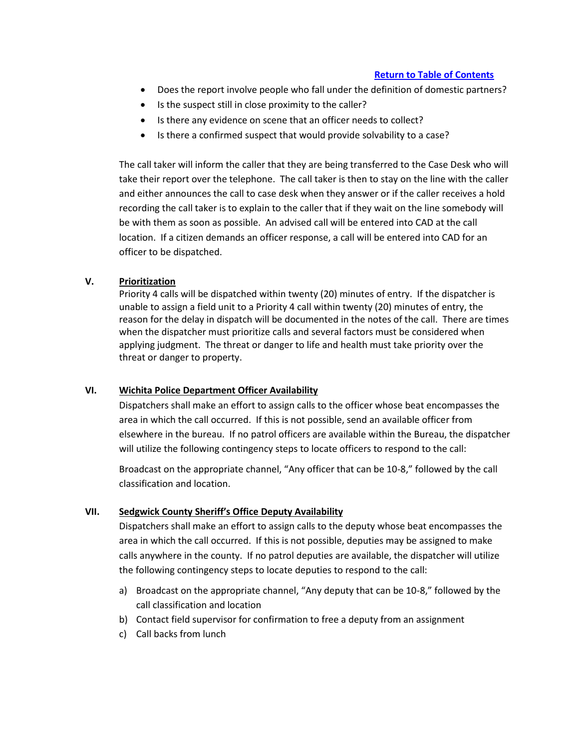- Does the report involve people who fall under the definition of domestic partners?
- Is the suspect still in close proximity to the caller?
- Is there any evidence on scene that an officer needs to collect?
- Is there a confirmed suspect that would provide solvability to a case?

The call taker will inform the caller that they are being transferred to the Case Desk who will take their report over the telephone. The call taker is then to stay on the line with the caller and either announces the call to case desk when they answer or if the caller receives a hold recording the call taker is to explain to the caller that if they wait on the line somebody will be with them as soon as possible. An advised call will be entered into CAD at the call location. If a citizen demands an officer response, a call will be entered into CAD for an officer to be dispatched.

## V. Prioritization

Priority 4 calls will be dispatched within twenty (20) minutes of entry. If the dispatcher is unable to assign a field unit to a Priority 4 call within twenty (20) minutes of entry, the reason for the delay in dispatch will be documented in the notes of the call. There are times when the dispatcher must prioritize calls and several factors must be considered when applying judgment. The threat or danger to life and health must take priority over the threat or danger to property.

## VI. Wichita Police Department Officer Availability

Dispatchers shall make an effort to assign calls to the officer whose beat encompasses the area in which the call occurred. If this is not possible, send an available officer from elsewhere in the bureau. If no patrol officers are available within the Bureau, the dispatcher will utilize the following contingency steps to locate officers to respond to the call:

Broadcast on the appropriate channel, "Any officer that can be 10-8," followed by the call classification and location.

## VII. Sedgwick County Sheriff's Office Deputy Availability

Dispatchers shall make an effort to assign calls to the deputy whose beat encompasses the area in which the call occurred. If this is not possible, deputies may be assigned to make calls anywhere in the county. If no patrol deputies are available, the dispatcher will utilize the following contingency steps to locate deputies to respond to the call:

a) Broadcast on the appropriate channel, "Any deputy that can be 10-8," followed by the call classification and location
b) Contact field supervisor for confirmation to free a deputy from an assignment
c) Call backs from lunch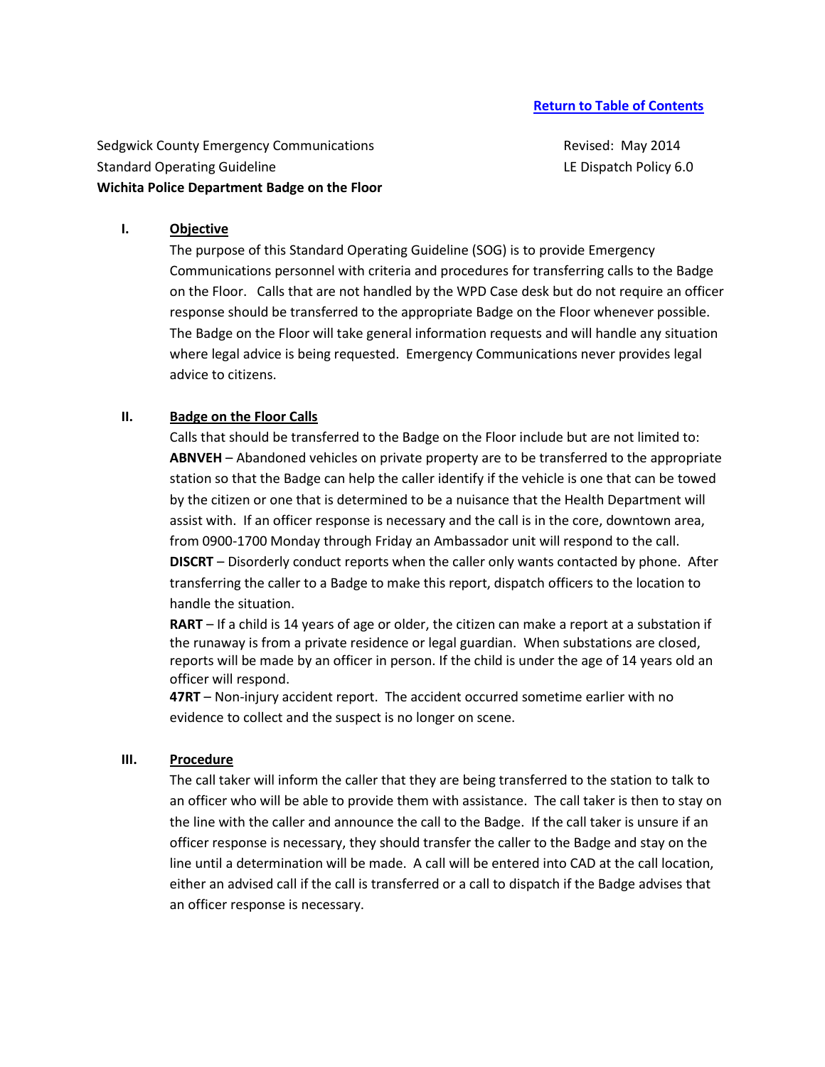[Return to Table of Contents](#)

Sedgwick County Emergency Communications
Standard Operating Guideline
**Wichita Police Department Badge on the Floor**

Revised: May 2014
LE Dispatch Policy 6.0

## I. Objective

The purpose of this Standard Operating Guideline (SOG) is to provide Emergency Communications personnel with criteria and procedures for transferring calls to the Badge on the Floor. Calls that are not handled by the WPD Case desk but do not require an officer response should be transferred to the appropriate Badge on the Floor whenever possible. The Badge on the Floor will take general information requests and will handle any situation where legal advice is being requested. Emergency Communications never provides legal advice to citizens.

## II. Badge on the Floor Calls

Calls that should be transferred to the Badge on the Floor include but are not limited to:

**ABNVEH** – Abandoned vehicles on private property are to be transferred to the appropriate station so that the Badge can help the caller identify if the vehicle is one that can be towed by the citizen or one that is determined to be a nuisance that the Health Department will assist with. If an officer response is necessary and the call is in the core, downtown area, from 0900-1700 Monday through Friday an Ambassador unit will respond to the call.

**DISCRT** – Disorderly conduct reports when the caller only wants contacted by phone. After transferring the caller to a Badge to make this report, dispatch officers to the location to handle the situation.

**RART** – If a child is 14 years of age or older, the citizen can make a report at a substation if the runaway is from a private residence or legal guardian. When substations are closed, reports will be made by an officer in person. If the child is under the age of 14 years old an officer will respond.

**47RT** – Non-injury accident report. The accident occurred sometime earlier with no evidence to collect and the suspect is no longer on scene.

## III. Procedure

The call taker will inform the caller that they are being transferred to the station to talk to an officer who will be able to provide them with assistance. The call taker is then to stay on the line with the caller and announce the call to the Badge. If the call taker is unsure if an officer response is necessary, they should transfer the caller to the Badge and stay on the line until a determination will be made. A call will be entered into CAD at the call location, either an advised call if the call is transferred or a call to dispatch if the Badge advises that an officer response is necessary.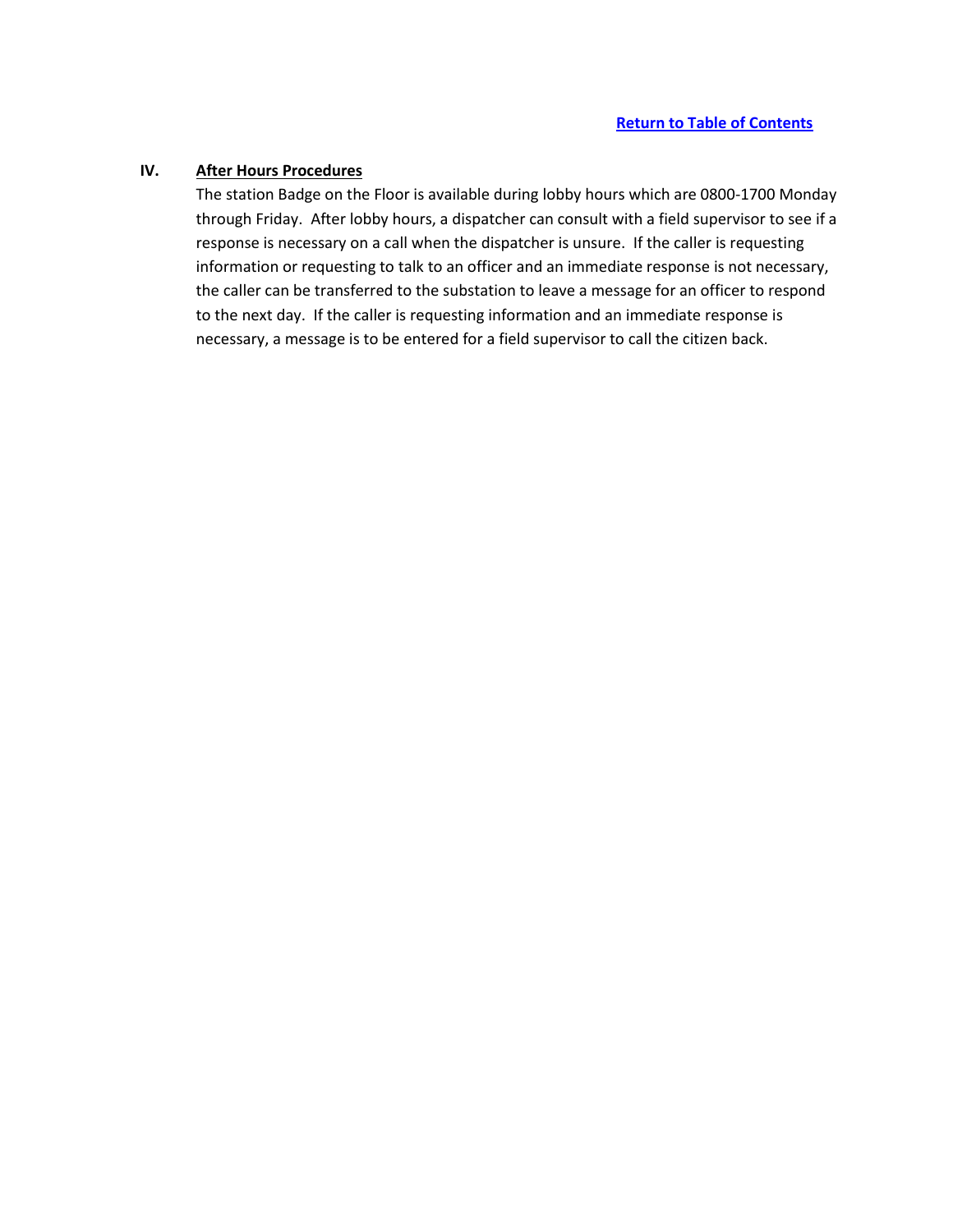**Return to Table of Contents**

## IV. After Hours Procedures

The station Badge on the Floor is available during lobby hours which are 0800-1700 Monday through Friday. After lobby hours, a dispatcher can consult with a field supervisor to see if a response is necessary on a call when the dispatcher is unsure. If the caller is requesting information or requesting to talk to an officer and an immediate response is not necessary, the caller can be transferred to the substation to leave a message for an officer to respond to the next day. If the caller is requesting information and an immediate response is necessary, a message is to be entered for a field supervisor to call the citizen back.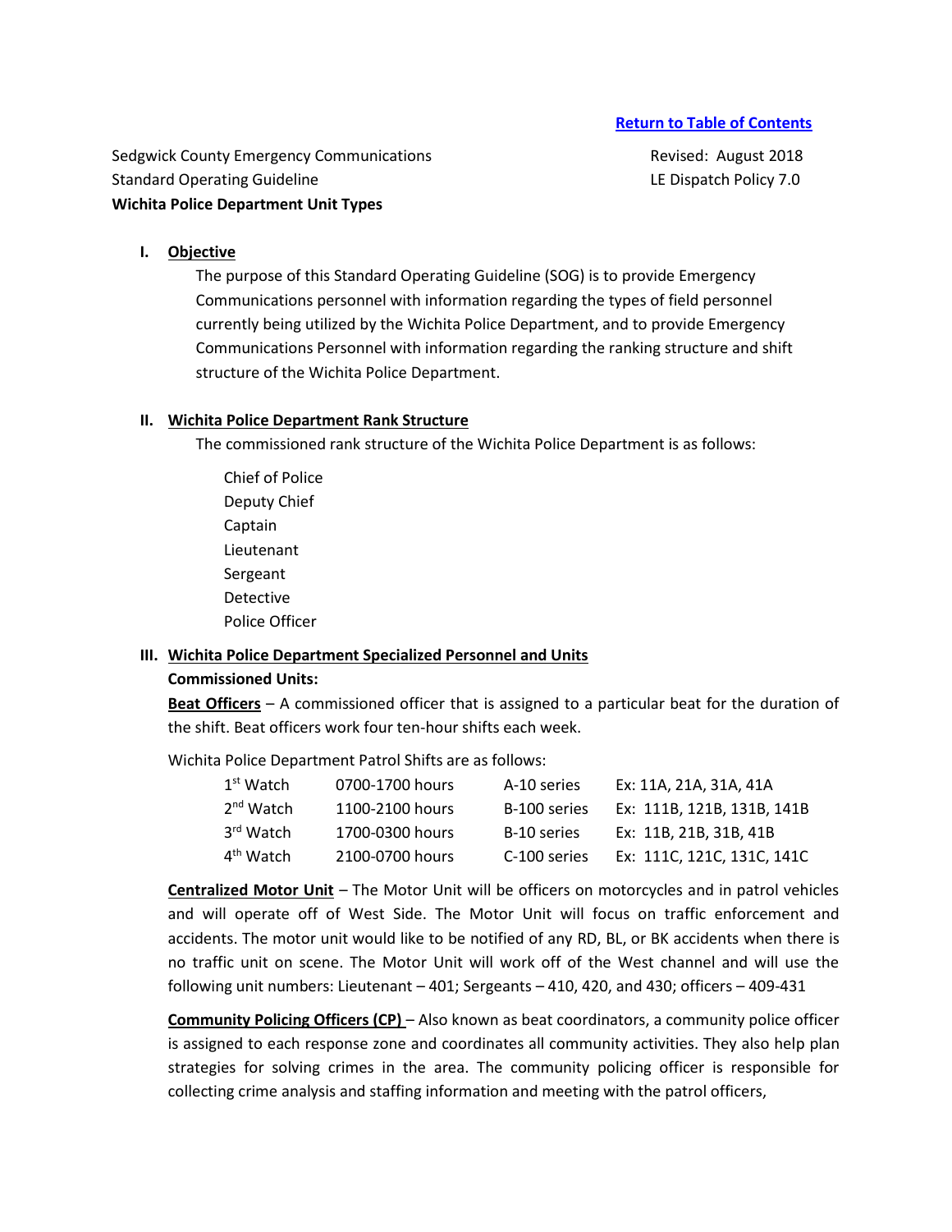[Return to Table of Contents]

Sedgwick County Emergency Communications
Standard Operating Guideline
**Wichita Police Department Unit Types**

Revised: August 2018
LE Dispatch Policy 7.0

## I. Objective

The purpose of this Standard Operating Guideline (SOG) is to provide Emergency Communications personnel with information regarding the types of field personnel currently being utilized by the Wichita Police Department, and to provide Emergency Communications Personnel with information regarding the ranking structure and shift structure of the Wichita Police Department.

## II. Wichita Police Department Rank Structure

The commissioned rank structure of the Wichita Police Department is as follows:

Chief of Police
Deputy Chief
Captain
Lieutenant
Sergeant
Detective
Police Officer

## III. Wichita Police Department Specialized Personnel and Units

**Commissioned Units:**

**Beat Officers** – A commissioned officer that is assigned to a particular beat for the duration of the shift. Beat officers work four ten-hour shifts each week.

Wichita Police Department Patrol Shifts are as follows:

| | | | |
|---|---|---|---|
| 1st Watch | 0700-1700 hours | A-10 series | Ex: 11A, 21A, 31A, 41A |
| 2nd Watch | 1100-2100 hours | B-100 series | Ex: 111B, 121B, 131B, 141B |
| 3rd Watch | 1700-0300 hours | B-10 series | Ex: 11B, 21B, 31B, 41B |
| 4th Watch | 2100-0700 hours | C-100 series | Ex: 111C, 121C, 131C, 141C |

**Centralized Motor Unit** – The Motor Unit will be officers on motorcycles and in patrol vehicles and will operate off of West Side. The Motor Unit will focus on traffic enforcement and accidents. The motor unit would like to be notified of any RD, BL, or BK accidents when there is no traffic unit on scene. The Motor Unit will work off of the West channel and will use the following unit numbers: Lieutenant – 401; Sergeants – 410, 420, and 430; officers – 409-431

**Community Policing Officers (CP)** – Also known as beat coordinators, a community police officer is assigned to each response zone and coordinates all community activities. They also help plan strategies for solving crimes in the area. The community policing officer is responsible for collecting crime analysis and staffing information and meeting with the patrol officers,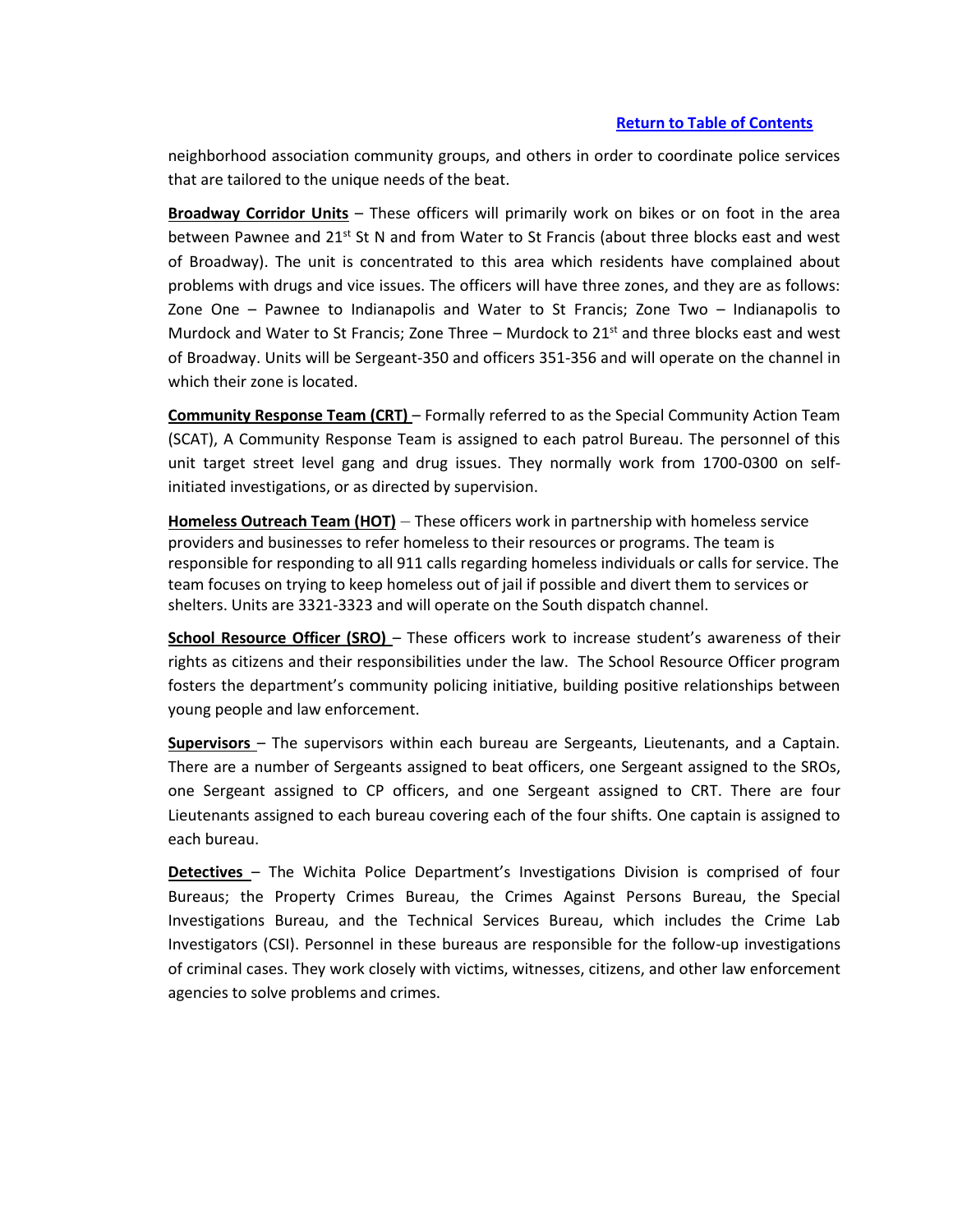[Return to Table of Contents](#)

neighborhood association community groups, and others in order to coordinate police services that are tailored to the unique needs of the beat.

**Broadway Corridor Units** – These officers will primarily work on bikes or on foot in the area between Pawnee and 21st St N and from Water to St Francis (about three blocks east and west of Broadway). The unit is concentrated to this area which residents have complained about problems with drugs and vice issues. The officers will have three zones, and they are as follows: Zone One – Pawnee to Indianapolis and Water to St Francis; Zone Two – Indianapolis to Murdock and Water to St Francis; Zone Three – Murdock to 21st and three blocks east and west of Broadway. Units will be Sergeant-350 and officers 351-356 and will operate on the channel in which their zone is located.

**Community Response Team (CRT)** – Formally referred to as the Special Community Action Team (SCAT), A Community Response Team is assigned to each patrol Bureau. The personnel of this unit target street level gang and drug issues. They normally work from 1700-0300 on self-initiated investigations, or as directed by supervision.

**Homeless Outreach Team (HOT)** – These officers work in partnership with homeless service providers and businesses to refer homeless to their resources or programs. The team is responsible for responding to all 911 calls regarding homeless individuals or calls for service. The team focuses on trying to keep homeless out of jail if possible and divert them to services or shelters. Units are 3321-3323 and will operate on the South dispatch channel.

**School Resource Officer (SRO)** – These officers work to increase student's awareness of their rights as citizens and their responsibilities under the law. The School Resource Officer program fosters the department's community policing initiative, building positive relationships between young people and law enforcement.

**Supervisors** – The supervisors within each bureau are Sergeants, Lieutenants, and a Captain. There are a number of Sergeants assigned to beat officers, one Sergeant assigned to the SROs, one Sergeant assigned to CP officers, and one Sergeant assigned to CRT. There are four Lieutenants assigned to each bureau covering each of the four shifts. One captain is assigned to each bureau.

**Detectives** – The Wichita Police Department's Investigations Division is comprised of four Bureaus; the Property Crimes Bureau, the Crimes Against Persons Bureau, the Special Investigations Bureau, and the Technical Services Bureau, which includes the Crime Lab Investigators (CSI). Personnel in these bureaus are responsible for the follow-up investigations of criminal cases. They work closely with victims, witnesses, citizens, and other law enforcement agencies to solve problems and crimes.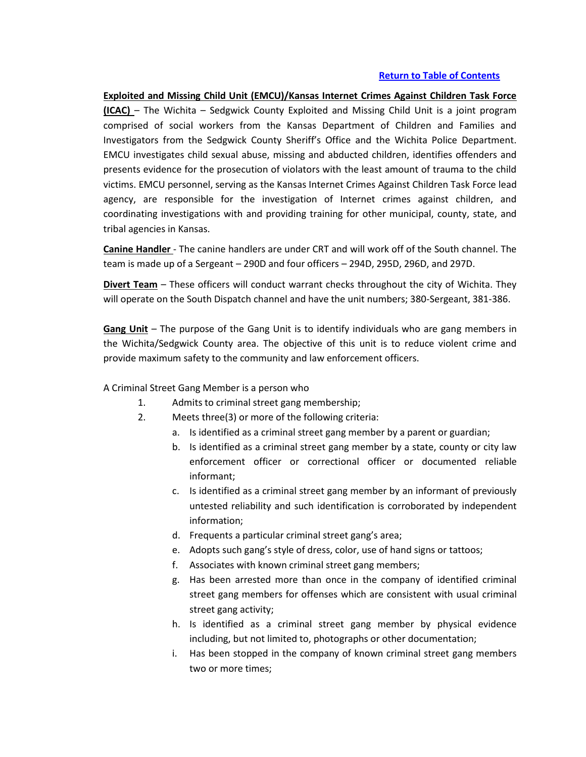[Return to Table of Contents](#)

**Exploited and Missing Child Unit (EMCU)/Kansas Internet Crimes Against Children Task Force (ICAC)** – The Wichita – Sedgwick County Exploited and Missing Child Unit is a joint program comprised of social workers from the Kansas Department of Children and Families and Investigators from the Sedgwick County Sheriff's Office and the Wichita Police Department. EMCU investigates child sexual abuse, missing and abducted children, identifies offenders and presents evidence for the prosecution of violators with the least amount of trauma to the child victims. EMCU personnel, serving as the Kansas Internet Crimes Against Children Task Force lead agency, are responsible for the investigation of Internet crimes against children, and coordinating investigations with and providing training for other municipal, county, state, and tribal agencies in Kansas.

**Canine Handler** - The canine handlers are under CRT and will work off of the South channel. The team is made up of a Sergeant – 290D and four officers – 294D, 295D, 296D, and 297D.

**Divert Team** – These officers will conduct warrant checks throughout the city of Wichita. They will operate on the South Dispatch channel and have the unit numbers; 380-Sergeant, 381-386.

**Gang Unit** – The purpose of the Gang Unit is to identify individuals who are gang members in the Wichita/Sedgwick County area. The objective of this unit is to reduce violent crime and provide maximum safety to the community and law enforcement officers.

A Criminal Street Gang Member is a person who

1. Admits to criminal street gang membership;
2. Meets three(3) or more of the following criteria:
   a. Is identified as a criminal street gang member by a parent or guardian;
   b. Is identified as a criminal street gang member by a state, county or city law enforcement officer or correctional officer or documented reliable informant;
   c. Is identified as a criminal street gang member by an informant of previously untested reliability and such identification is corroborated by independent information;
   d. Frequents a particular criminal street gang's area;
   e. Adopts such gang's style of dress, color, use of hand signs or tattoos;
   f. Associates with known criminal street gang members;
   g. Has been arrested more than once in the company of identified criminal street gang members for offenses which are consistent with usual criminal street gang activity;
   h. Is identified as a criminal street gang member by physical evidence including, but not limited to, photographs or other documentation;
   i. Has been stopped in the company of known criminal street gang members two or more times;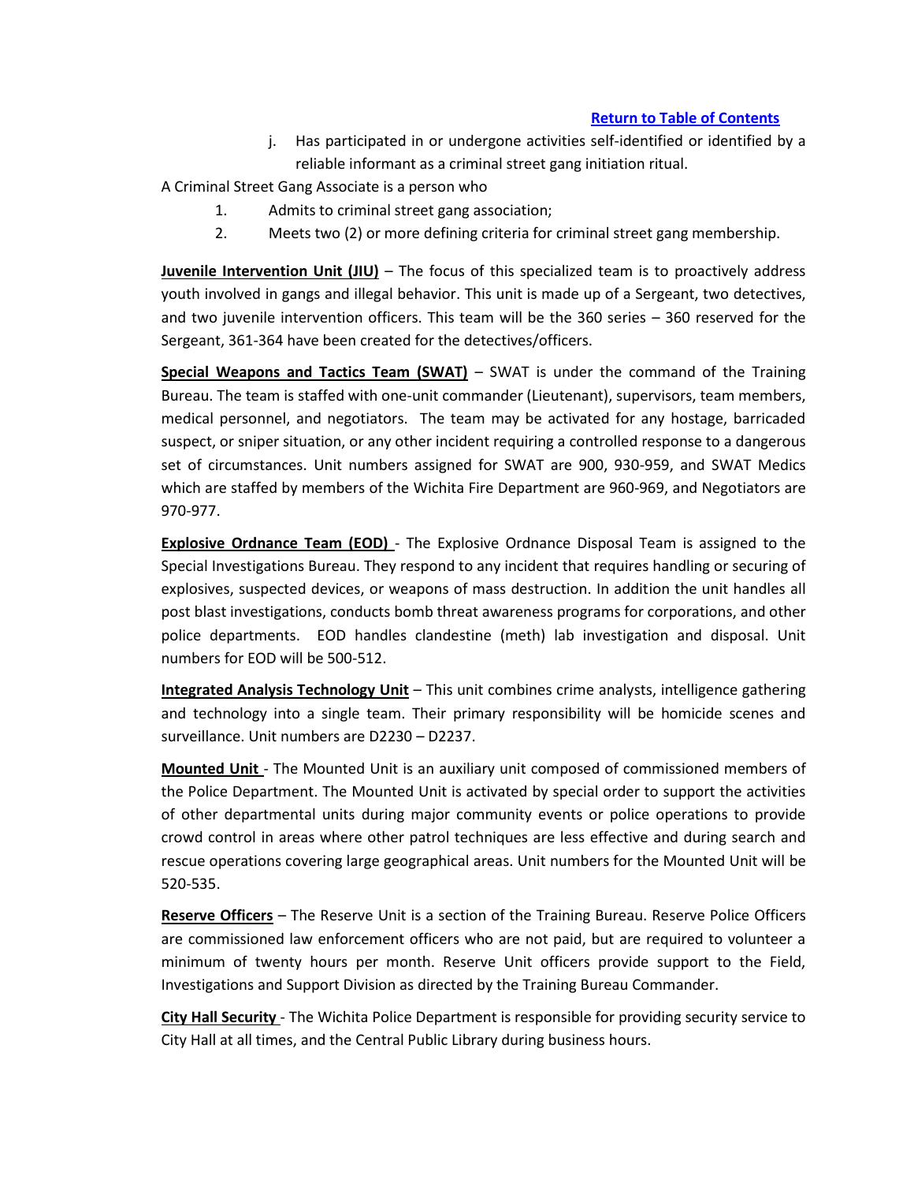[Return to Table of Contents]

j. Has participated in or undergone activities self-identified or identified by a reliable informant as a criminal street gang initiation ritual.

A Criminal Street Gang Associate is a person who

1. Admits to criminal street gang association;
2. Meets two (2) or more defining criteria for criminal street gang membership.

**Juvenile Intervention Unit (JIU)** – The focus of this specialized team is to proactively address youth involved in gangs and illegal behavior. This unit is made up of a Sergeant, two detectives, and two juvenile intervention officers. This team will be the 360 series – 360 reserved for the Sergeant, 361-364 have been created for the detectives/officers.

**Special Weapons and Tactics Team (SWAT)** – SWAT is under the command of the Training Bureau. The team is staffed with one-unit commander (Lieutenant), supervisors, team members, medical personnel, and negotiators. The team may be activated for any hostage, barricaded suspect, or sniper situation, or any other incident requiring a controlled response to a dangerous set of circumstances. Unit numbers assigned for SWAT are 900, 930-959, and SWAT Medics which are staffed by members of the Wichita Fire Department are 960-969, and Negotiators are 970-977.

**Explosive Ordnance Team (EOD)** - The Explosive Ordnance Disposal Team is assigned to the Special Investigations Bureau. They respond to any incident that requires handling or securing of explosives, suspected devices, or weapons of mass destruction. In addition the unit handles all post blast investigations, conducts bomb threat awareness programs for corporations, and other police departments. EOD handles clandestine (meth) lab investigation and disposal. Unit numbers for EOD will be 500-512.

**Integrated Analysis Technology Unit** – This unit combines crime analysts, intelligence gathering and technology into a single team. Their primary responsibility will be homicide scenes and surveillance. Unit numbers are D2230 – D2237.

**Mounted Unit** - The Mounted Unit is an auxiliary unit composed of commissioned members of the Police Department. The Mounted Unit is activated by special order to support the activities of other departmental units during major community events or police operations to provide crowd control in areas where other patrol techniques are less effective and during search and rescue operations covering large geographical areas. Unit numbers for the Mounted Unit will be 520-535.

**Reserve Officers** – The Reserve Unit is a section of the Training Bureau. Reserve Police Officers are commissioned law enforcement officers who are not paid, but are required to volunteer a minimum of twenty hours per month. Reserve Unit officers provide support to the Field, Investigations and Support Division as directed by the Training Bureau Commander.

**City Hall Security** - The Wichita Police Department is responsible for providing security service to City Hall at all times, and the Central Public Library during business hours.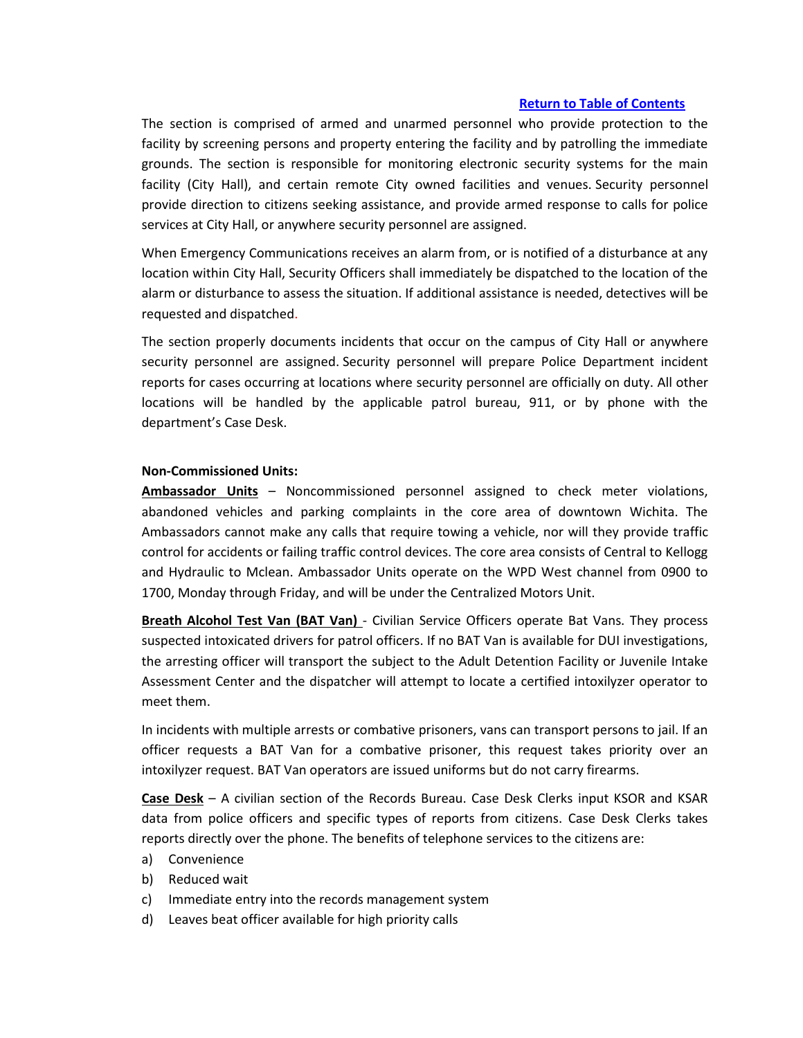[Return to Table of Contents]

The section is comprised of armed and unarmed personnel who provide protection to the facility by screening persons and property entering the facility and by patrolling the immediate grounds. The section is responsible for monitoring electronic security systems for the main facility (City Hall), and certain remote City owned facilities and venues. Security personnel provide direction to citizens seeking assistance, and provide armed response to calls for police services at City Hall, or anywhere security personnel are assigned.

When Emergency Communications receives an alarm from, or is notified of a disturbance at any location within City Hall, Security Officers shall immediately be dispatched to the location of the alarm or disturbance to assess the situation. If additional assistance is needed, detectives will be requested and dispatched.

The section properly documents incidents that occur on the campus of City Hall or anywhere security personnel are assigned. Security personnel will prepare Police Department incident reports for cases occurring at locations where security personnel are officially on duty. All other locations will be handled by the applicable patrol bureau, 911, or by phone with the department's Case Desk.

**Non-Commissioned Units:**

**Ambassador Units** – Noncommissioned personnel assigned to check meter violations, abandoned vehicles and parking complaints in the core area of downtown Wichita. The Ambassadors cannot make any calls that require towing a vehicle, nor will they provide traffic control for accidents or failing traffic control devices. The core area consists of Central to Kellogg and Hydraulic to Mclean. Ambassador Units operate on the WPD West channel from 0900 to 1700, Monday through Friday, and will be under the Centralized Motors Unit.

**Breath Alcohol Test Van (BAT Van)** - Civilian Service Officers operate Bat Vans. They process suspected intoxicated drivers for patrol officers. If no BAT Van is available for DUI investigations, the arresting officer will transport the subject to the Adult Detention Facility or Juvenile Intake Assessment Center and the dispatcher will attempt to locate a certified intoxilyzer operator to meet them.

In incidents with multiple arrests or combative prisoners, vans can transport persons to jail. If an officer requests a BAT Van for a combative prisoner, this request takes priority over an intoxilyzer request. BAT Van operators are issued uniforms but do not carry firearms.

**Case Desk** – A civilian section of the Records Bureau. Case Desk Clerks input KSOR and KSAR data from police officers and specific types of reports from citizens. Case Desk Clerks takes reports directly over the phone. The benefits of telephone services to the citizens are:

a) Convenience
b) Reduced wait
c) Immediate entry into the records management system
d) Leaves beat officer available for high priority calls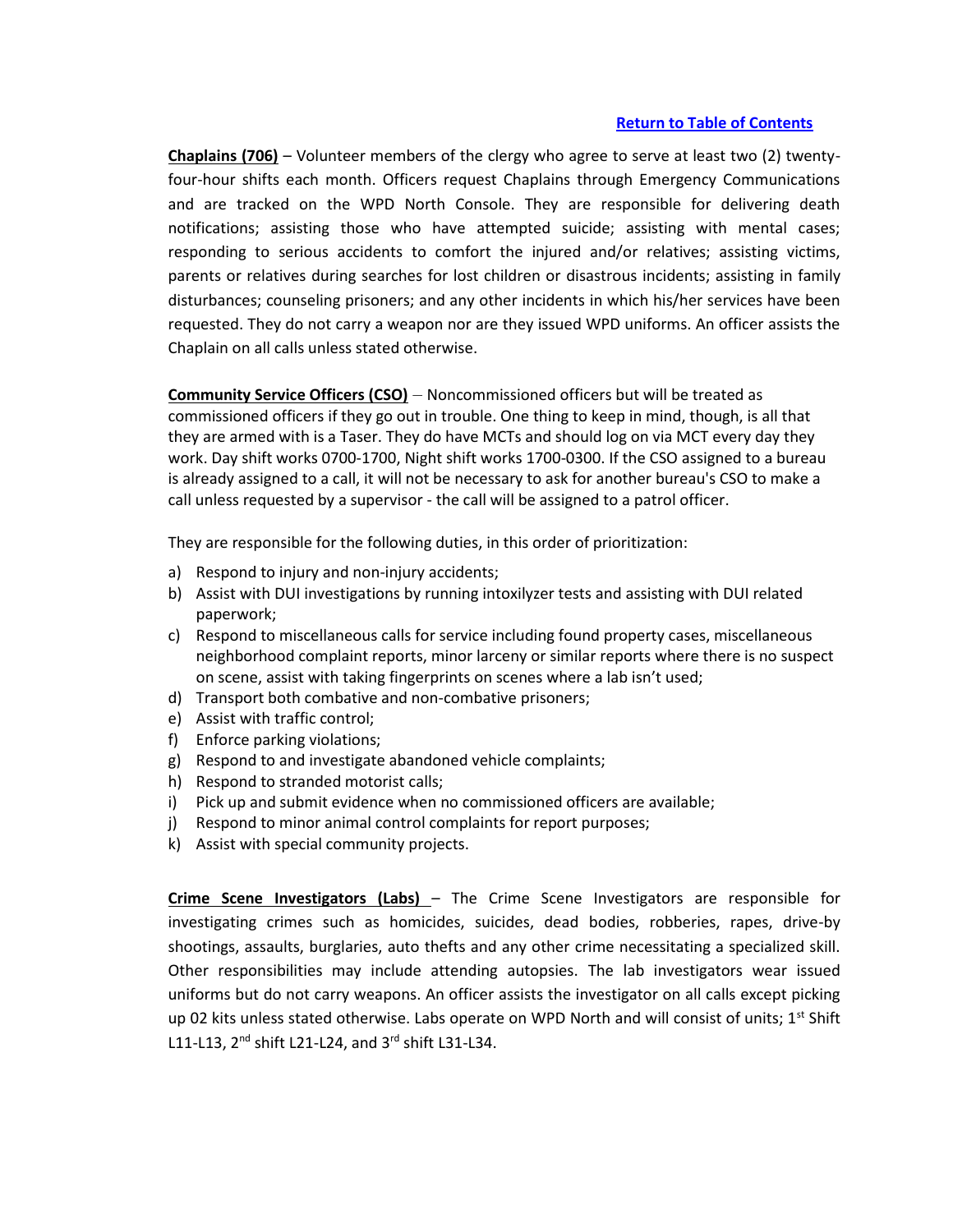[Return to Table of Contents](#)

**Chaplains (706)** – Volunteer members of the clergy who agree to serve at least two (2) twenty-four-hour shifts each month. Officers request Chaplains through Emergency Communications and are tracked on the WPD North Console. They are responsible for delivering death notifications; assisting those who have attempted suicide; assisting with mental cases; responding to serious accidents to comfort the injured and/or relatives; assisting victims, parents or relatives during searches for lost children or disastrous incidents; assisting in family disturbances; counseling prisoners; and any other incidents in which his/her services have been requested. They do not carry a weapon nor are they issued WPD uniforms. An officer assists the Chaplain on all calls unless stated otherwise.

**Community Service Officers (CSO)** – Noncommissioned officers but will be treated as commissioned officers if they go out in trouble. One thing to keep in mind, though, is all that they are armed with is a Taser. They do have MCTs and should log on via MCT every day they work. Day shift works 0700-1700, Night shift works 1700-0300. If the CSO assigned to a bureau is already assigned to a call, it will not be necessary to ask for another bureau's CSO to make a call unless requested by a supervisor - the call will be assigned to a patrol officer.

They are responsible for the following duties, in this order of prioritization:

a) Respond to injury and non-injury accidents;
b) Assist with DUI investigations by running intoxilyzer tests and assisting with DUI related paperwork;
c) Respond to miscellaneous calls for service including found property cases, miscellaneous neighborhood complaint reports, minor larceny or similar reports where there is no suspect on scene, assist with taking fingerprints on scenes where a lab isn't used;
d) Transport both combative and non-combative prisoners;
e) Assist with traffic control;
f) Enforce parking violations;
g) Respond to and investigate abandoned vehicle complaints;
h) Respond to stranded motorist calls;
i) Pick up and submit evidence when no commissioned officers are available;
j) Respond to minor animal control complaints for report purposes;
k) Assist with special community projects.

**Crime Scene Investigators (Labs)** – The Crime Scene Investigators are responsible for investigating crimes such as homicides, suicides, dead bodies, robberies, rapes, drive-by shootings, assaults, burglaries, auto thefts and any other crime necessitating a specialized skill. Other responsibilities may include attending autopsies. The lab investigators wear issued uniforms but do not carry weapons. An officer assists the investigator on all calls except picking up 02 kits unless stated otherwise. Labs operate on WPD North and will consist of units; 1st Shift L11-L13, 2nd shift L21-L24, and 3rd shift L31-L34.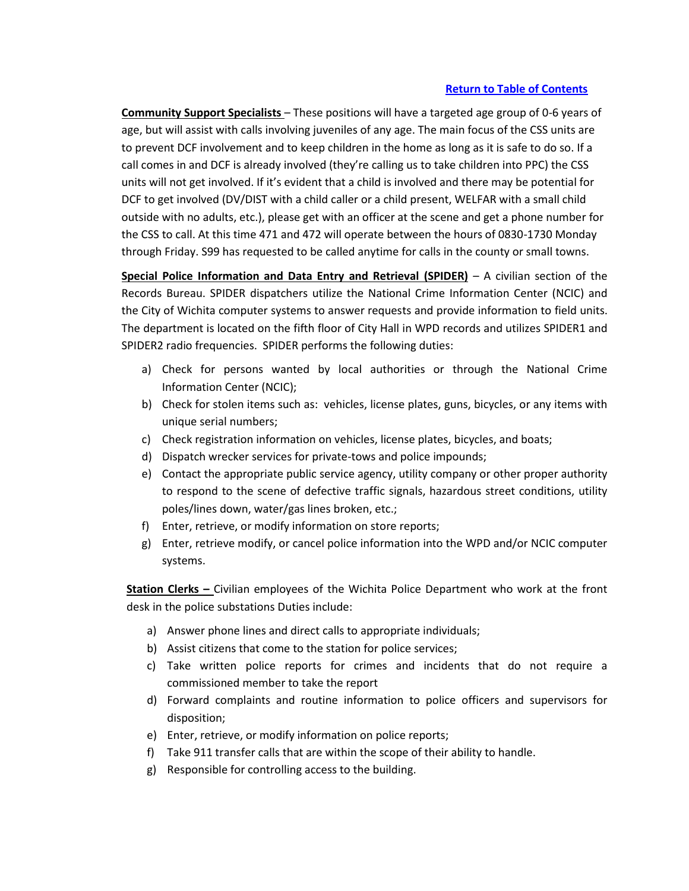[Return to Table of Contents](#)

**Community Support Specialists** – These positions will have a targeted age group of 0-6 years of age, but will assist with calls involving juveniles of any age. The main focus of the CSS units are to prevent DCF involvement and to keep children in the home as long as it is safe to do so. If a call comes in and DCF is already involved (they're calling us to take children into PPC) the CSS units will not get involved. If it's evident that a child is involved and there may be potential for DCF to get involved (DV/DIST with a child caller or a child present, WELFAR with a small child outside with no adults, etc.), please get with an officer at the scene and get a phone number for the CSS to call. At this time 471 and 472 will operate between the hours of 0830-1730 Monday through Friday. S99 has requested to be called anytime for calls in the county or small towns.

**Special Police Information and Data Entry and Retrieval (SPIDER)** – A civilian section of the Records Bureau. SPIDER dispatchers utilize the National Crime Information Center (NCIC) and the City of Wichita computer systems to answer requests and provide information to field units. The department is located on the fifth floor of City Hall in WPD records and utilizes SPIDER1 and SPIDER2 radio frequencies. SPIDER performs the following duties:

a) Check for persons wanted by local authorities or through the National Crime Information Center (NCIC);
b) Check for stolen items such as: vehicles, license plates, guns, bicycles, or any items with unique serial numbers;
c) Check registration information on vehicles, license plates, bicycles, and boats;
d) Dispatch wrecker services for private-tows and police impounds;
e) Contact the appropriate public service agency, utility company or other proper authority to respond to the scene of defective traffic signals, hazardous street conditions, utility poles/lines down, water/gas lines broken, etc.;
f) Enter, retrieve, or modify information on store reports;
g) Enter, retrieve modify, or cancel police information into the WPD and/or NCIC computer systems.

**Station Clerks –** Civilian employees of the Wichita Police Department who work at the front desk in the police substations Duties include:

a) Answer phone lines and direct calls to appropriate individuals;
b) Assist citizens that come to the station for police services;
c) Take written police reports for crimes and incidents that do not require a commissioned member to take the report
d) Forward complaints and routine information to police officers and supervisors for disposition;
e) Enter, retrieve, or modify information on police reports;
f) Take 911 transfer calls that are within the scope of their ability to handle.
g) Responsible for controlling access to the building.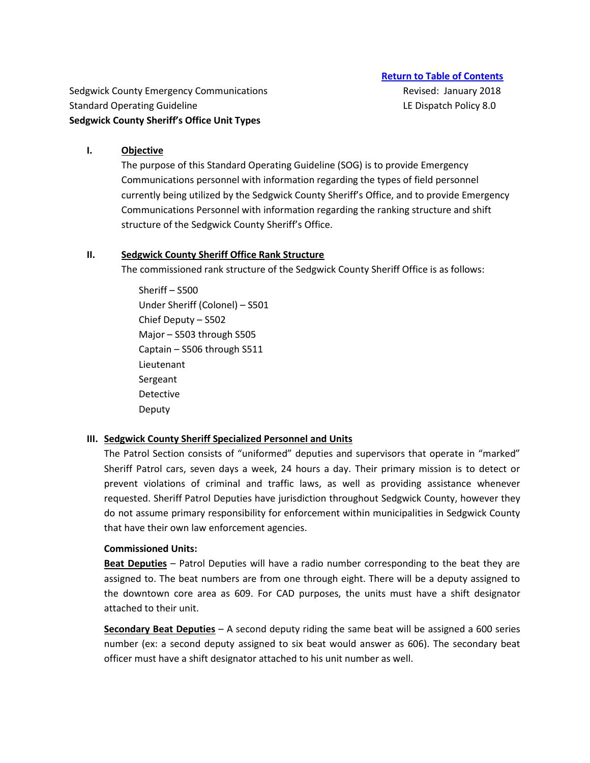[Return to Table of Contents]

Sedgwick County Emergency Communications
Standard Operating Guideline
**Sedgwick County Sheriff's Office Unit Types**

Revised: January 2018
LE Dispatch Policy 8.0

## I. Objective

The purpose of this Standard Operating Guideline (SOG) is to provide Emergency Communications personnel with information regarding the types of field personnel currently being utilized by the Sedgwick County Sheriff's Office, and to provide Emergency Communications Personnel with information regarding the ranking structure and shift structure of the Sedgwick County Sheriff's Office.

## II. Sedgwick County Sheriff Office Rank Structure

The commissioned rank structure of the Sedgwick County Sheriff Office is as follows:

Sheriff – S500
Under Sheriff (Colonel) – S501
Chief Deputy – S502
Major – S503 through S505
Captain – S506 through S511
Lieutenant
Sergeant
Detective
Deputy

## III. Sedgwick County Sheriff Specialized Personnel and Units

The Patrol Section consists of "uniformed" deputies and supervisors that operate in "marked" Sheriff Patrol cars, seven days a week, 24 hours a day. Their primary mission is to detect or prevent violations of criminal and traffic laws, as well as providing assistance whenever requested. Sheriff Patrol Deputies have jurisdiction throughout Sedgwick County, however they do not assume primary responsibility for enforcement within municipalities in Sedgwick County that have their own law enforcement agencies.

**Commissioned Units:**

**Beat Deputies** – Patrol Deputies will have a radio number corresponding to the beat they are assigned to. The beat numbers are from one through eight. There will be a deputy assigned to the downtown core area as 609. For CAD purposes, the units must have a shift designator attached to their unit.

**Secondary Beat Deputies** – A second deputy riding the same beat will be assigned a 600 series number (ex: a second deputy assigned to six beat would answer as 606). The secondary beat officer must have a shift designator attached to his unit number as well.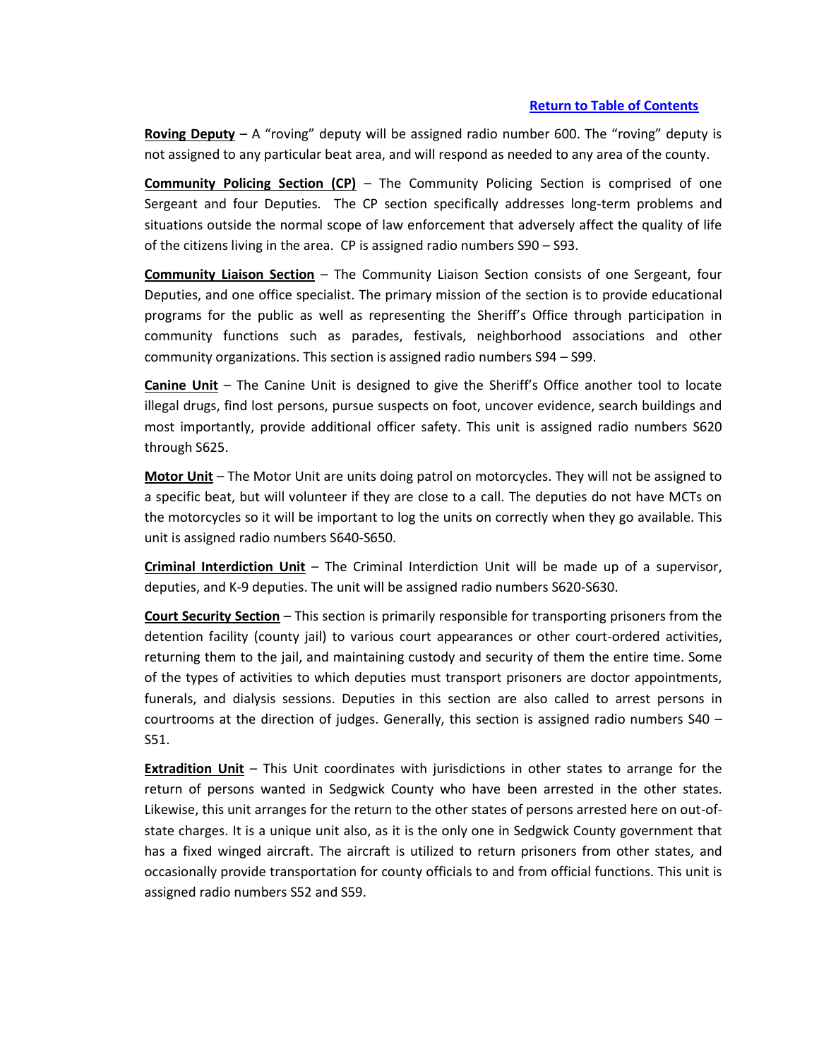[Return to Table of Contents]

**Roving Deputy** – A "roving" deputy will be assigned radio number 600. The "roving" deputy is not assigned to any particular beat area, and will respond as needed to any area of the county.

**Community Policing Section (CP)** – The Community Policing Section is comprised of one Sergeant and four Deputies. The CP section specifically addresses long-term problems and situations outside the normal scope of law enforcement that adversely affect the quality of life of the citizens living in the area. CP is assigned radio numbers S90 – S93.

**Community Liaison Section** – The Community Liaison Section consists of one Sergeant, four Deputies, and one office specialist. The primary mission of the section is to provide educational programs for the public as well as representing the Sheriff's Office through participation in community functions such as parades, festivals, neighborhood associations and other community organizations. This section is assigned radio numbers S94 – S99.

**Canine Unit** – The Canine Unit is designed to give the Sheriff's Office another tool to locate illegal drugs, find lost persons, pursue suspects on foot, uncover evidence, search buildings and most importantly, provide additional officer safety. This unit is assigned radio numbers S620 through S625.

**Motor Unit** – The Motor Unit are units doing patrol on motorcycles. They will not be assigned to a specific beat, but will volunteer if they are close to a call. The deputies do not have MCTs on the motorcycles so it will be important to log the units on correctly when they go available. This unit is assigned radio numbers S640-S650.

**Criminal Interdiction Unit** – The Criminal Interdiction Unit will be made up of a supervisor, deputies, and K-9 deputies. The unit will be assigned radio numbers S620-S630.

**Court Security Section** – This section is primarily responsible for transporting prisoners from the detention facility (county jail) to various court appearances or other court-ordered activities, returning them to the jail, and maintaining custody and security of them the entire time. Some of the types of activities to which deputies must transport prisoners are doctor appointments, funerals, and dialysis sessions. Deputies in this section are also called to arrest persons in courtrooms at the direction of judges. Generally, this section is assigned radio numbers S40 – S51.

**Extradition Unit** – This Unit coordinates with jurisdictions in other states to arrange for the return of persons wanted in Sedgwick County who have been arrested in the other states. Likewise, this unit arranges for the return to the other states of persons arrested here on out-of-state charges. It is a unique unit also, as it is the only one in Sedgwick County government that has a fixed winged aircraft. The aircraft is utilized to return prisoners from other states, and occasionally provide transportation for county officials to and from official functions. This unit is assigned radio numbers S52 and S59.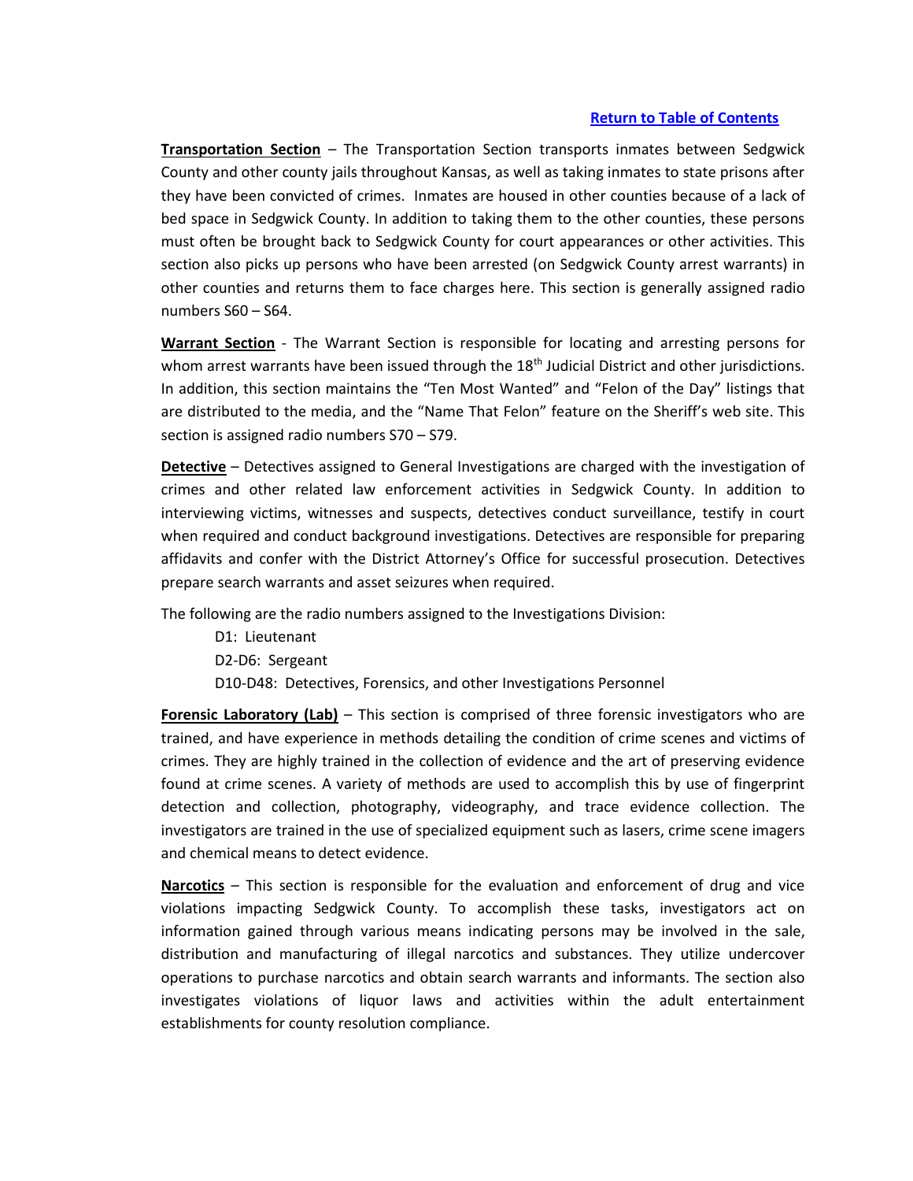[Return to Table of Contents]

**Transportation Section** – The Transportation Section transports inmates between Sedgwick County and other county jails throughout Kansas, as well as taking inmates to state prisons after they have been convicted of crimes. Inmates are housed in other counties because of a lack of bed space in Sedgwick County. In addition to taking them to the other counties, these persons must often be brought back to Sedgwick County for court appearances or other activities. This section also picks up persons who have been arrested (on Sedgwick County arrest warrants) in other counties and returns them to face charges here. This section is generally assigned radio numbers S60 – S64.

**Warrant Section** - The Warrant Section is responsible for locating and arresting persons for whom arrest warrants have been issued through the 18th Judicial District and other jurisdictions. In addition, this section maintains the "Ten Most Wanted" and "Felon of the Day" listings that are distributed to the media, and the "Name That Felon" feature on the Sheriff's web site. This section is assigned radio numbers S70 – S79.

**Detective** – Detectives assigned to General Investigations are charged with the investigation of crimes and other related law enforcement activities in Sedgwick County. In addition to interviewing victims, witnesses and suspects, detectives conduct surveillance, testify in court when required and conduct background investigations. Detectives are responsible for preparing affidavits and confer with the District Attorney's Office for successful prosecution. Detectives prepare search warrants and asset seizures when required.

The following are the radio numbers assigned to the Investigations Division:

- D1: Lieutenant
- D2-D6: Sergeant
- D10-D48: Detectives, Forensics, and other Investigations Personnel

**Forensic Laboratory (Lab)** – This section is comprised of three forensic investigators who are trained, and have experience in methods detailing the condition of crime scenes and victims of crimes. They are highly trained in the collection of evidence and the art of preserving evidence found at crime scenes. A variety of methods are used to accomplish this by use of fingerprint detection and collection, photography, videography, and trace evidence collection. The investigators are trained in the use of specialized equipment such as lasers, crime scene imagers and chemical means to detect evidence.

**Narcotics** – This section is responsible for the evaluation and enforcement of drug and vice violations impacting Sedgwick County. To accomplish these tasks, investigators act on information gained through various means indicating persons may be involved in the sale, distribution and manufacturing of illegal narcotics and substances. They utilize undercover operations to purchase narcotics and obtain search warrants and informants. The section also investigates violations of liquor laws and activities within the adult entertainment establishments for county resolution compliance.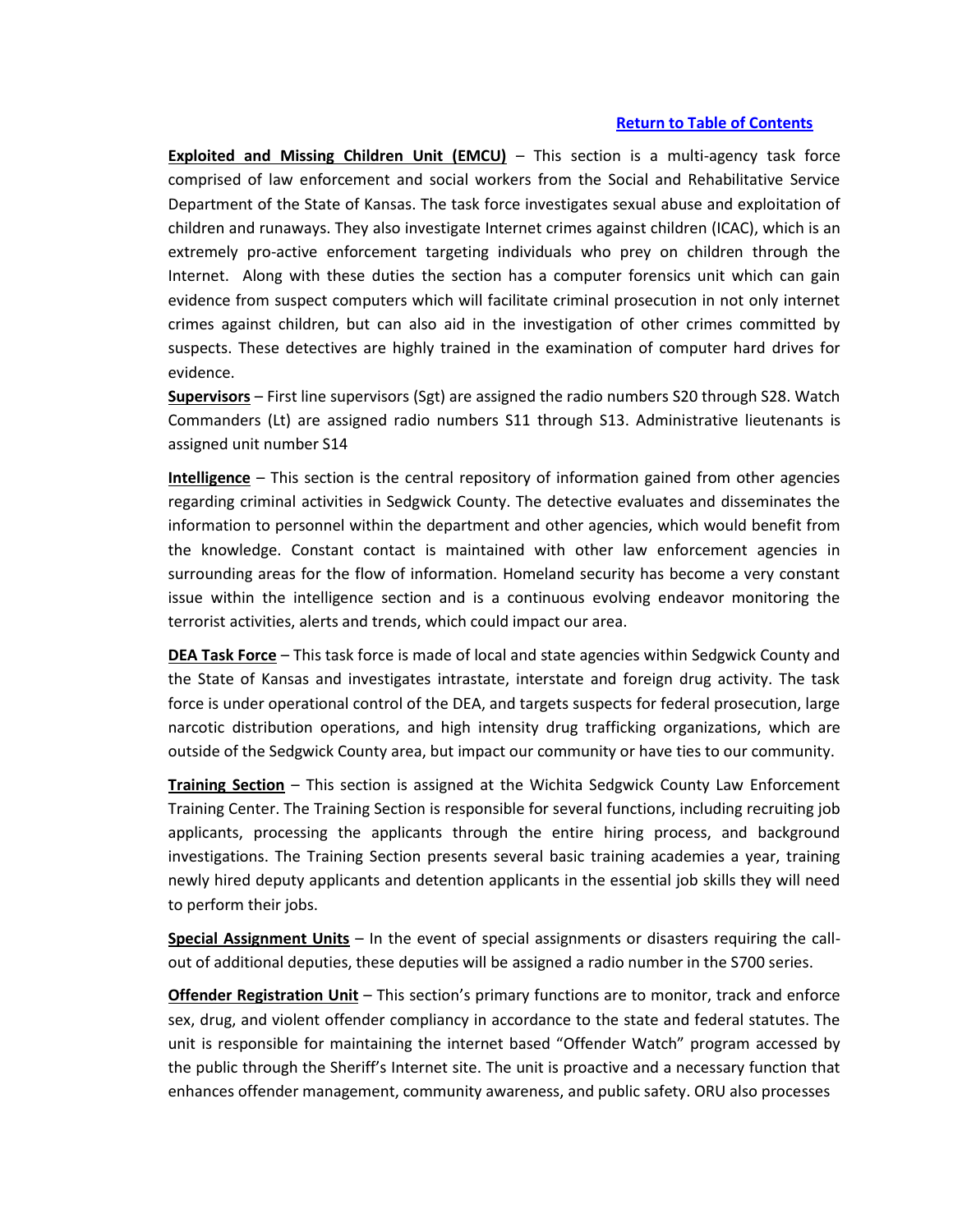[Return to Table of Contents]

**Exploited and Missing Children Unit (EMCU)** – This section is a multi-agency task force comprised of law enforcement and social workers from the Social and Rehabilitative Service Department of the State of Kansas. The task force investigates sexual abuse and exploitation of children and runaways. They also investigate Internet crimes against children (ICAC), which is an extremely pro-active enforcement targeting individuals who prey on children through the Internet. Along with these duties the section has a computer forensics unit which can gain evidence from suspect computers which will facilitate criminal prosecution in not only internet crimes against children, but can also aid in the investigation of other crimes committed by suspects. These detectives are highly trained in the examination of computer hard drives for evidence.

**Supervisors** – First line supervisors (Sgt) are assigned the radio numbers S20 through S28. Watch Commanders (Lt) are assigned radio numbers S11 through S13. Administrative lieutenants is assigned unit number S14

**Intelligence** – This section is the central repository of information gained from other agencies regarding criminal activities in Sedgwick County. The detective evaluates and disseminates the information to personnel within the department and other agencies, which would benefit from the knowledge. Constant contact is maintained with other law enforcement agencies in surrounding areas for the flow of information. Homeland security has become a very constant issue within the intelligence section and is a continuous evolving endeavor monitoring the terrorist activities, alerts and trends, which could impact our area.

**DEA Task Force** – This task force is made of local and state agencies within Sedgwick County and the State of Kansas and investigates intrastate, interstate and foreign drug activity. The task force is under operational control of the DEA, and targets suspects for federal prosecution, large narcotic distribution operations, and high intensity drug trafficking organizations, which are outside of the Sedgwick County area, but impact our community or have ties to our community.

**Training Section** – This section is assigned at the Wichita Sedgwick County Law Enforcement Training Center. The Training Section is responsible for several functions, including recruiting job applicants, processing the applicants through the entire hiring process, and background investigations. The Training Section presents several basic training academies a year, training newly hired deputy applicants and detention applicants in the essential job skills they will need to perform their jobs.

**Special Assignment Units** – In the event of special assignments or disasters requiring the call-out of additional deputies, these deputies will be assigned a radio number in the S700 series.

**Offender Registration Unit** – This section's primary functions are to monitor, track and enforce sex, drug, and violent offender compliancy in accordance to the state and federal statutes. The unit is responsible for maintaining the internet based "Offender Watch" program accessed by the public through the Sheriff's Internet site. The unit is proactive and a necessary function that enhances offender management, community awareness, and public safety. ORU also processes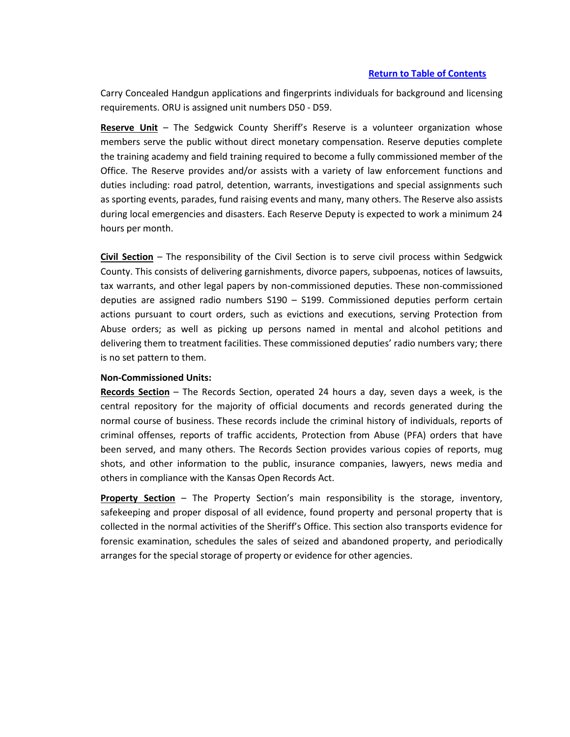[Return to Table of Contents]()

Carry Concealed Handgun applications and fingerprints individuals for background and licensing requirements. ORU is assigned unit numbers D50 - D59.

**Reserve Unit** – The Sedgwick County Sheriff's Reserve is a volunteer organization whose members serve the public without direct monetary compensation. Reserve deputies complete the training academy and field training required to become a fully commissioned member of the Office. The Reserve provides and/or assists with a variety of law enforcement functions and duties including: road patrol, detention, warrants, investigations and special assignments such as sporting events, parades, fund raising events and many, many others. The Reserve also assists during local emergencies and disasters. Each Reserve Deputy is expected to work a minimum 24 hours per month.

**Civil Section** – The responsibility of the Civil Section is to serve civil process within Sedgwick County. This consists of delivering garnishments, divorce papers, subpoenas, notices of lawsuits, tax warrants, and other legal papers by non-commissioned deputies. These non-commissioned deputies are assigned radio numbers S190 – S199. Commissioned deputies perform certain actions pursuant to court orders, such as evictions and executions, serving Protection from Abuse orders; as well as picking up persons named in mental and alcohol petitions and delivering them to treatment facilities. These commissioned deputies' radio numbers vary; there is no set pattern to them.

**Non-Commissioned Units:**

**Records Section** – The Records Section, operated 24 hours a day, seven days a week, is the central repository for the majority of official documents and records generated during the normal course of business. These records include the criminal history of individuals, reports of criminal offenses, reports of traffic accidents, Protection from Abuse (PFA) orders that have been served, and many others. The Records Section provides various copies of reports, mug shots, and other information to the public, insurance companies, lawyers, news media and others in compliance with the Kansas Open Records Act.

**Property Section** – The Property Section's main responsibility is the storage, inventory, safekeeping and proper disposal of all evidence, found property and personal property that is collected in the normal activities of the Sheriff's Office. This section also transports evidence for forensic examination, schedules the sales of seized and abandoned property, and periodically arranges for the special storage of property or evidence for other agencies.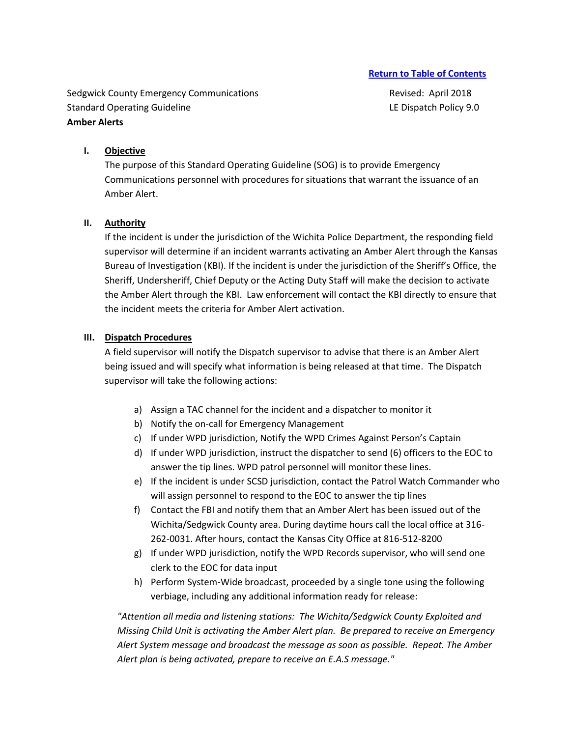[Return to Table of Contents](#)

Sedgwick County Emergency Communications — Revised: April 2018
Standard Operating Guideline — LE Dispatch Policy 9.0
**Amber Alerts**

## I. Objective

The purpose of this Standard Operating Guideline (SOG) is to provide Emergency Communications personnel with procedures for situations that warrant the issuance of an Amber Alert.

## II. Authority

If the incident is under the jurisdiction of the Wichita Police Department, the responding field supervisor will determine if an incident warrants activating an Amber Alert through the Kansas Bureau of Investigation (KBI). If the incident is under the jurisdiction of the Sheriff's Office, the Sheriff, Undersheriff, Chief Deputy or the Acting Duty Staff will make the decision to activate the Amber Alert through the KBI. Law enforcement will contact the KBI directly to ensure that the incident meets the criteria for Amber Alert activation.

## III. Dispatch Procedures

A field supervisor will notify the Dispatch supervisor to advise that there is an Amber Alert being issued and will specify what information is being released at that time. The Dispatch supervisor will take the following actions:

a) Assign a TAC channel for the incident and a dispatcher to monitor it
b) Notify the on-call for Emergency Management
c) If under WPD jurisdiction, Notify the WPD Crimes Against Person's Captain
d) If under WPD jurisdiction, instruct the dispatcher to send (6) officers to the EOC to answer the tip lines. WPD patrol personnel will monitor these lines.
e) If the incident is under SCSD jurisdiction, contact the Patrol Watch Commander who will assign personnel to respond to the EOC to answer the tip lines
f) Contact the FBI and notify them that an Amber Alert has been issued out of the Wichita/Sedgwick County area. During daytime hours call the local office at 316-262-0031. After hours, contact the Kansas City Office at 816-512-8200
g) If under WPD jurisdiction, notify the WPD Records supervisor, who will send one clerk to the EOC for data input
h) Perform System-Wide broadcast, proceeded by a single tone using the following verbiage, including any additional information ready for release:

*"Attention all media and listening stations: The Wichita/Sedgwick County Exploited and Missing Child Unit is activating the Amber Alert plan. Be prepared to receive an Emergency Alert System message and broadcast the message as soon as possible. Repeat. The Amber Alert plan is being activated, prepare to receive an E.A.S message."*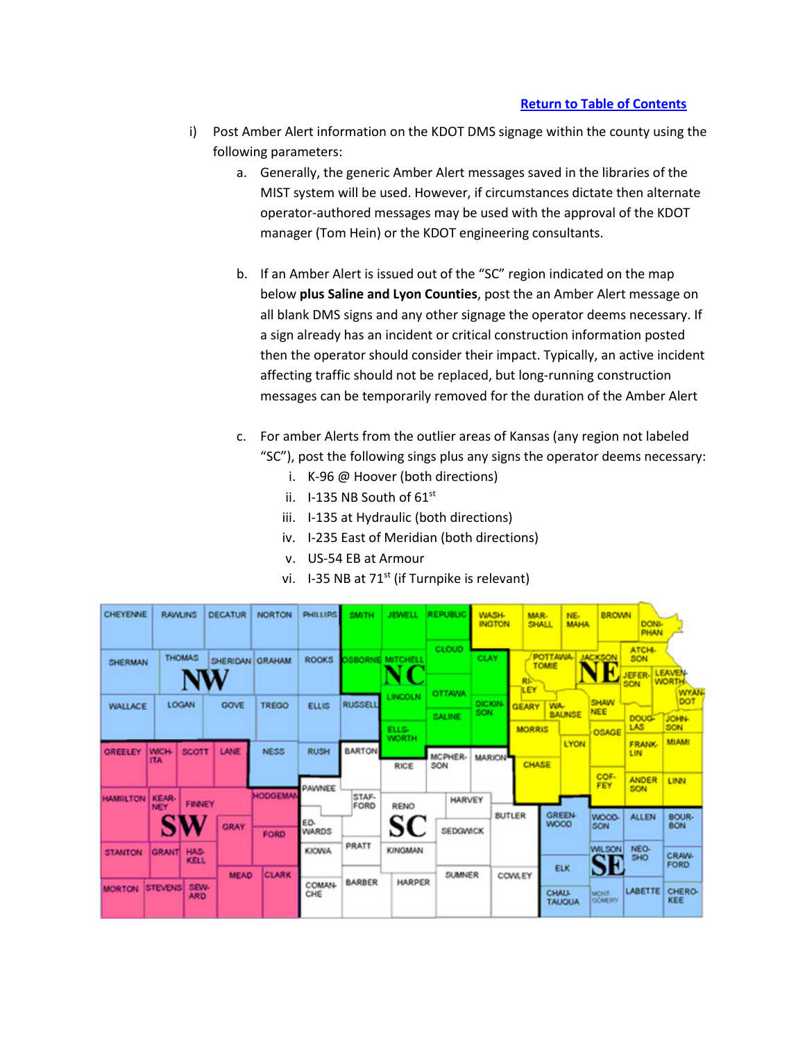[Return to Table of Contents]

i) Post Amber Alert information on the KDOT DMS signage within the county using the following parameters:

   a. Generally, the generic Amber Alert messages saved in the libraries of the MIST system will be used. However, if circumstances dictate then alternate operator-authored messages may be used with the approval of the KDOT manager (Tom Hein) or the KDOT engineering consultants.

   b. If an Amber Alert is issued out of the "SC" region indicated on the map below **plus Saline and Lyon Counties**, post the an Amber Alert message on all blank DMS signs and any other signage the operator deems necessary. If a sign already has an incident or critical construction information posted then the operator should consider their impact. Typically, an active incident affecting traffic should not be replaced, but long-running construction messages can be temporarily removed for the duration of the Amber Alert

   c. For amber Alerts from the outlier areas of Kansas (any region not labeled "SC"), post the following sings plus any signs the operator deems necessary:

      i. K-96 @ Hoover (both directions)
      ii. I-135 NB South of 61st
      iii. I-135 at Hydraulic (both directions)
      iv. I-235 East of Meridian (both directions)
      v. US-54 EB at Armour
      vi. I-35 NB at 71st (if Turnpike is relevant)

CHEYENNE RAWLINS DECATUR NORTON PHILLIPS SMITH JEWELL REPUBLIC WASHINGTON MARSHALL NEMAHA BROWN DONIPHAN

SHERMAN THOMAS SHERIDAN GRAHAM ROOKS OSBORNE MITCHELL CLOUD CLAY POTTAWATOMIE JACKSON ATCHISON JEFFERSON LEAVENWORTH RILEY WYANDOT

NW NC NE

WALLACE LOGAN GOVE TREGO ELLIS RUSSELL LINCOLN OTTAWA DICKINSON GEARY WABAUNSEE SHAWNEE DOUGLAS JOHNSON SALINE ELLSWORTH MORRIS OSAGE

GREELEY WICHITA SCOTT LANE NESS RUSH BARTON RICE MCPHERSON MARION CHASE LYON FRANKLIN MIAMI

HAMILTON KEARNEY FINNEY HODGEMAN PAWNEE STAFFORD RENO HARVEY COFFEY ANDERSON LINN

SW SC SE

GRAY FORD EDWARDS SEDGWICK BUTLER GREENWOOD WOODSON ALLEN BOURBON

STANTON GRANT HASKELL KIOWA PRATT KINGMAN WILSON NEOSHO CRAWFORD

MEAD CLARK SUMNER COWLEY ELK

MORTON STEVENS SEWARD COMANCHE BARBER HARPER CHAUTAUQUA MONTGOMERY LABETTE CHEROKEE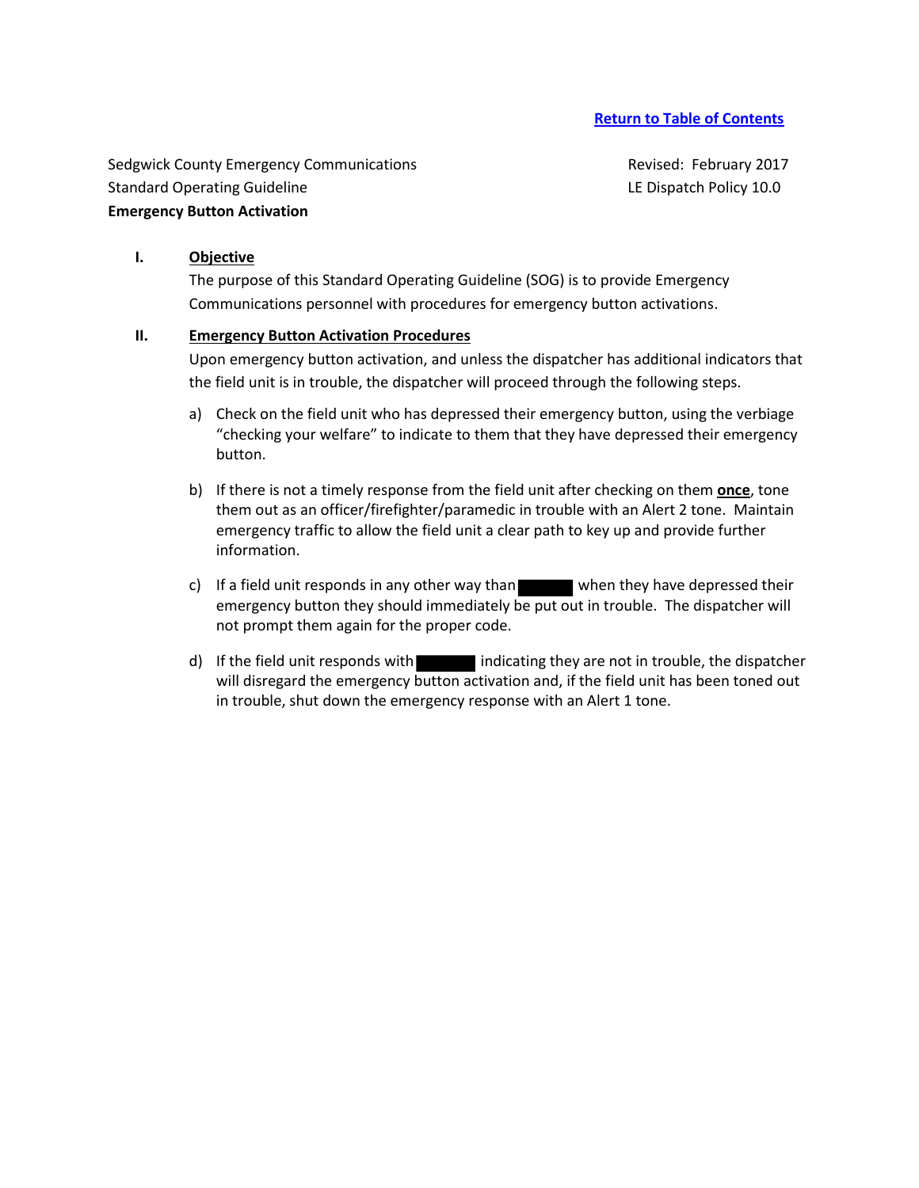[Return to Table of Contents](#)

Sedgwick County Emergency Communications
Standard Operating Guideline
**Emergency Button Activation**

Revised: February 2017
LE Dispatch Policy 10.0

I. **Objective**

The purpose of this Standard Operating Guideline (SOG) is to provide Emergency Communications personnel with procedures for emergency button activations.

II. **Emergency Button Activation Procedures**

Upon emergency button activation, and unless the dispatcher has additional indicators that the field unit is in trouble, the dispatcher will proceed through the following steps.

a) Check on the field unit who has depressed their emergency button, using the verbiage "checking your welfare" to indicate to them that they have depressed their emergency button.

b) If there is not a timely response from the field unit after checking on them **once**, tone them out as an officer/firefighter/paramedic in trouble with an Alert 2 tone. Maintain emergency traffic to allow the field unit a clear path to key up and provide further information.

c) If a field unit responds in any other way than [REDACTED] when they have depressed their emergency button they should immediately be put out in trouble. The dispatcher will not prompt them again for the proper code.

d) If the field unit responds with [REDACTED] indicating they are not in trouble, the dispatcher will disregard the emergency button activation and, if the field unit has been toned out in trouble, shut down the emergency response with an Alert 1 tone.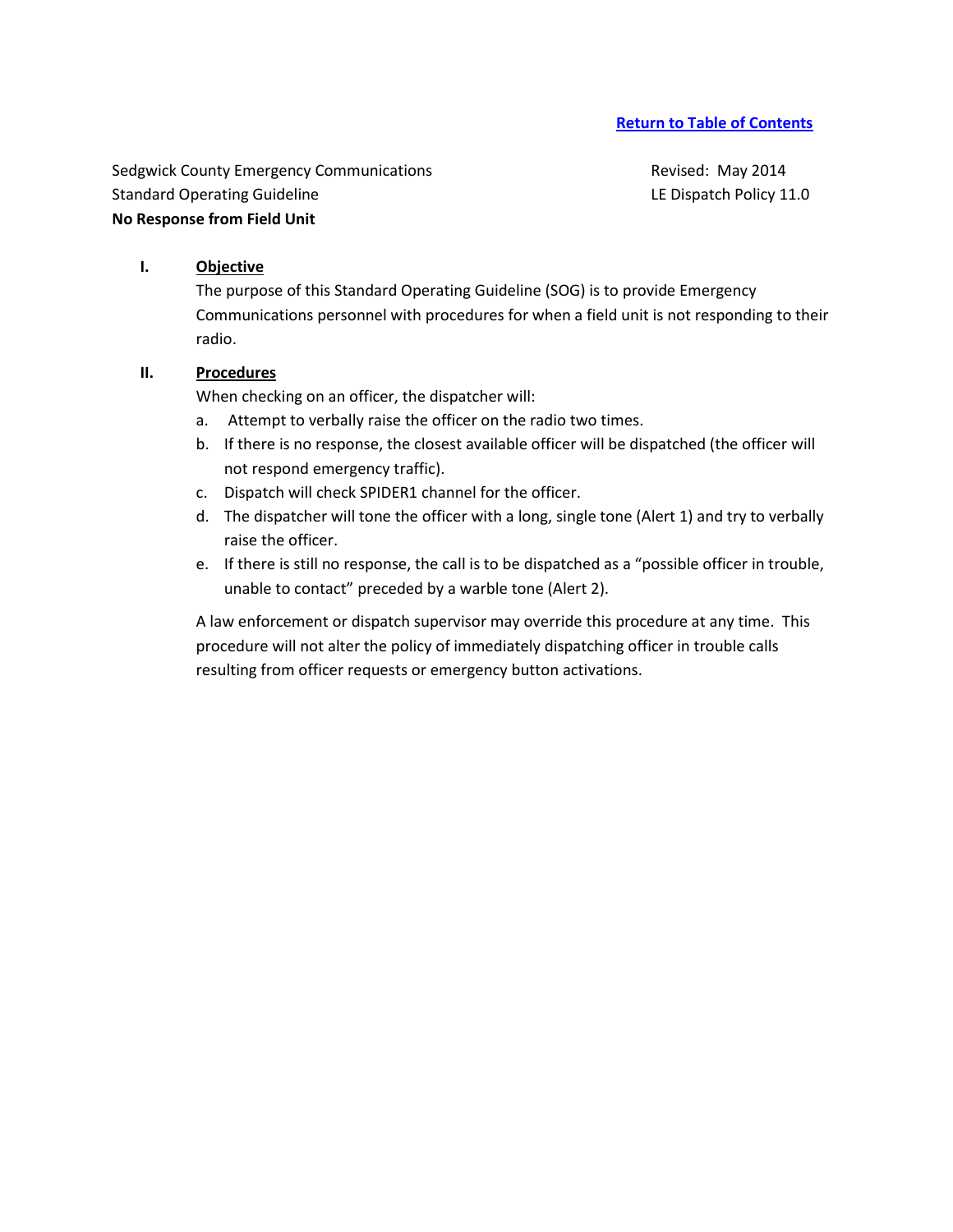[Return to Table of Contents]

Sedgwick County Emergency Communications
Standard Operating Guideline
**No Response from Field Unit**

Revised: May 2014
LE Dispatch Policy 11.0

## I. Objective

The purpose of this Standard Operating Guideline (SOG) is to provide Emergency Communications personnel with procedures for when a field unit is not responding to their radio.

## II. Procedures

When checking on an officer, the dispatcher will:

a. Attempt to verbally raise the officer on the radio two times.
b. If there is no response, the closest available officer will be dispatched (the officer will not respond emergency traffic).
c. Dispatch will check SPIDER1 channel for the officer.
d. The dispatcher will tone the officer with a long, single tone (Alert 1) and try to verbally raise the officer.
e. If there is still no response, the call is to be dispatched as a "possible officer in trouble, unable to contact" preceded by a warble tone (Alert 2).

A law enforcement or dispatch supervisor may override this procedure at any time. This procedure will not alter the policy of immediately dispatching officer in trouble calls resulting from officer requests or emergency button activations.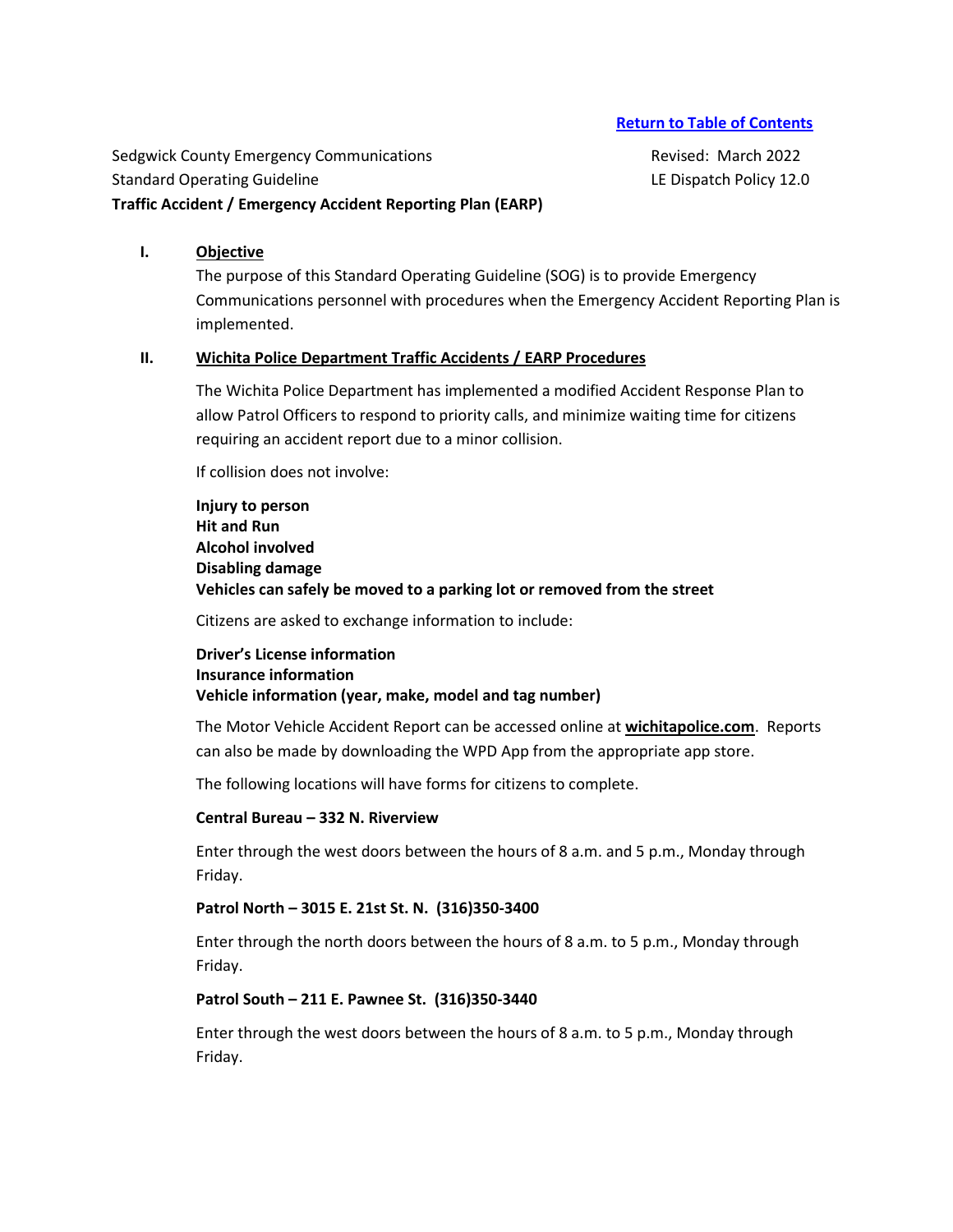[Return to Table of Contents](#)

Sedgwick County Emergency Communications  
Standard Operating Guideline  
**Traffic Accident / Emergency Accident Reporting Plan (EARP)**

Revised: March 2022  
LE Dispatch Policy 12.0

## I. <u>Objective</u>

The purpose of this Standard Operating Guideline (SOG) is to provide Emergency Communications personnel with procedures when the Emergency Accident Reporting Plan is implemented.

## II. <u>Wichita Police Department Traffic Accidents / EARP Procedures</u>

The Wichita Police Department has implemented a modified Accident Response Plan to allow Patrol Officers to respond to priority calls, and minimize waiting time for citizens requiring an accident report due to a minor collision.

If collision does not involve:

**Injury to person**  
**Hit and Run**  
**Alcohol involved**  
**Disabling damage**  
**Vehicles can safely be moved to a parking lot or removed from the street**

Citizens are asked to exchange information to include:

**Driver's License information**  
**Insurance information**  
**Vehicle information (year, make, model and tag number)**

The Motor Vehicle Accident Report can be accessed online at **<u>wichitapolice.com</u>**. Reports can also be made by downloading the WPD App from the appropriate app store.

The following locations will have forms for citizens to complete.

**Central Bureau – 332 N. Riverview**

Enter through the west doors between the hours of 8 a.m. and 5 p.m., Monday through Friday.

**Patrol North – 3015 E. 21st St. N. (316)350-3400**

Enter through the north doors between the hours of 8 a.m. to 5 p.m., Monday through Friday.

**Patrol South – 211 E. Pawnee St. (316)350-3440**

Enter through the west doors between the hours of 8 a.m. to 5 p.m., Monday through Friday.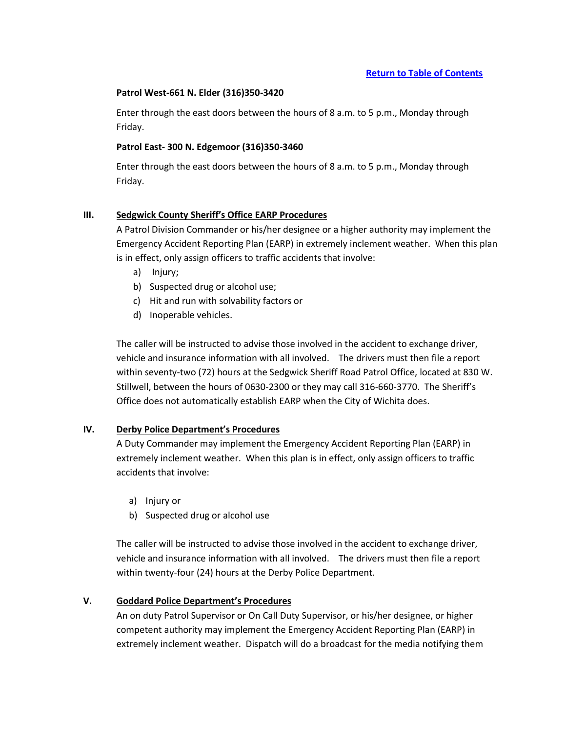[Return to Table of Contents]

**Patrol West-661 N. Elder (316)350-3420**

Enter through the east doors between the hours of 8 a.m. to 5 p.m., Monday through Friday.

**Patrol East- 300 N. Edgemoor (316)350-3460**

Enter through the east doors between the hours of 8 a.m. to 5 p.m., Monday through Friday.

## III. Sedgwick County Sheriff's Office EARP Procedures

A Patrol Division Commander or his/her designee or a higher authority may implement the Emergency Accident Reporting Plan (EARP) in extremely inclement weather. When this plan is in effect, only assign officers to traffic accidents that involve:

a) Injury;
b) Suspected drug or alcohol use;
c) Hit and run with solvability factors or
d) Inoperable vehicles.

The caller will be instructed to advise those involved in the accident to exchange driver, vehicle and insurance information with all involved. The drivers must then file a report within seventy-two (72) hours at the Sedgwick Sheriff Road Patrol Office, located at 830 W. Stillwell, between the hours of 0630-2300 or they may call 316-660-3770. The Sheriff's Office does not automatically establish EARP when the City of Wichita does.

## IV. Derby Police Department's Procedures

A Duty Commander may implement the Emergency Accident Reporting Plan (EARP) in extremely inclement weather. When this plan is in effect, only assign officers to traffic accidents that involve:

a) Injury or
b) Suspected drug or alcohol use

The caller will be instructed to advise those involved in the accident to exchange driver, vehicle and insurance information with all involved. The drivers must then file a report within twenty-four (24) hours at the Derby Police Department.

## V. Goddard Police Department's Procedures

An on duty Patrol Supervisor or On Call Duty Supervisor, or his/her designee, or higher competent authority may implement the Emergency Accident Reporting Plan (EARP) in extremely inclement weather. Dispatch will do a broadcast for the media notifying them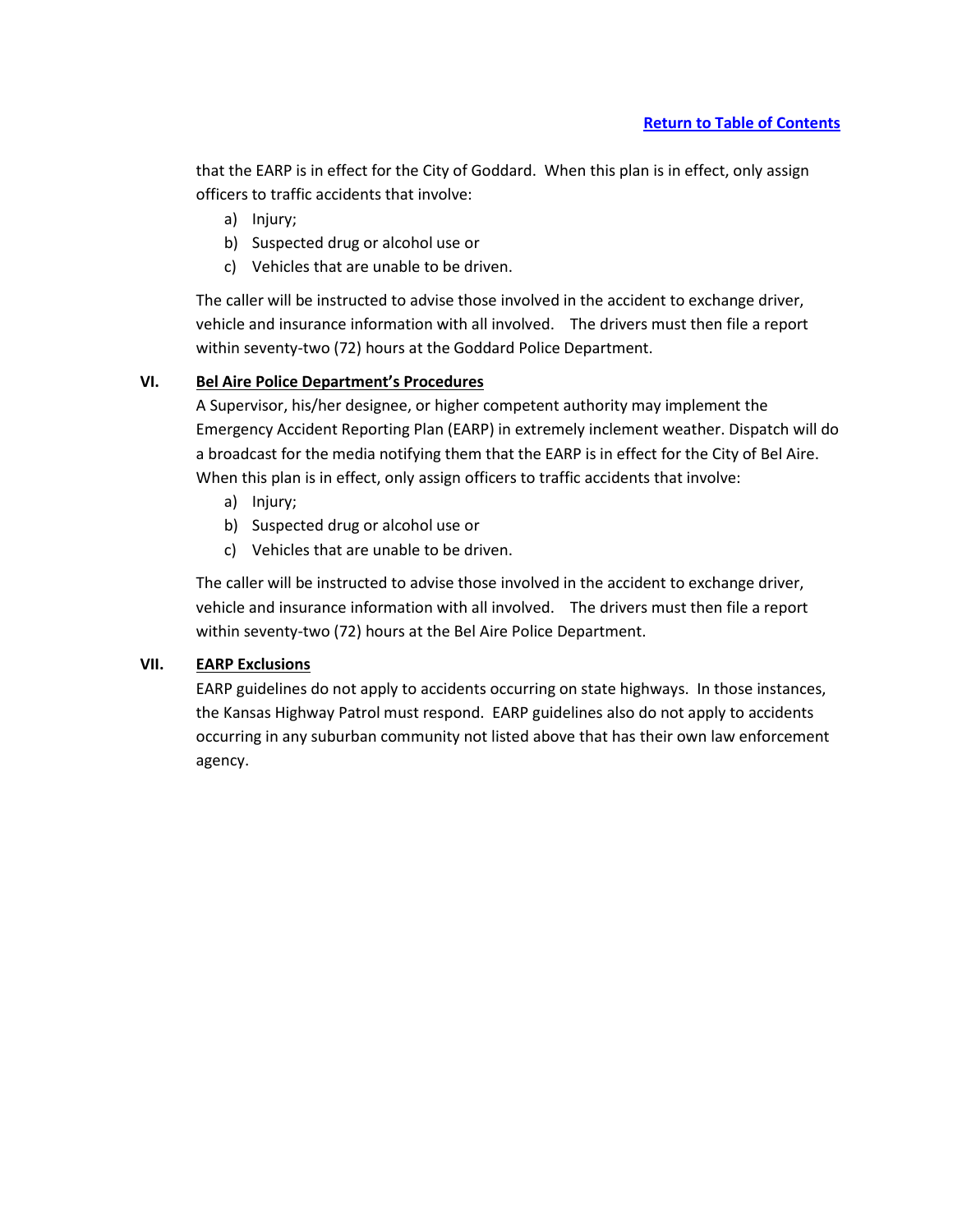that the EARP is in effect for the City of Goddard. When this plan is in effect, only assign officers to traffic accidents that involve:

a) Injury;
b) Suspected drug or alcohol use or
c) Vehicles that are unable to be driven.

The caller will be instructed to advise those involved in the accident to exchange driver, vehicle and insurance information with all involved. The drivers must then file a report within seventy-two (72) hours at the Goddard Police Department.

## VI. Bel Aire Police Department's Procedures

A Supervisor, his/her designee, or higher competent authority may implement the Emergency Accident Reporting Plan (EARP) in extremely inclement weather. Dispatch will do a broadcast for the media notifying them that the EARP is in effect for the City of Bel Aire. When this plan is in effect, only assign officers to traffic accidents that involve:

a) Injury;
b) Suspected drug or alcohol use or
c) Vehicles that are unable to be driven.

The caller will be instructed to advise those involved in the accident to exchange driver, vehicle and insurance information with all involved. The drivers must then file a report within seventy-two (72) hours at the Bel Aire Police Department.

## VII. EARP Exclusions

EARP guidelines do not apply to accidents occurring on state highways. In those instances, the Kansas Highway Patrol must respond. EARP guidelines also do not apply to accidents occurring in any suburban community not listed above that has their own law enforcement agency.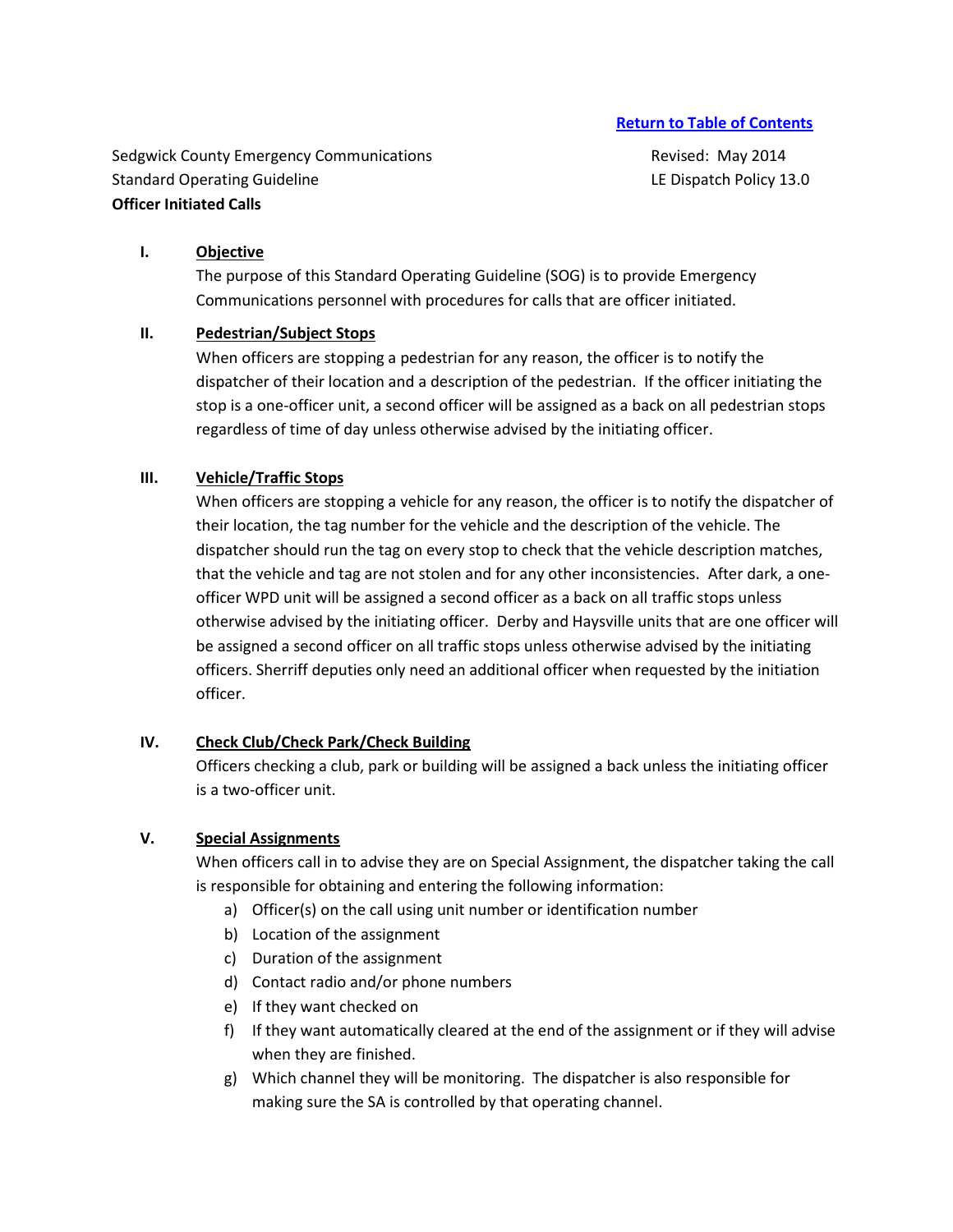[Return to Table of Contents]

Sedgwick County Emergency Communications
Standard Operating Guideline
**Officer Initiated Calls**

Revised: May 2014
LE Dispatch Policy 13.0

## I. Objective

The purpose of this Standard Operating Guideline (SOG) is to provide Emergency Communications personnel with procedures for calls that are officer initiated.

## II. Pedestrian/Subject Stops

When officers are stopping a pedestrian for any reason, the officer is to notify the dispatcher of their location and a description of the pedestrian. If the officer initiating the stop is a one-officer unit, a second officer will be assigned as a back on all pedestrian stops regardless of time of day unless otherwise advised by the initiating officer.

## III. Vehicle/Traffic Stops

When officers are stopping a vehicle for any reason, the officer is to notify the dispatcher of their location, the tag number for the vehicle and the description of the vehicle. The dispatcher should run the tag on every stop to check that the vehicle description matches, that the vehicle and tag are not stolen and for any other inconsistencies. After dark, a one-officer WPD unit will be assigned a second officer as a back on all traffic stops unless otherwise advised by the initiating officer. Derby and Haysville units that are one officer will be assigned a second officer on all traffic stops unless otherwise advised by the initiating officers. Sherriff deputies only need an additional officer when requested by the initiation officer.

## IV. Check Club/Check Park/Check Building

Officers checking a club, park or building will be assigned a back unless the initiating officer is a two-officer unit.

## V. Special Assignments

When officers call in to advise they are on Special Assignment, the dispatcher taking the call is responsible for obtaining and entering the following information:

a) Officer(s) on the call using unit number or identification number
b) Location of the assignment
c) Duration of the assignment
d) Contact radio and/or phone numbers
e) If they want checked on
f) If they want automatically cleared at the end of the assignment or if they will advise when they are finished.
g) Which channel they will be monitoring. The dispatcher is also responsible for making sure the SA is controlled by that operating channel.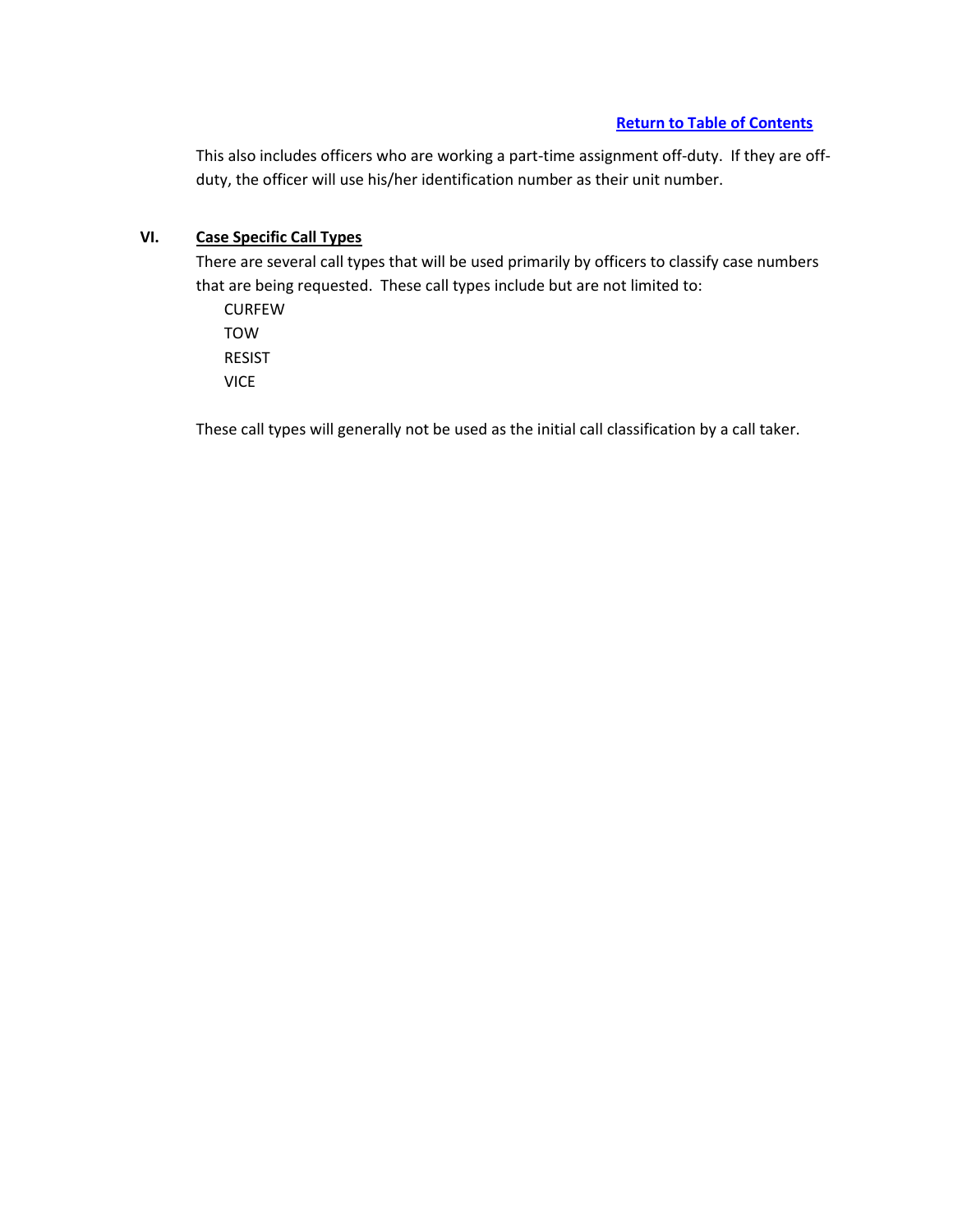Return to Table of Contents

This also includes officers who are working a part-time assignment off-duty. If they are off-duty, the officer will use his/her identification number as their unit number.

## VI. Case Specific Call Types

There are several call types that will be used primarily by officers to classify case numbers that are being requested. These call types include but are not limited to:

CURFEW
TOW
RESIST
VICE

These call types will generally not be used as the initial call classification by a call taker.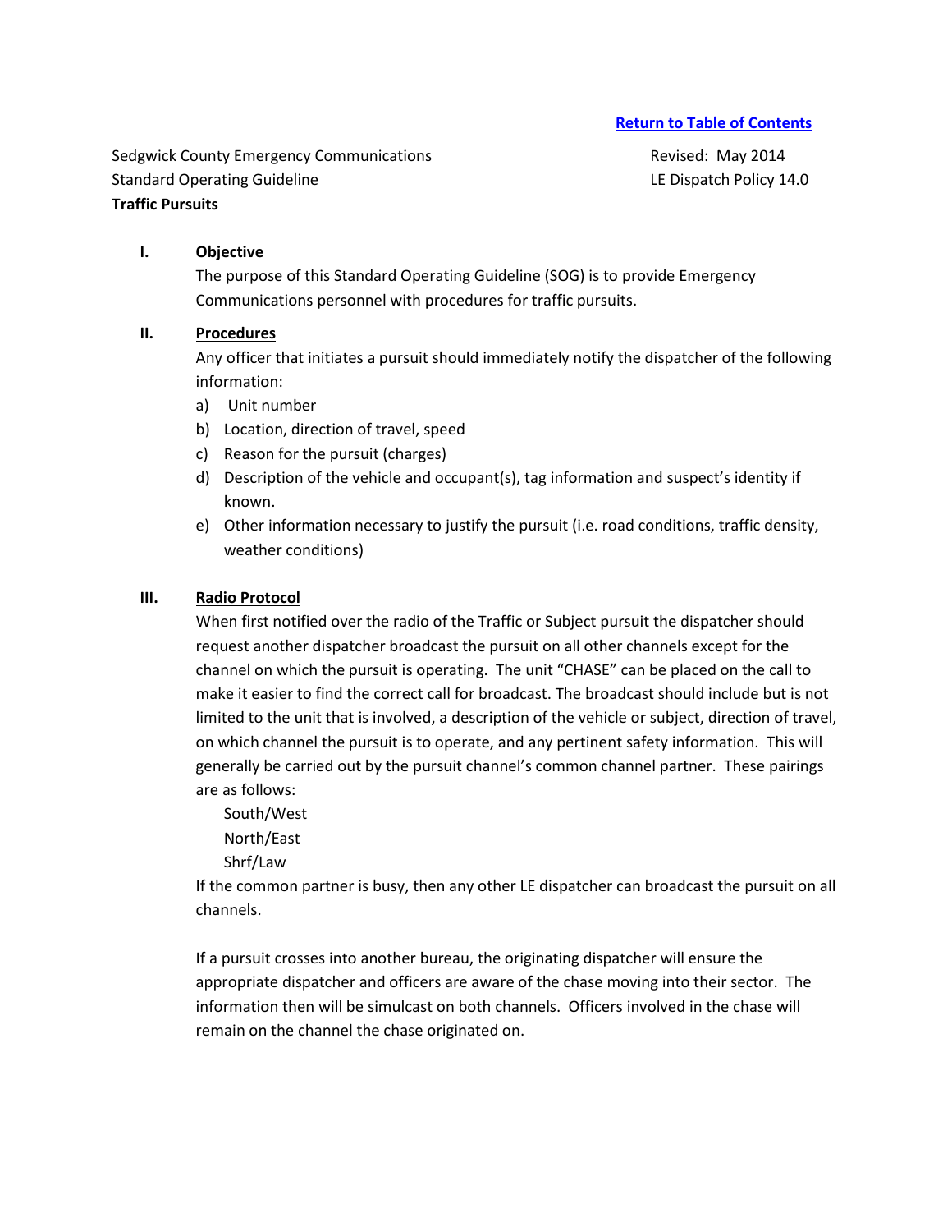[Return to Table of Contents]

Sedgwick County Emergency Communications
Standard Operating Guideline
**Traffic Pursuits**

Revised: May 2014
LE Dispatch Policy 14.0

## I. Objective

The purpose of this Standard Operating Guideline (SOG) is to provide Emergency Communications personnel with procedures for traffic pursuits.

## II. Procedures

Any officer that initiates a pursuit should immediately notify the dispatcher of the following information:

a) Unit number
b) Location, direction of travel, speed
c) Reason for the pursuit (charges)
d) Description of the vehicle and occupant(s), tag information and suspect's identity if known.
e) Other information necessary to justify the pursuit (i.e. road conditions, traffic density, weather conditions)

## III. Radio Protocol

When first notified over the radio of the Traffic or Subject pursuit the dispatcher should request another dispatcher broadcast the pursuit on all other channels except for the channel on which the pursuit is operating. The unit "CHASE" can be placed on the call to make it easier to find the correct call for broadcast. The broadcast should include but is not limited to the unit that is involved, a description of the vehicle or subject, direction of travel, on which channel the pursuit is to operate, and any pertinent safety information. This will generally be carried out by the pursuit channel's common channel partner. These pairings are as follows:

South/West
North/East
Shrf/Law

If the common partner is busy, then any other LE dispatcher can broadcast the pursuit on all channels.

If a pursuit crosses into another bureau, the originating dispatcher will ensure the appropriate dispatcher and officers are aware of the chase moving into their sector. The information then will be simulcast on both channels. Officers involved in the chase will remain on the channel the chase originated on.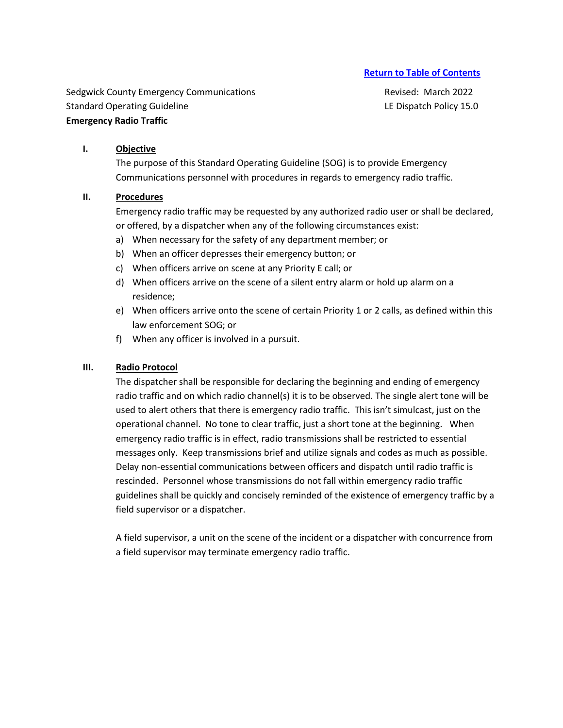[Return to Table of Contents]

Sedgwick County Emergency Communications
Standard Operating Guideline
**Emergency Radio Traffic**

Revised: March 2022
LE Dispatch Policy 15.0

## I. Objective

The purpose of this Standard Operating Guideline (SOG) is to provide Emergency Communications personnel with procedures in regards to emergency radio traffic.

## II. Procedures

Emergency radio traffic may be requested by any authorized radio user or shall be declared, or offered, by a dispatcher when any of the following circumstances exist:

a) When necessary for the safety of any department member; or
b) When an officer depresses their emergency button; or
c) When officers arrive on scene at any Priority E call; or
d) When officers arrive on the scene of a silent entry alarm or hold up alarm on a residence;
e) When officers arrive onto the scene of certain Priority 1 or 2 calls, as defined within this law enforcement SOG; or
f) When any officer is involved in a pursuit.

## III. Radio Protocol

The dispatcher shall be responsible for declaring the beginning and ending of emergency radio traffic and on which radio channel(s) it is to be observed. The single alert tone will be used to alert others that there is emergency radio traffic. This isn't simulcast, just on the operational channel. No tone to clear traffic, just a short tone at the beginning. When emergency radio traffic is in effect, radio transmissions shall be restricted to essential messages only. Keep transmissions brief and utilize signals and codes as much as possible. Delay non-essential communications between officers and dispatch until radio traffic is rescinded. Personnel whose transmissions do not fall within emergency radio traffic guidelines shall be quickly and concisely reminded of the existence of emergency traffic by a field supervisor or a dispatcher.

A field supervisor, a unit on the scene of the incident or a dispatcher with concurrence from a field supervisor may terminate emergency radio traffic.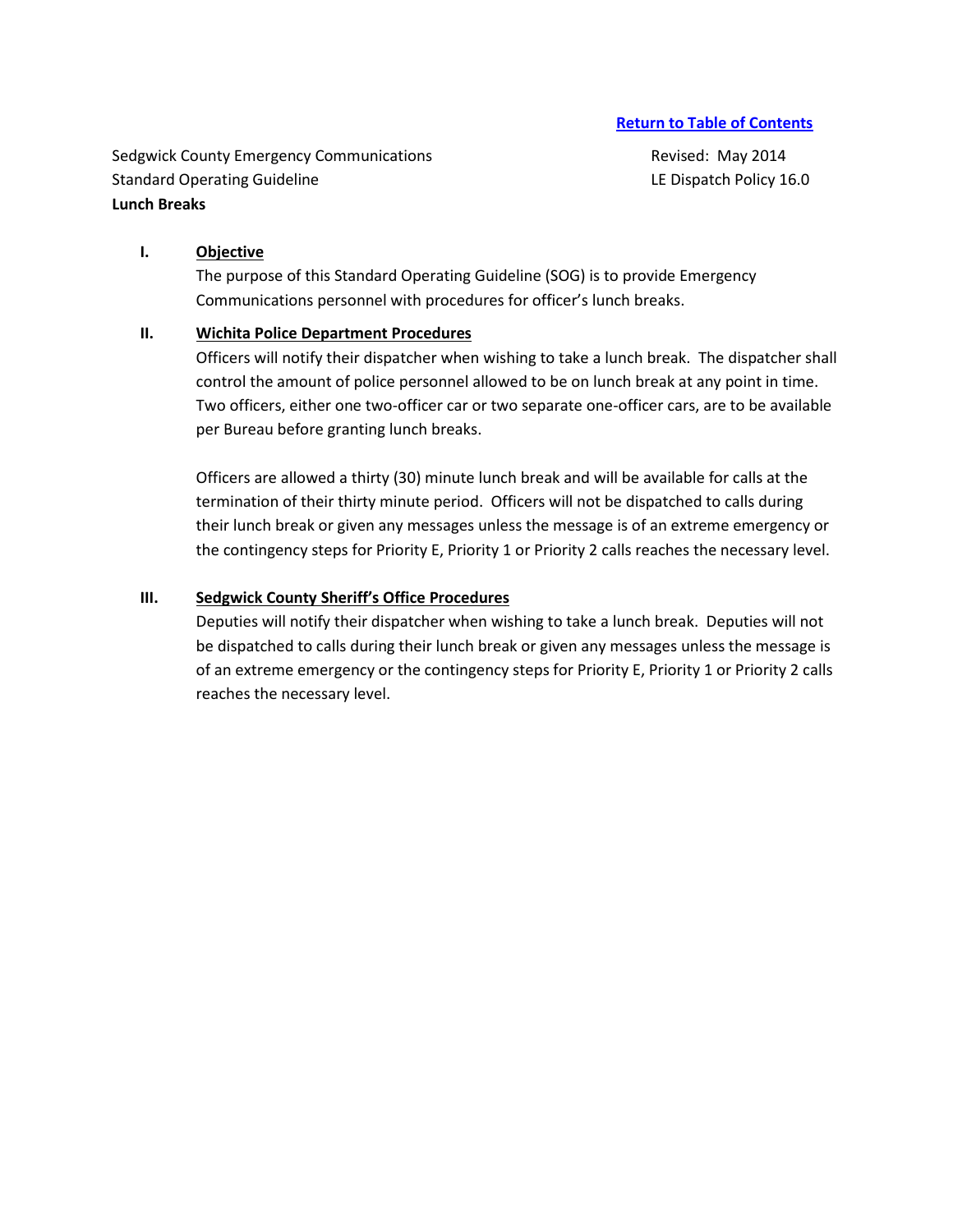[Return to Table of Contents]

Sedgwick County Emergency Communications
Standard Operating Guideline
**Lunch Breaks**

Revised: May 2014
LE Dispatch Policy 16.0

## I. Objective

The purpose of this Standard Operating Guideline (SOG) is to provide Emergency Communications personnel with procedures for officer's lunch breaks.

## II. Wichita Police Department Procedures

Officers will notify their dispatcher when wishing to take a lunch break. The dispatcher shall control the amount of police personnel allowed to be on lunch break at any point in time. Two officers, either one two-officer car or two separate one-officer cars, are to be available per Bureau before granting lunch breaks.

Officers are allowed a thirty (30) minute lunch break and will be available for calls at the termination of their thirty minute period. Officers will not be dispatched to calls during their lunch break or given any messages unless the message is of an extreme emergency or the contingency steps for Priority E, Priority 1 or Priority 2 calls reaches the necessary level.

## III. Sedgwick County Sheriff's Office Procedures

Deputies will notify their dispatcher when wishing to take a lunch break. Deputies will not be dispatched to calls during their lunch break or given any messages unless the message is of an extreme emergency or the contingency steps for Priority E, Priority 1 or Priority 2 calls reaches the necessary level.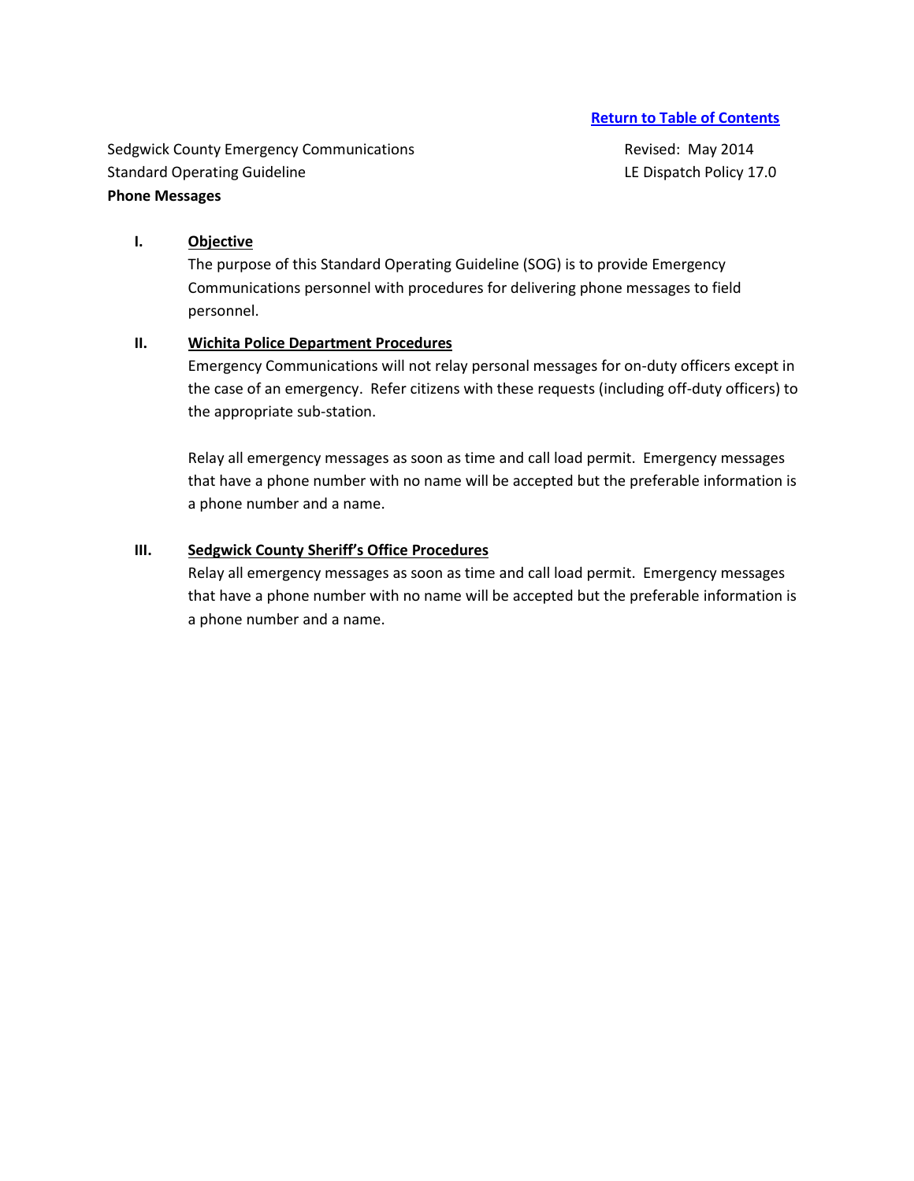[Return to Table of Contents]

Sedgwick County Emergency Communications
Standard Operating Guideline
**Phone Messages**

Revised: May 2014
LE Dispatch Policy 17.0

## I. Objective

The purpose of this Standard Operating Guideline (SOG) is to provide Emergency Communications personnel with procedures for delivering phone messages to field personnel.

## II. Wichita Police Department Procedures

Emergency Communications will not relay personal messages for on-duty officers except in the case of an emergency. Refer citizens with these requests (including off-duty officers) to the appropriate sub-station.

Relay all emergency messages as soon as time and call load permit. Emergency messages that have a phone number with no name will be accepted but the preferable information is a phone number and a name.

## III. Sedgwick County Sheriff's Office Procedures

Relay all emergency messages as soon as time and call load permit. Emergency messages that have a phone number with no name will be accepted but the preferable information is a phone number and a name.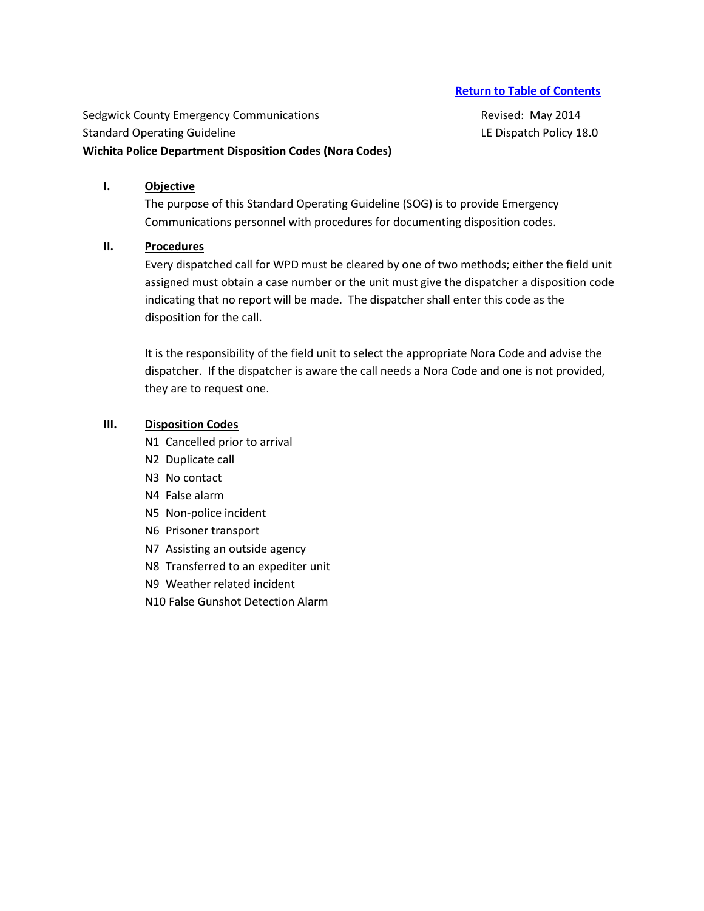[Return to Table of Contents]

Sedgwick County Emergency Communications
Standard Operating Guideline
**Wichita Police Department Disposition Codes (Nora Codes)**

Revised: May 2014
LE Dispatch Policy 18.0

## I. Objective

The purpose of this Standard Operating Guideline (SOG) is to provide Emergency Communications personnel with procedures for documenting disposition codes.

## II. Procedures

Every dispatched call for WPD must be cleared by one of two methods; either the field unit assigned must obtain a case number or the unit must give the dispatcher a disposition code indicating that no report will be made. The dispatcher shall enter this code as the disposition for the call.

It is the responsibility of the field unit to select the appropriate Nora Code and advise the dispatcher. If the dispatcher is aware the call needs a Nora Code and one is not provided, they are to request one.

## III. Disposition Codes

N1 Cancelled prior to arrival
N2 Duplicate call
N3 No contact
N4 False alarm
N5 Non-police incident
N6 Prisoner transport
N7 Assisting an outside agency
N8 Transferred to an expediter unit
N9 Weather related incident
N10 False Gunshot Detection Alarm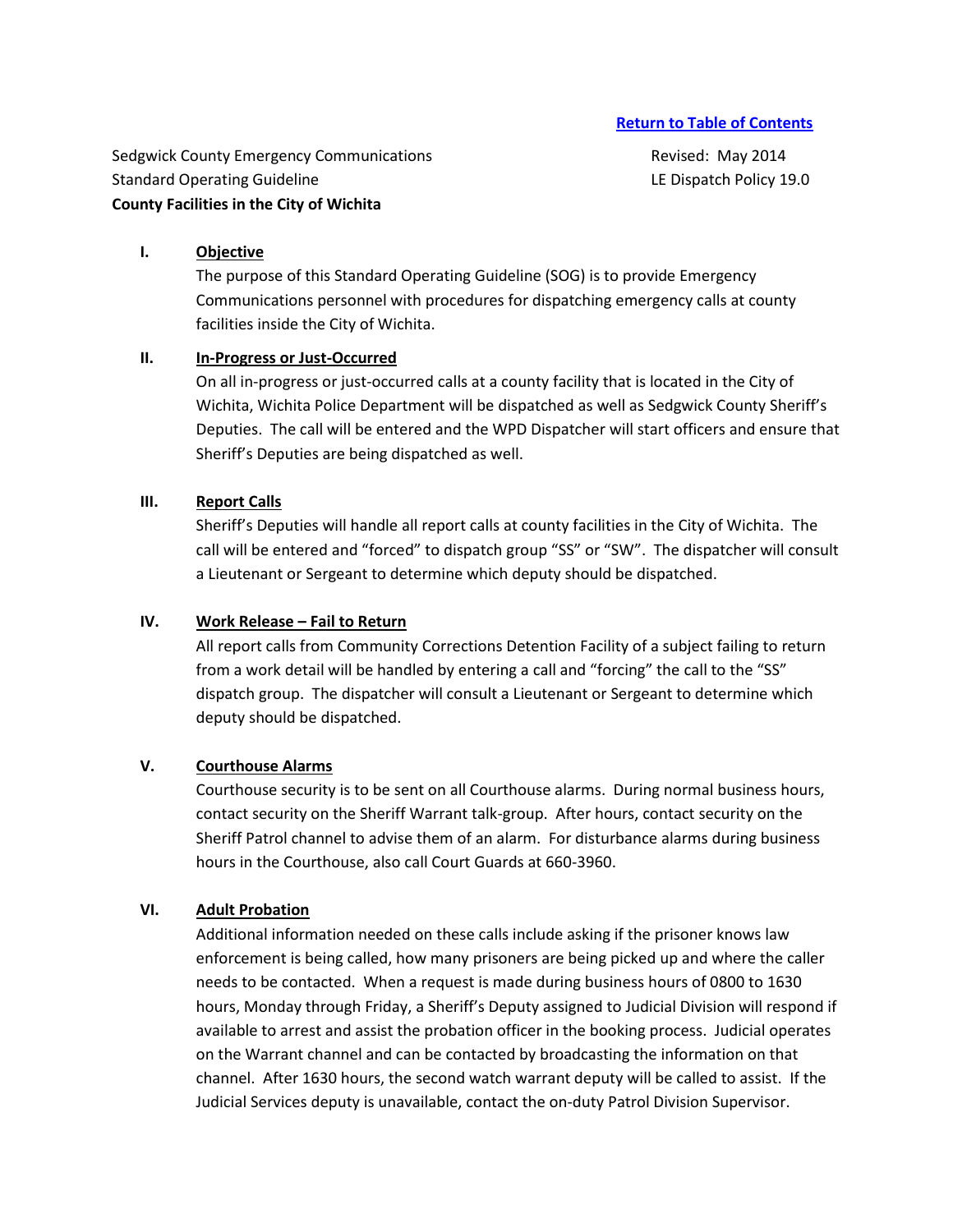[Return to Table of Contents]

Sedgwick County Emergency Communications
Standard Operating Guideline
**County Facilities in the City of Wichita**

Revised: May 2014
LE Dispatch Policy 19.0

## I. Objective

The purpose of this Standard Operating Guideline (SOG) is to provide Emergency Communications personnel with procedures for dispatching emergency calls at county facilities inside the City of Wichita.

## II. In-Progress or Just-Occurred

On all in-progress or just-occurred calls at a county facility that is located in the City of Wichita, Wichita Police Department will be dispatched as well as Sedgwick County Sheriff's Deputies. The call will be entered and the WPD Dispatcher will start officers and ensure that Sheriff's Deputies are being dispatched as well.

## III. Report Calls

Sheriff's Deputies will handle all report calls at county facilities in the City of Wichita. The call will be entered and "forced" to dispatch group "SS" or "SW". The dispatcher will consult a Lieutenant or Sergeant to determine which deputy should be dispatched.

## IV. Work Release – Fail to Return

All report calls from Community Corrections Detention Facility of a subject failing to return from a work detail will be handled by entering a call and "forcing" the call to the "SS" dispatch group. The dispatcher will consult a Lieutenant or Sergeant to determine which deputy should be dispatched.

## V. Courthouse Alarms

Courthouse security is to be sent on all Courthouse alarms. During normal business hours, contact security on the Sheriff Warrant talk-group. After hours, contact security on the Sheriff Patrol channel to advise them of an alarm. For disturbance alarms during business hours in the Courthouse, also call Court Guards at 660-3960.

## VI. Adult Probation

Additional information needed on these calls include asking if the prisoner knows law enforcement is being called, how many prisoners are being picked up and where the caller needs to be contacted. When a request is made during business hours of 0800 to 1630 hours, Monday through Friday, a Sheriff's Deputy assigned to Judicial Division will respond if available to arrest and assist the probation officer in the booking process. Judicial operates on the Warrant channel and can be contacted by broadcasting the information on that channel. After 1630 hours, the second watch warrant deputy will be called to assist. If the Judicial Services deputy is unavailable, contact the on-duty Patrol Division Supervisor.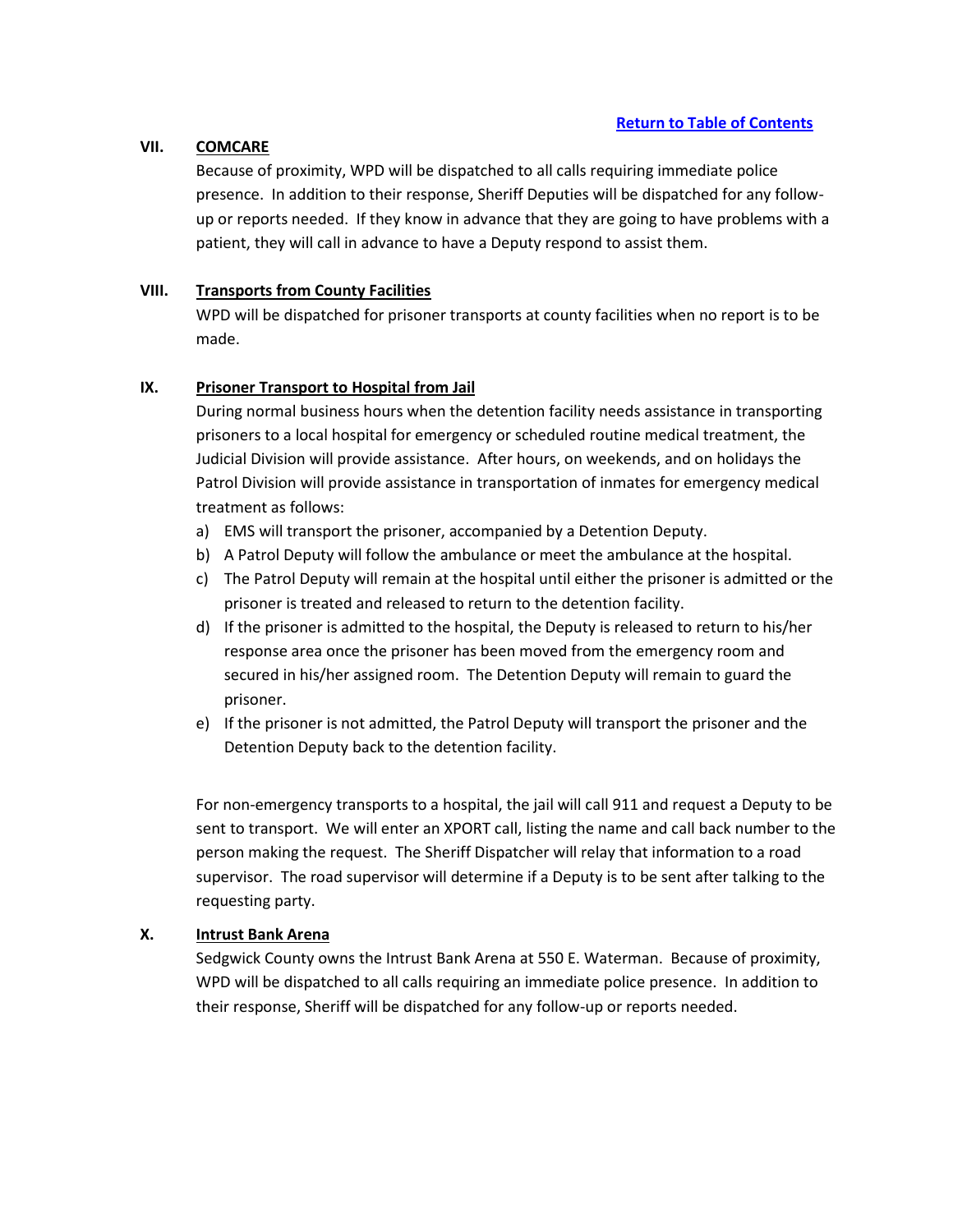[Return to Table of Contents]

## VII. COMCARE

Because of proximity, WPD will be dispatched to all calls requiring immediate police presence. In addition to their response, Sheriff Deputies will be dispatched for any follow-up or reports needed. If they know in advance that they are going to have problems with a patient, they will call in advance to have a Deputy respond to assist them.

## VIII. Transports from County Facilities

WPD will be dispatched for prisoner transports at county facilities when no report is to be made.

## IX. Prisoner Transport to Hospital from Jail

During normal business hours when the detention facility needs assistance in transporting prisoners to a local hospital for emergency or scheduled routine medical treatment, the Judicial Division will provide assistance. After hours, on weekends, and on holidays the Patrol Division will provide assistance in transportation of inmates for emergency medical treatment as follows:

a) EMS will transport the prisoner, accompanied by a Detention Deputy.
b) A Patrol Deputy will follow the ambulance or meet the ambulance at the hospital.
c) The Patrol Deputy will remain at the hospital until either the prisoner is admitted or the prisoner is treated and released to return to the detention facility.
d) If the prisoner is admitted to the hospital, the Deputy is released to return to his/her response area once the prisoner has been moved from the emergency room and secured in his/her assigned room. The Detention Deputy will remain to guard the prisoner.
e) If the prisoner is not admitted, the Patrol Deputy will transport the prisoner and the Detention Deputy back to the detention facility.

For non-emergency transports to a hospital, the jail will call 911 and request a Deputy to be sent to transport. We will enter an XPORT call, listing the name and call back number to the person making the request. The Sheriff Dispatcher will relay that information to a road supervisor. The road supervisor will determine if a Deputy is to be sent after talking to the requesting party.

## X. Intrust Bank Arena

Sedgwick County owns the Intrust Bank Arena at 550 E. Waterman. Because of proximity, WPD will be dispatched to all calls requiring an immediate police presence. In addition to their response, Sheriff will be dispatched for any follow-up or reports needed.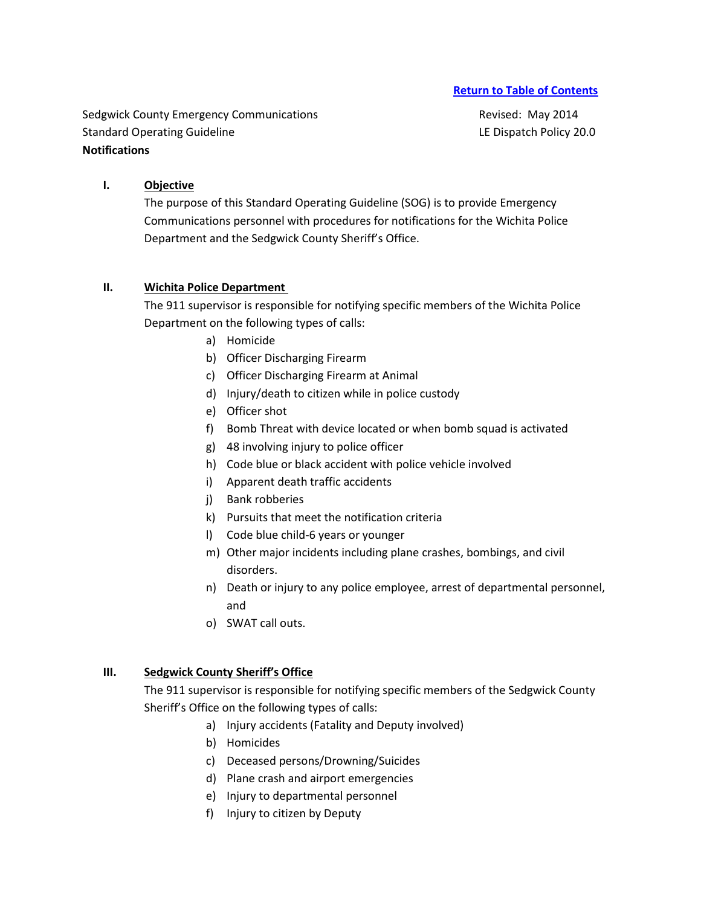[Return to Table of Contents]

Sedgwick County Emergency Communications
Standard Operating Guideline
**Notifications**

Revised: May 2014
LE Dispatch Policy 20.0

## I. Objective

The purpose of this Standard Operating Guideline (SOG) is to provide Emergency Communications personnel with procedures for notifications for the Wichita Police Department and the Sedgwick County Sheriff's Office.

## II. Wichita Police Department

The 911 supervisor is responsible for notifying specific members of the Wichita Police Department on the following types of calls:

a) Homicide
b) Officer Discharging Firearm
c) Officer Discharging Firearm at Animal
d) Injury/death to citizen while in police custody
e) Officer shot
f) Bomb Threat with device located or when bomb squad is activated
g) 48 involving injury to police officer
h) Code blue or black accident with police vehicle involved
i) Apparent death traffic accidents
j) Bank robberies
k) Pursuits that meet the notification criteria
l) Code blue child-6 years or younger
m) Other major incidents including plane crashes, bombings, and civil disorders.
n) Death or injury to any police employee, arrest of departmental personnel, and
o) SWAT call outs.

## III. Sedgwick County Sheriff's Office

The 911 supervisor is responsible for notifying specific members of the Sedgwick County Sheriff's Office on the following types of calls:

a) Injury accidents (Fatality and Deputy involved)
b) Homicides
c) Deceased persons/Drowning/Suicides
d) Plane crash and airport emergencies
e) Injury to departmental personnel
f) Injury to citizen by Deputy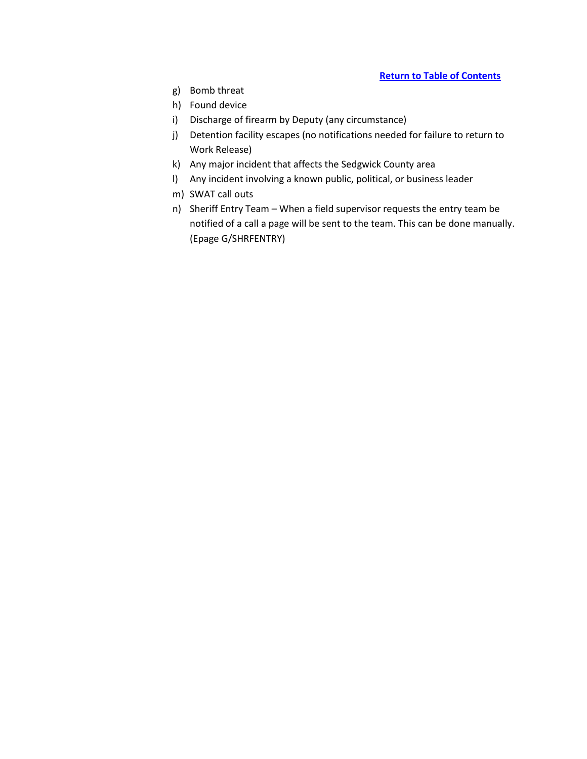[Return to Table of Contents]()

g) Bomb threat
h) Found device
i) Discharge of firearm by Deputy (any circumstance)
j) Detention facility escapes (no notifications needed for failure to return to Work Release)
k) Any major incident that affects the Sedgwick County area
l) Any incident involving a known public, political, or business leader
m) SWAT call outs
n) Sheriff Entry Team – When a field supervisor requests the entry team be notified of a call a page will be sent to the team. This can be done manually. (Epage G/SHRFENTRY)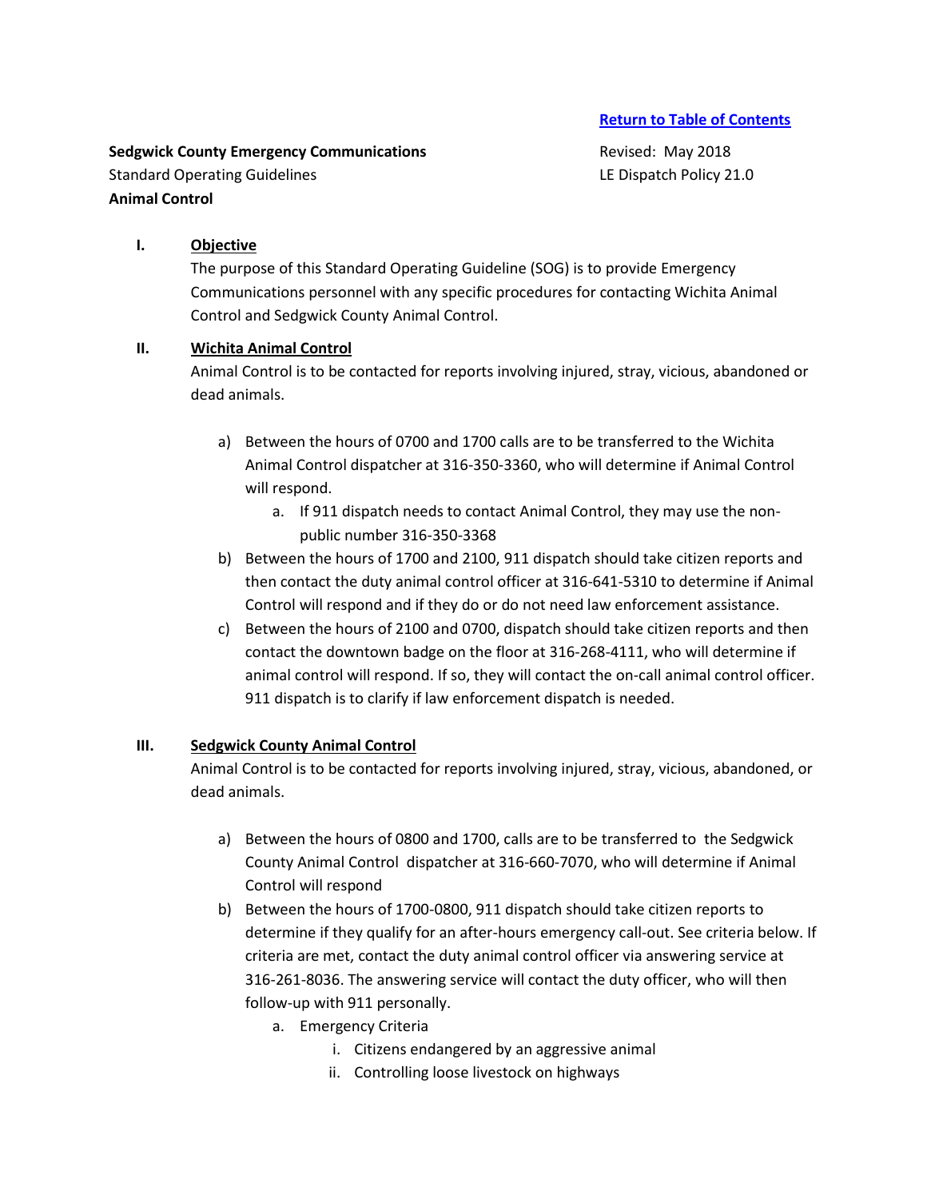[Return to Table of Contents](#)

**Sedgwick County Emergency Communications**
Standard Operating Guidelines
**Animal Control**

Revised: May 2018
LE Dispatch Policy 21.0

## I. Objective

The purpose of this Standard Operating Guideline (SOG) is to provide Emergency Communications personnel with any specific procedures for contacting Wichita Animal Control and Sedgwick County Animal Control.

## II. Wichita Animal Control

Animal Control is to be contacted for reports involving injured, stray, vicious, abandoned or dead animals.

a) Between the hours of 0700 and 1700 calls are to be transferred to the Wichita Animal Control dispatcher at 316-350-3360, who will determine if Animal Control will respond.
   a. If 911 dispatch needs to contact Animal Control, they may use the non-public number 316-350-3368

b) Between the hours of 1700 and 2100, 911 dispatch should take citizen reports and then contact the duty animal control officer at 316-641-5310 to determine if Animal Control will respond and if they do or do not need law enforcement assistance.

c) Between the hours of 2100 and 0700, dispatch should take citizen reports and then contact the downtown badge on the floor at 316-268-4111, who will determine if animal control will respond. If so, they will contact the on-call animal control officer. 911 dispatch is to clarify if law enforcement dispatch is needed.

## III. Sedgwick County Animal Control

Animal Control is to be contacted for reports involving injured, stray, vicious, abandoned, or dead animals.

a) Between the hours of 0800 and 1700, calls are to be transferred to the Sedgwick County Animal Control dispatcher at 316-660-7070, who will determine if Animal Control will respond

b) Between the hours of 1700-0800, 911 dispatch should take citizen reports to determine if they qualify for an after-hours emergency call-out. See criteria below. If criteria are met, contact the duty animal control officer via answering service at 316-261-8036. The answering service will contact the duty officer, who will then follow-up with 911 personally.
   a. Emergency Criteria
      i. Citizens endangered by an aggressive animal
      ii. Controlling loose livestock on highways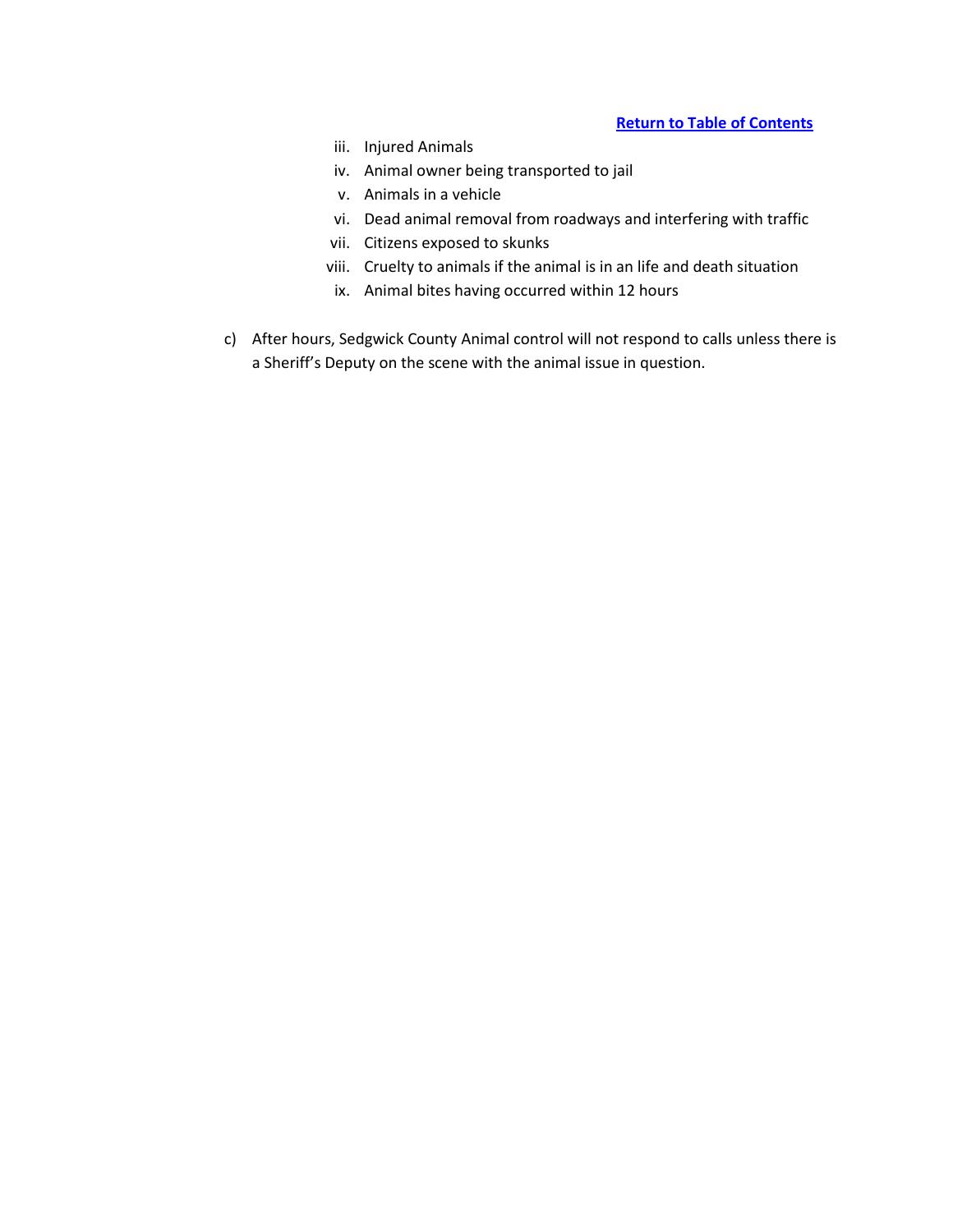[Return to Table of Contents]

iii. Injured Animals
iv. Animal owner being transported to jail
v. Animals in a vehicle
vi. Dead animal removal from roadways and interfering with traffic
vii. Citizens exposed to skunks
viii. Cruelty to animals if the animal is in an life and death situation
ix. Animal bites having occurred within 12 hours

c) After hours, Sedgwick County Animal control will not respond to calls unless there is a Sheriff's Deputy on the scene with the animal issue in question.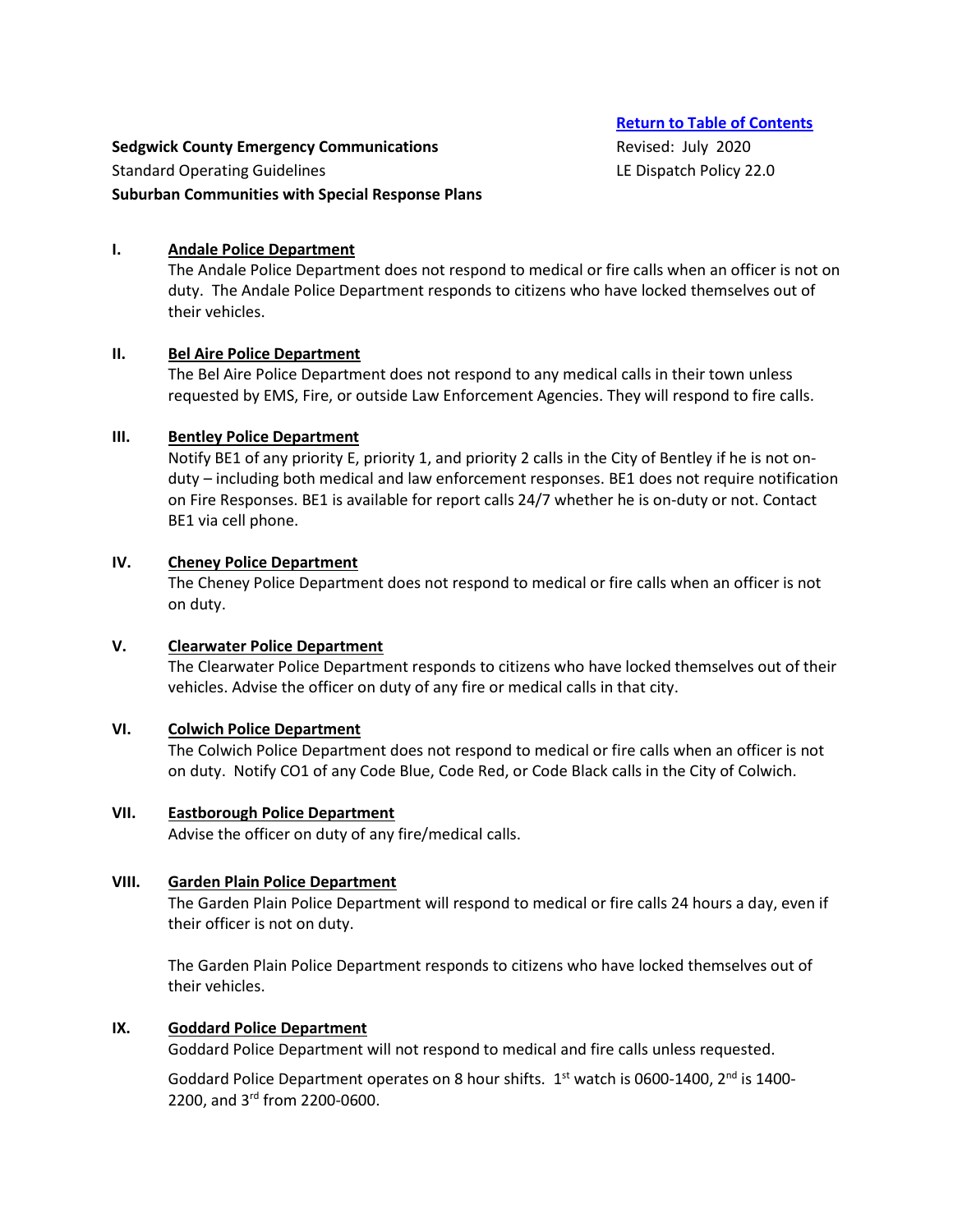[Return to Table of Contents](#)

**Sedgwick County Emergency Communications**
Standard Operating Guidelines
**Suburban Communities with Special Response Plans**

Revised: July 2020
LE Dispatch Policy 22.0

## I. Andale Police Department

The Andale Police Department does not respond to medical or fire calls when an officer is not on duty. The Andale Police Department responds to citizens who have locked themselves out of their vehicles.

## II. Bel Aire Police Department

The Bel Aire Police Department does not respond to any medical calls in their town unless requested by EMS, Fire, or outside Law Enforcement Agencies. They will respond to fire calls.

## III. Bentley Police Department

Notify BE1 of any priority E, priority 1, and priority 2 calls in the City of Bentley if he is not on-duty – including both medical and law enforcement responses. BE1 does not require notification on Fire Responses. BE1 is available for report calls 24/7 whether he is on-duty or not. Contact BE1 via cell phone.

## IV. Cheney Police Department

The Cheney Police Department does not respond to medical or fire calls when an officer is not on duty.

## V. Clearwater Police Department

The Clearwater Police Department responds to citizens who have locked themselves out of their vehicles. Advise the officer on duty of any fire or medical calls in that city.

## VI. Colwich Police Department

The Colwich Police Department does not respond to medical or fire calls when an officer is not on duty. Notify CO1 of any Code Blue, Code Red, or Code Black calls in the City of Colwich.

## VII. Eastborough Police Department

Advise the officer on duty of any fire/medical calls.

## VIII. Garden Plain Police Department

The Garden Plain Police Department will respond to medical or fire calls 24 hours a day, even if their officer is not on duty.

The Garden Plain Police Department responds to citizens who have locked themselves out of their vehicles.

## IX. Goddard Police Department

Goddard Police Department will not respond to medical and fire calls unless requested.

Goddard Police Department operates on 8 hour shifts. 1st watch is 0600-1400, 2nd is 1400-2200, and 3rd from 2200-0600.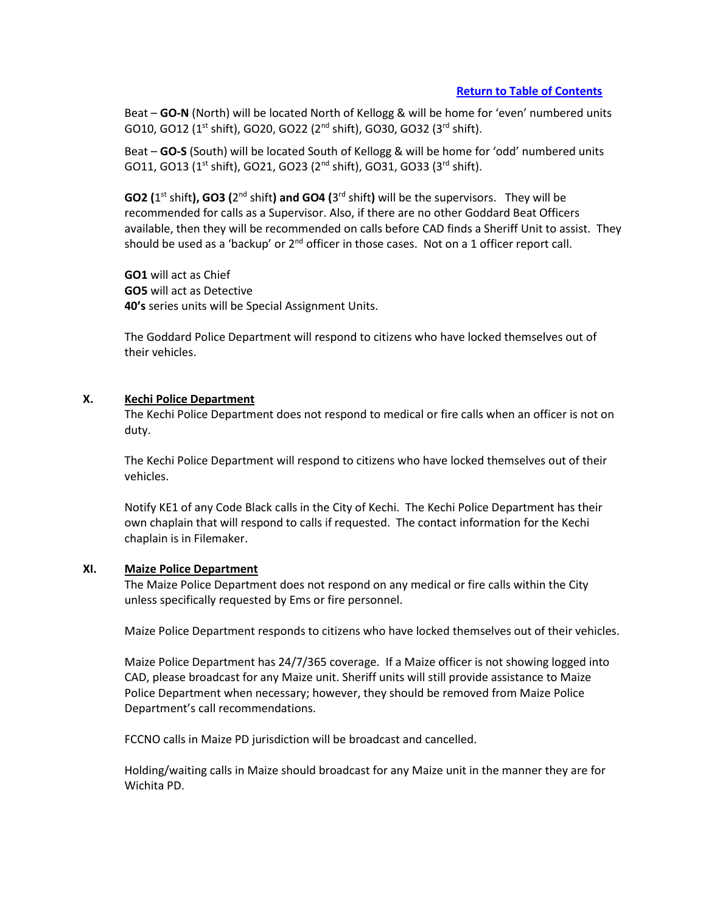[Return to Table of Contents]

Beat – **GO-N** (North) will be located North of Kellogg & will be home for 'even' numbered units GO10, GO12 (1st shift), GO20, GO22 (2nd shift), GO30, GO32 (3rd shift).

Beat – **GO-S** (South) will be located South of Kellogg & will be home for 'odd' numbered units GO11, GO13 (1st shift), GO21, GO23 (2nd shift), GO31, GO33 (3rd shift).

**GO2 (**1st shift**), GO3 (**2nd shift**) and GO4 (**3rd shift**)** will be the supervisors. They will be recommended for calls as a Supervisor. Also, if there are no other Goddard Beat Officers available, then they will be recommended on calls before CAD finds a Sheriff Unit to assist. They should be used as a 'backup' or 2nd officer in those cases. Not on a 1 officer report call.

**GO1** will act as Chief
**GO5** will act as Detective
**40's** series units will be Special Assignment Units.

The Goddard Police Department will respond to citizens who have locked themselves out of their vehicles.

## X. Kechi Police Department

The Kechi Police Department does not respond to medical or fire calls when an officer is not on duty.

The Kechi Police Department will respond to citizens who have locked themselves out of their vehicles.

Notify KE1 of any Code Black calls in the City of Kechi. The Kechi Police Department has their own chaplain that will respond to calls if requested. The contact information for the Kechi chaplain is in Filemaker.

## XI. Maize Police Department

The Maize Police Department does not respond on any medical or fire calls within the City unless specifically requested by Ems or fire personnel.

Maize Police Department responds to citizens who have locked themselves out of their vehicles.

Maize Police Department has 24/7/365 coverage. If a Maize officer is not showing logged into CAD, please broadcast for any Maize unit. Sheriff units will still provide assistance to Maize Police Department when necessary; however, they should be removed from Maize Police Department's call recommendations.

FCCNO calls in Maize PD jurisdiction will be broadcast and cancelled.

Holding/waiting calls in Maize should broadcast for any Maize unit in the manner they are for Wichita PD.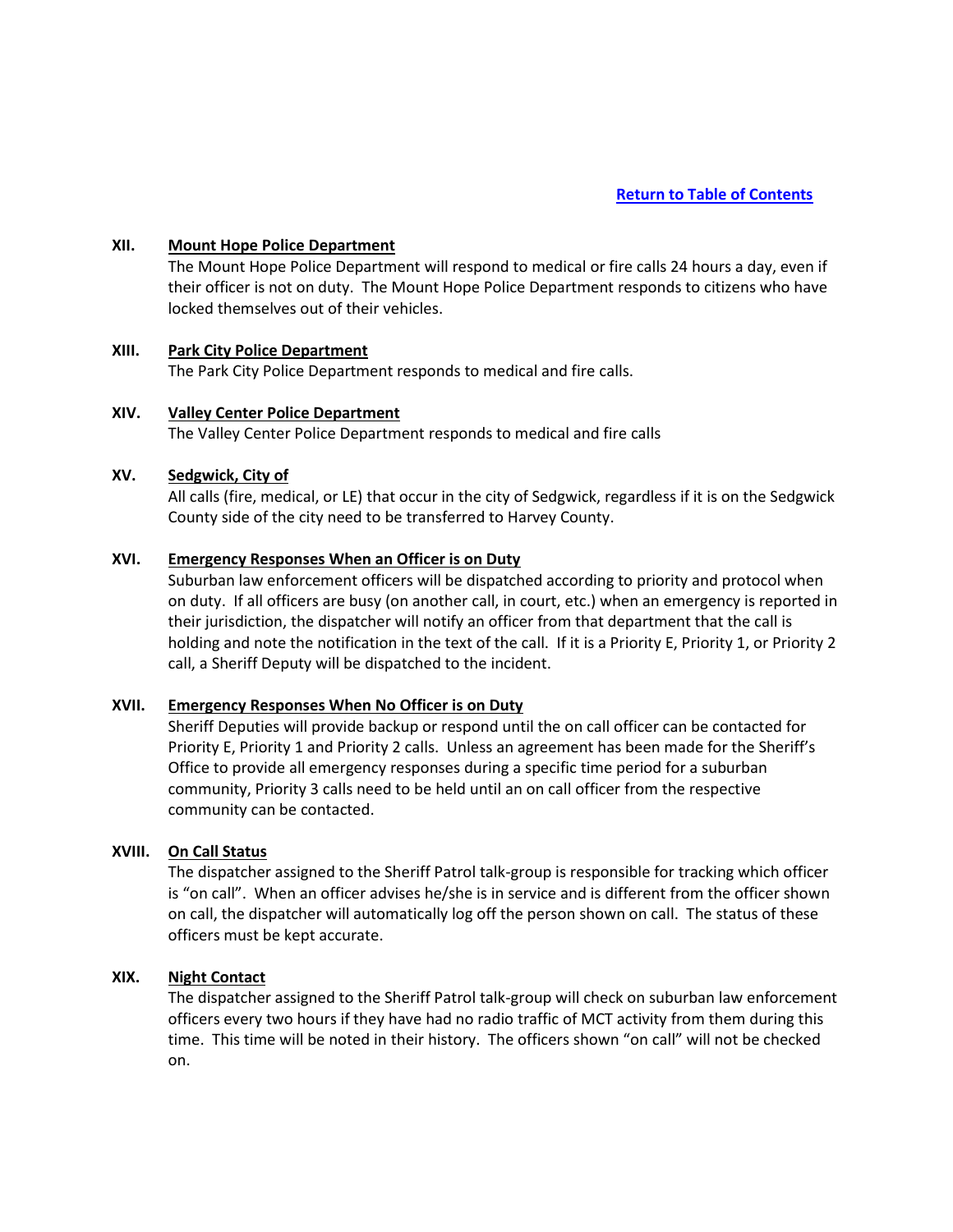[Return to Table of Contents]

## XII. Mount Hope Police Department

The Mount Hope Police Department will respond to medical or fire calls 24 hours a day, even if their officer is not on duty. The Mount Hope Police Department responds to citizens who have locked themselves out of their vehicles.

## XIII. Park City Police Department

The Park City Police Department responds to medical and fire calls.

## XIV. Valley Center Police Department

The Valley Center Police Department responds to medical and fire calls

## XV. Sedgwick, City of

All calls (fire, medical, or LE) that occur in the city of Sedgwick, regardless if it is on the Sedgwick County side of the city need to be transferred to Harvey County.

## XVI. Emergency Responses When an Officer is on Duty

Suburban law enforcement officers will be dispatched according to priority and protocol when on duty. If all officers are busy (on another call, in court, etc.) when an emergency is reported in their jurisdiction, the dispatcher will notify an officer from that department that the call is holding and note the notification in the text of the call. If it is a Priority E, Priority 1, or Priority 2 call, a Sheriff Deputy will be dispatched to the incident.

## XVII. Emergency Responses When No Officer is on Duty

Sheriff Deputies will provide backup or respond until the on call officer can be contacted for Priority E, Priority 1 and Priority 2 calls. Unless an agreement has been made for the Sheriff's Office to provide all emergency responses during a specific time period for a suburban community, Priority 3 calls need to be held until an on call officer from the respective community can be contacted.

## XVIII. On Call Status

The dispatcher assigned to the Sheriff Patrol talk-group is responsible for tracking which officer is "on call". When an officer advises he/she is in service and is different from the officer shown on call, the dispatcher will automatically log off the person shown on call. The status of these officers must be kept accurate.

## XIX. Night Contact

The dispatcher assigned to the Sheriff Patrol talk-group will check on suburban law enforcement officers every two hours if they have had no radio traffic of MCT activity from them during this time. This time will be noted in their history. The officers shown "on call" will not be checked on.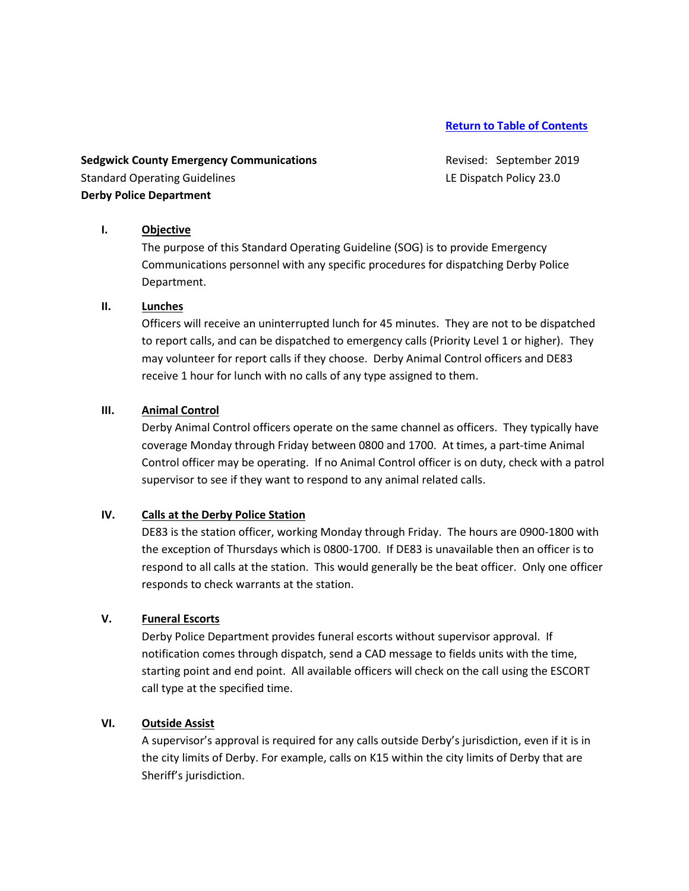[Return to Table of Contents]

**Sedgwick County Emergency Communications**
Standard Operating Guidelines
**Derby Police Department**

Revised: September 2019
LE Dispatch Policy 23.0

## I. Objective

The purpose of this Standard Operating Guideline (SOG) is to provide Emergency Communications personnel with any specific procedures for dispatching Derby Police Department.

## II. Lunches

Officers will receive an uninterrupted lunch for 45 minutes. They are not to be dispatched to report calls, and can be dispatched to emergency calls (Priority Level 1 or higher). They may volunteer for report calls if they choose. Derby Animal Control officers and DE83 receive 1 hour for lunch with no calls of any type assigned to them.

## III. Animal Control

Derby Animal Control officers operate on the same channel as officers. They typically have coverage Monday through Friday between 0800 and 1700. At times, a part-time Animal Control officer may be operating. If no Animal Control officer is on duty, check with a patrol supervisor to see if they want to respond to any animal related calls.

## IV. Calls at the Derby Police Station

DE83 is the station officer, working Monday through Friday. The hours are 0900-1800 with the exception of Thursdays which is 0800-1700. If DE83 is unavailable then an officer is to respond to all calls at the station. This would generally be the beat officer. Only one officer responds to check warrants at the station.

## V. Funeral Escorts

Derby Police Department provides funeral escorts without supervisor approval. If notification comes through dispatch, send a CAD message to fields units with the time, starting point and end point. All available officers will check on the call using the ESCORT call type at the specified time.

## VI. Outside Assist

A supervisor's approval is required for any calls outside Derby's jurisdiction, even if it is in the city limits of Derby. For example, calls on K15 within the city limits of Derby that are Sheriff's jurisdiction.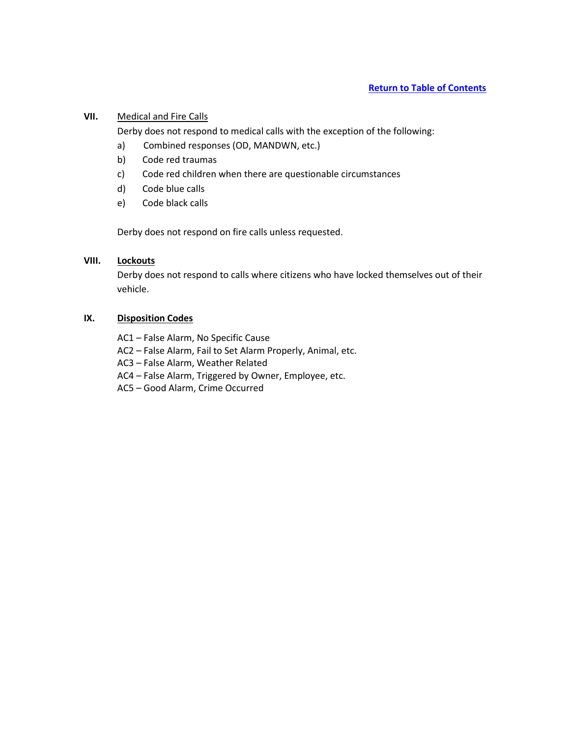[Return to Table of Contents]

**VII.** Medical and Fire Calls

Derby does not respond to medical calls with the exception of the following:

a) Combined responses (OD, MANDWN, etc.)
b) Code red traumas
c) Code red children when there are questionable circumstances
d) Code blue calls
e) Code black calls

Derby does not respond on fire calls unless requested.

**VIII.** **Lockouts**

Derby does not respond to calls where citizens who have locked themselves out of their vehicle.

**IX.** **Disposition Codes**

AC1 – False Alarm, No Specific Cause
AC2 – False Alarm, Fail to Set Alarm Properly, Animal, etc.
AC3 – False Alarm, Weather Related
AC4 – False Alarm, Triggered by Owner, Employee, etc.
AC5 – Good Alarm, Crime Occurred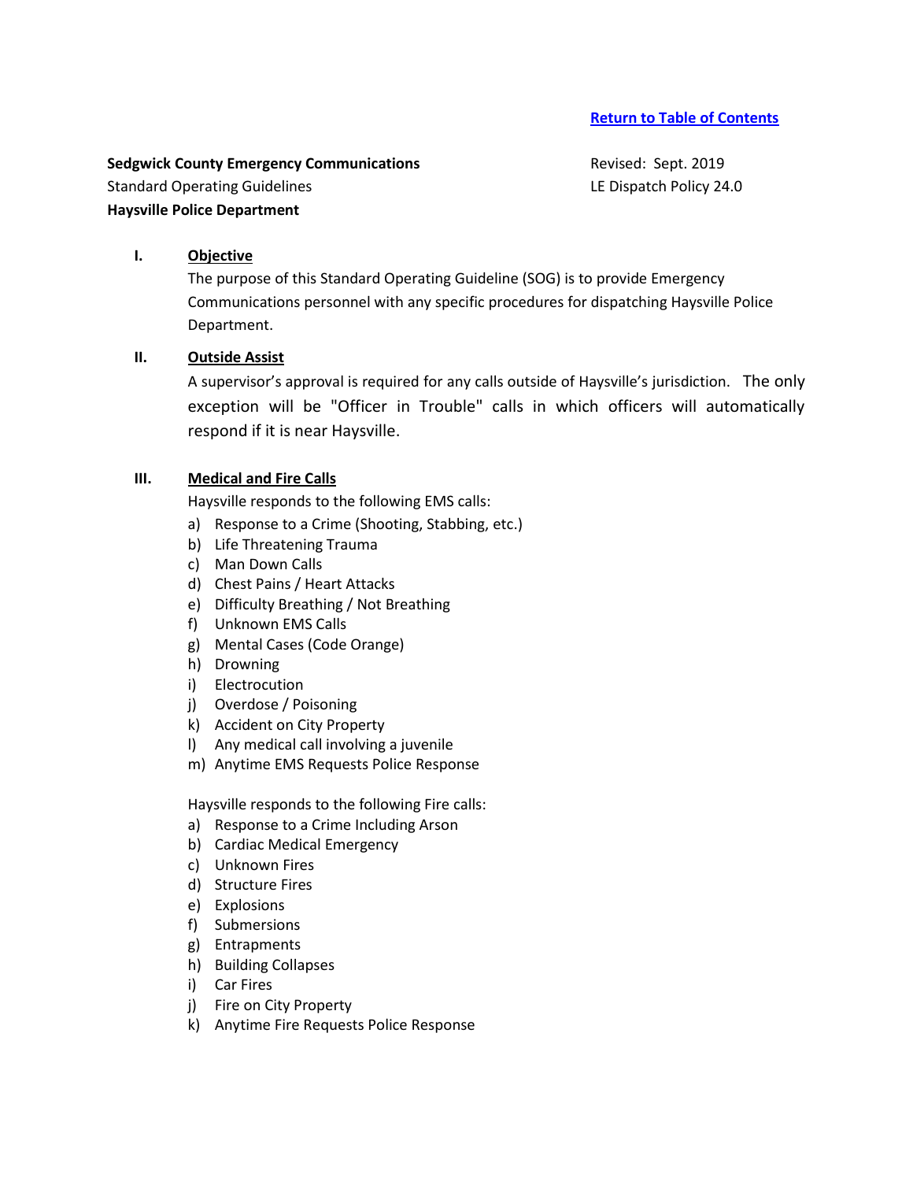[Return to Table of Contents]

**Sedgwick County Emergency Communications**
Standard Operating Guidelines
**Haysville Police Department**

Revised: Sept. 2019
LE Dispatch Policy 24.0

## I. Objective

The purpose of this Standard Operating Guideline (SOG) is to provide Emergency Communications personnel with any specific procedures for dispatching Haysville Police Department.

## II. Outside Assist

A supervisor's approval is required for any calls outside of Haysville's jurisdiction. The only exception will be "Officer in Trouble" calls in which officers will automatically respond if it is near Haysville.

## III. Medical and Fire Calls

Haysville responds to the following EMS calls:

a) Response to a Crime (Shooting, Stabbing, etc.)
b) Life Threatening Trauma
c) Man Down Calls
d) Chest Pains / Heart Attacks
e) Difficulty Breathing / Not Breathing
f) Unknown EMS Calls
g) Mental Cases (Code Orange)
h) Drowning
i) Electrocution
j) Overdose / Poisoning
k) Accident on City Property
l) Any medical call involving a juvenile
m) Anytime EMS Requests Police Response

Haysville responds to the following Fire calls:

a) Response to a Crime Including Arson
b) Cardiac Medical Emergency
c) Unknown Fires
d) Structure Fires
e) Explosions
f) Submersions
g) Entrapments
h) Building Collapses
i) Car Fires
j) Fire on City Property
k) Anytime Fire Requests Police Response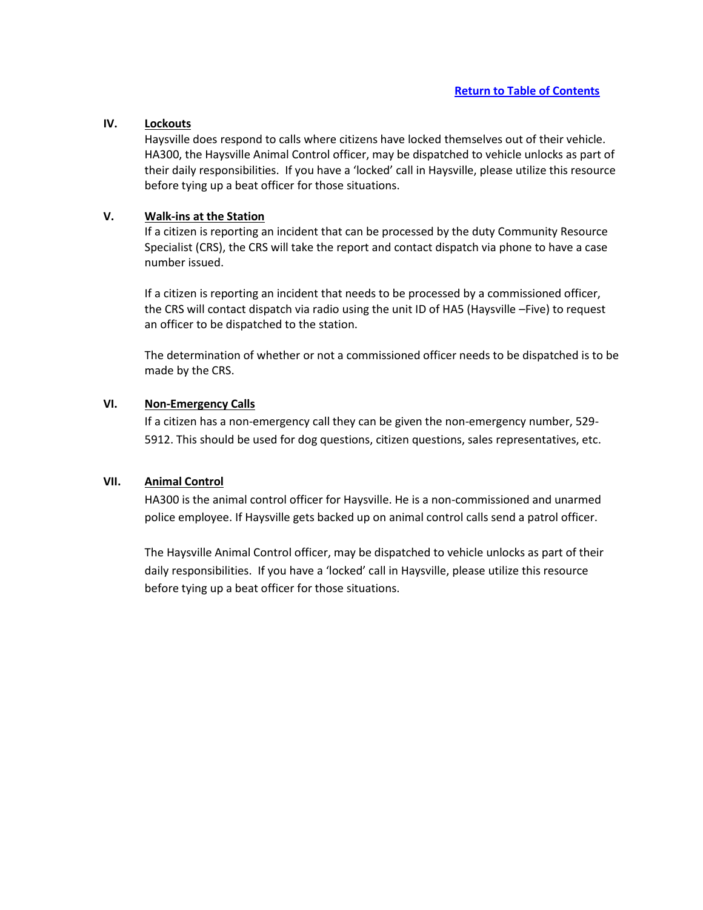[Return to Table of Contents]

## IV. Lockouts

Haysville does respond to calls where citizens have locked themselves out of their vehicle. HA300, the Haysville Animal Control officer, may be dispatched to vehicle unlocks as part of their daily responsibilities. If you have a 'locked' call in Haysville, please utilize this resource before tying up a beat officer for those situations.

## V. Walk-ins at the Station

If a citizen is reporting an incident that can be processed by the duty Community Resource Specialist (CRS), the CRS will take the report and contact dispatch via phone to have a case number issued.

If a citizen is reporting an incident that needs to be processed by a commissioned officer, the CRS will contact dispatch via radio using the unit ID of HA5 (Haysville –Five) to request an officer to be dispatched to the station.

The determination of whether or not a commissioned officer needs to be dispatched is to be made by the CRS.

## VI. Non-Emergency Calls

If a citizen has a non-emergency call they can be given the non-emergency number, 529-5912. This should be used for dog questions, citizen questions, sales representatives, etc.

## VII. Animal Control

HA300 is the animal control officer for Haysville. He is a non-commissioned and unarmed police employee. If Haysville gets backed up on animal control calls send a patrol officer.

The Haysville Animal Control officer, may be dispatched to vehicle unlocks as part of their daily responsibilities. If you have a 'locked' call in Haysville, please utilize this resource before tying up a beat officer for those situations.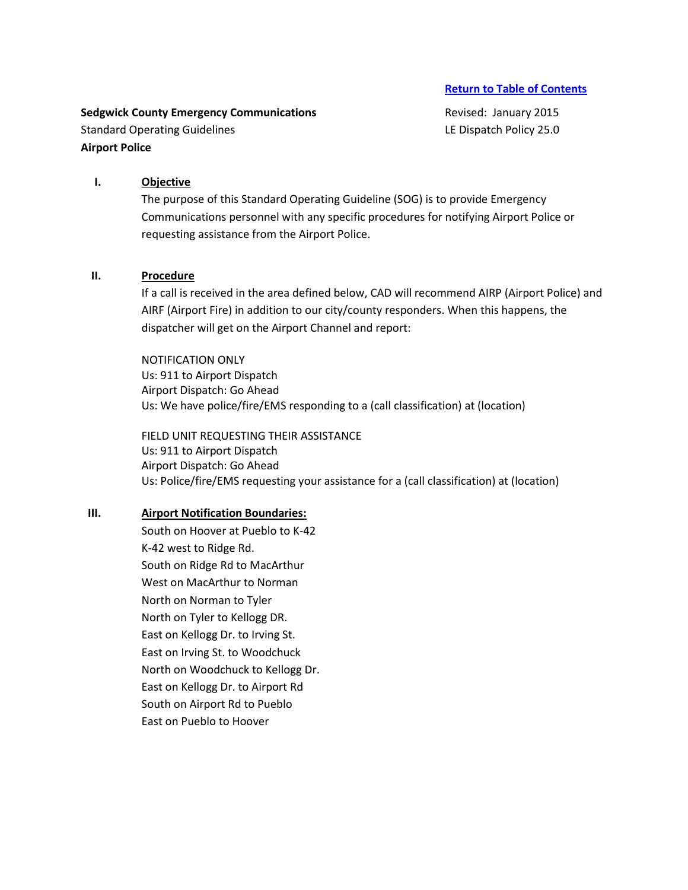[Return to Table of Contents]

**Sedgwick County Emergency Communications**
Standard Operating Guidelines
**Airport Police**

Revised: January 2015
LE Dispatch Policy 25.0

## I. Objective

The purpose of this Standard Operating Guideline (SOG) is to provide Emergency Communications personnel with any specific procedures for notifying Airport Police or requesting assistance from the Airport Police.

## II. Procedure

If a call is received in the area defined below, CAD will recommend AIRP (Airport Police) and AIRF (Airport Fire) in addition to our city/county responders. When this happens, the dispatcher will get on the Airport Channel and report:

NOTIFICATION ONLY
Us: 911 to Airport Dispatch
Airport Dispatch: Go Ahead
Us: We have police/fire/EMS responding to a (call classification) at (location)

FIELD UNIT REQUESTING THEIR ASSISTANCE
Us: 911 to Airport Dispatch
Airport Dispatch: Go Ahead
Us: Police/fire/EMS requesting your assistance for a (call classification) at (location)

## III. Airport Notification Boundaries:

South on Hoover at Pueblo to K-42
K-42 west to Ridge Rd.
South on Ridge Rd to MacArthur
West on MacArthur to Norman
North on Norman to Tyler
North on Tyler to Kellogg DR.
East on Kellogg Dr. to Irving St.
East on Irving St. to Woodchuck
North on Woodchuck to Kellogg Dr.
East on Kellogg Dr. to Airport Rd
South on Airport Rd to Pueblo
East on Pueblo to Hoover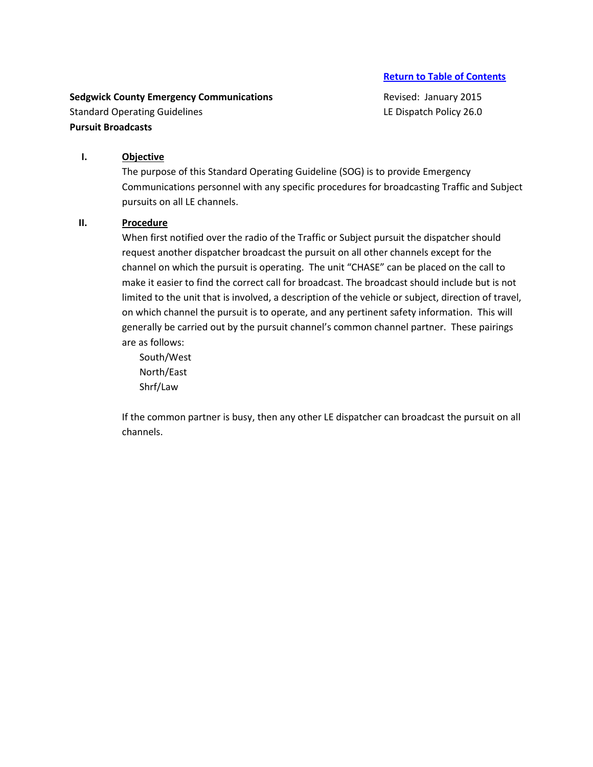[Return to Table of Contents]

**Sedgwick County Emergency Communications**
Standard Operating Guidelines
**Pursuit Broadcasts**

Revised: January 2015
LE Dispatch Policy 26.0

## I. Objective

The purpose of this Standard Operating Guideline (SOG) is to provide Emergency Communications personnel with any specific procedures for broadcasting Traffic and Subject pursuits on all LE channels.

## II. Procedure

When first notified over the radio of the Traffic or Subject pursuit the dispatcher should request another dispatcher broadcast the pursuit on all other channels except for the channel on which the pursuit is operating. The unit "CHASE" can be placed on the call to make it easier to find the correct call for broadcast. The broadcast should include but is not limited to the unit that is involved, a description of the vehicle or subject, direction of travel, on which channel the pursuit is to operate, and any pertinent safety information. This will generally be carried out by the pursuit channel's common channel partner. These pairings are as follows:

- South/West
- North/East
- Shrf/Law

If the common partner is busy, then any other LE dispatcher can broadcast the pursuit on all channels.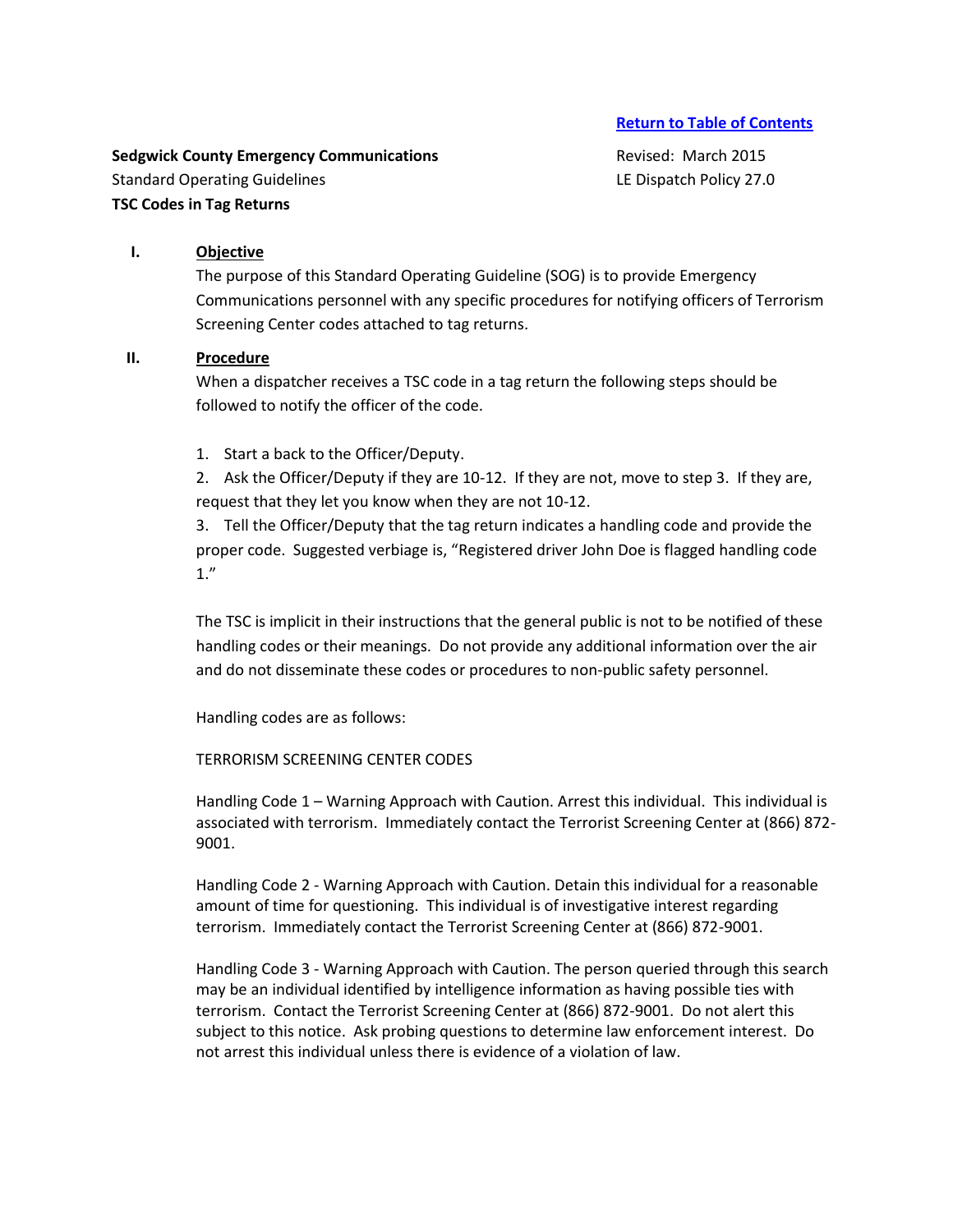[Return to Table of Contents]()

**Sedgwick County Emergency Communications**
Standard Operating Guidelines
**TSC Codes in Tag Returns**

Revised: March 2015
LE Dispatch Policy 27.0

## I. Objective

The purpose of this Standard Operating Guideline (SOG) is to provide Emergency Communications personnel with any specific procedures for notifying officers of Terrorism Screening Center codes attached to tag returns.

## II. Procedure

When a dispatcher receives a TSC code in a tag return the following steps should be followed to notify the officer of the code.

1. Start a back to the Officer/Deputy.
2. Ask the Officer/Deputy if they are 10-12. If they are not, move to step 3. If they are, request that they let you know when they are not 10-12.
3. Tell the Officer/Deputy that the tag return indicates a handling code and provide the proper code. Suggested verbiage is, "Registered driver John Doe is flagged handling code 1."

The TSC is implicit in their instructions that the general public is not to be notified of these handling codes or their meanings. Do not provide any additional information over the air and do not disseminate these codes or procedures to non-public safety personnel.

Handling codes are as follows:

TERRORISM SCREENING CENTER CODES

Handling Code 1 – Warning Approach with Caution. Arrest this individual. This individual is associated with terrorism. Immediately contact the Terrorist Screening Center at (866) 872-9001.

Handling Code 2 - Warning Approach with Caution. Detain this individual for a reasonable amount of time for questioning. This individual is of investigative interest regarding terrorism. Immediately contact the Terrorist Screening Center at (866) 872-9001.

Handling Code 3 - Warning Approach with Caution. The person queried through this search may be an individual identified by intelligence information as having possible ties with terrorism. Contact the Terrorist Screening Center at (866) 872-9001. Do not alert this subject to this notice. Ask probing questions to determine law enforcement interest. Do not arrest this individual unless there is evidence of a violation of law.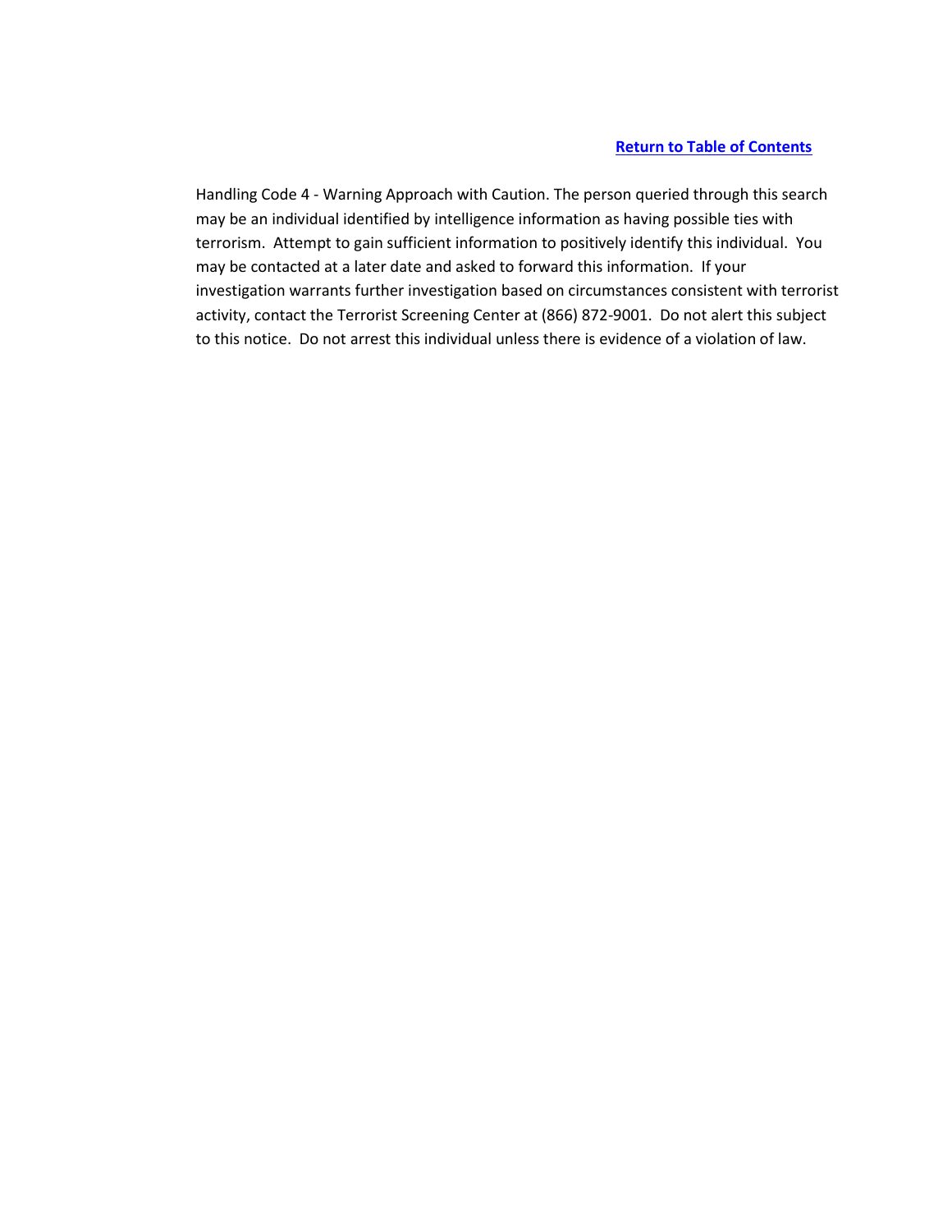[Return to Table of Contents]

Handling Code 4 - Warning Approach with Caution. The person queried through this search may be an individual identified by intelligence information as having possible ties with terrorism. Attempt to gain sufficient information to positively identify this individual. You may be contacted at a later date and asked to forward this information. If your investigation warrants further investigation based on circumstances consistent with terrorist activity, contact the Terrorist Screening Center at (866) 872-9001. Do not alert this subject to this notice. Do not arrest this individual unless there is evidence of a violation of law.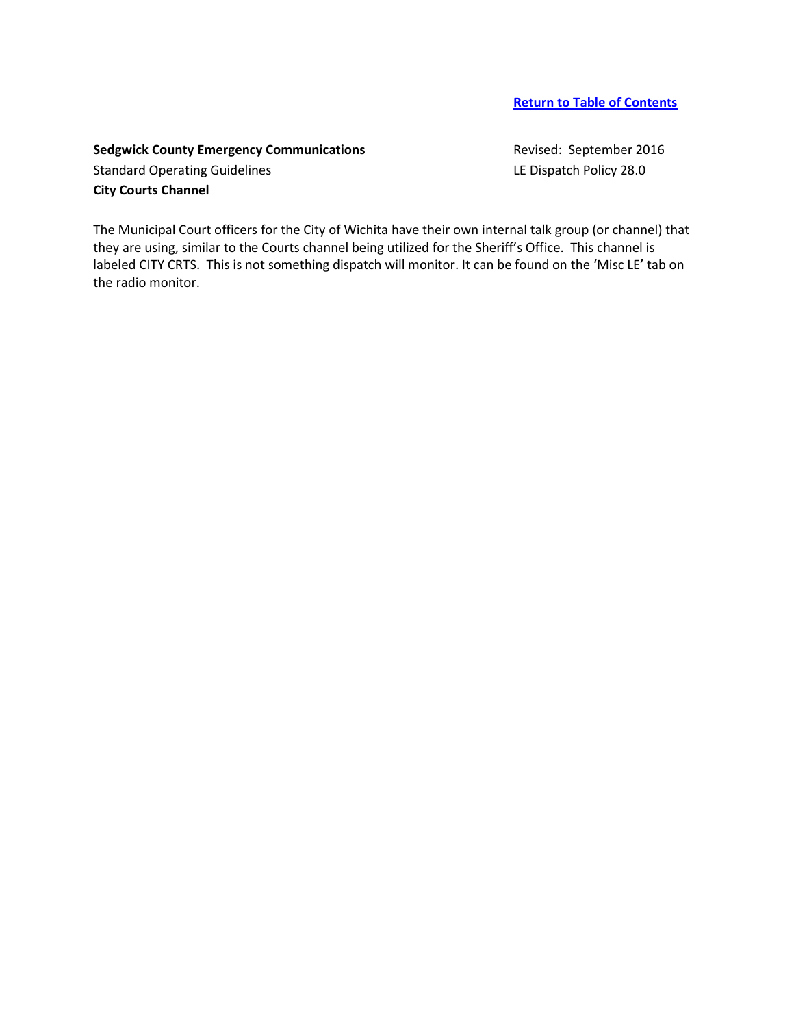[Return to Table of Contents]

**Sedgwick County Emergency Communications** Revised: September 2016

Standard Operating Guidelines LE Dispatch Policy 28.0

**City Courts Channel**

The Municipal Court officers for the City of Wichita have their own internal talk group (or channel) that they are using, similar to the Courts channel being utilized for the Sheriff's Office. This channel is labeled CITY CRTS. This is not something dispatch will monitor. It can be found on the 'Misc LE' tab on the radio monitor.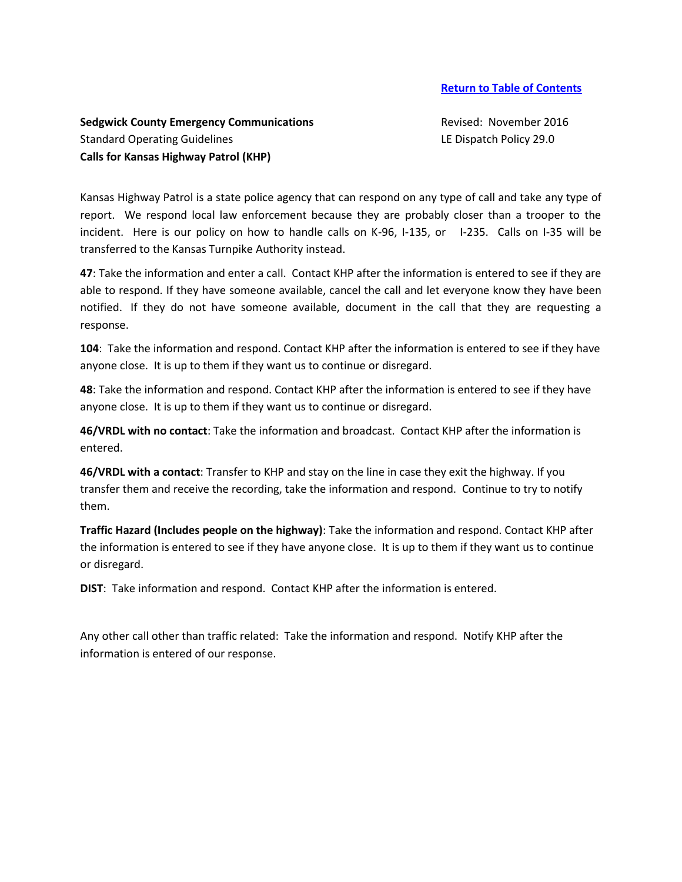[Return to Table of Contents]

**Sedgwick County Emergency Communications**
Standard Operating Guidelines
**Calls for Kansas Highway Patrol (KHP)**

Revised: November 2016
LE Dispatch Policy 29.0

Kansas Highway Patrol is a state police agency that can respond on any type of call and take any type of report. We respond local law enforcement because they are probably closer than a trooper to the incident. Here is our policy on how to handle calls on K-96, I-135, or I-235. Calls on I-35 will be transferred to the Kansas Turnpike Authority instead.

**47**: Take the information and enter a call. Contact KHP after the information is entered to see if they are able to respond. If they have someone available, cancel the call and let everyone know they have been notified. If they do not have someone available, document in the call that they are requesting a response.

**104**: Take the information and respond. Contact KHP after the information is entered to see if they have anyone close. It is up to them if they want us to continue or disregard.

**48**: Take the information and respond. Contact KHP after the information is entered to see if they have anyone close. It is up to them if they want us to continue or disregard.

**46/VRDL with no contact**: Take the information and broadcast. Contact KHP after the information is entered.

**46/VRDL with a contact**: Transfer to KHP and stay on the line in case they exit the highway. If you transfer them and receive the recording, take the information and respond. Continue to try to notify them.

**Traffic Hazard (Includes people on the highway)**: Take the information and respond. Contact KHP after the information is entered to see if they have anyone close. It is up to them if they want us to continue or disregard.

**DIST**: Take information and respond. Contact KHP after the information is entered.

Any other call other than traffic related: Take the information and respond. Notify KHP after the information is entered of our response.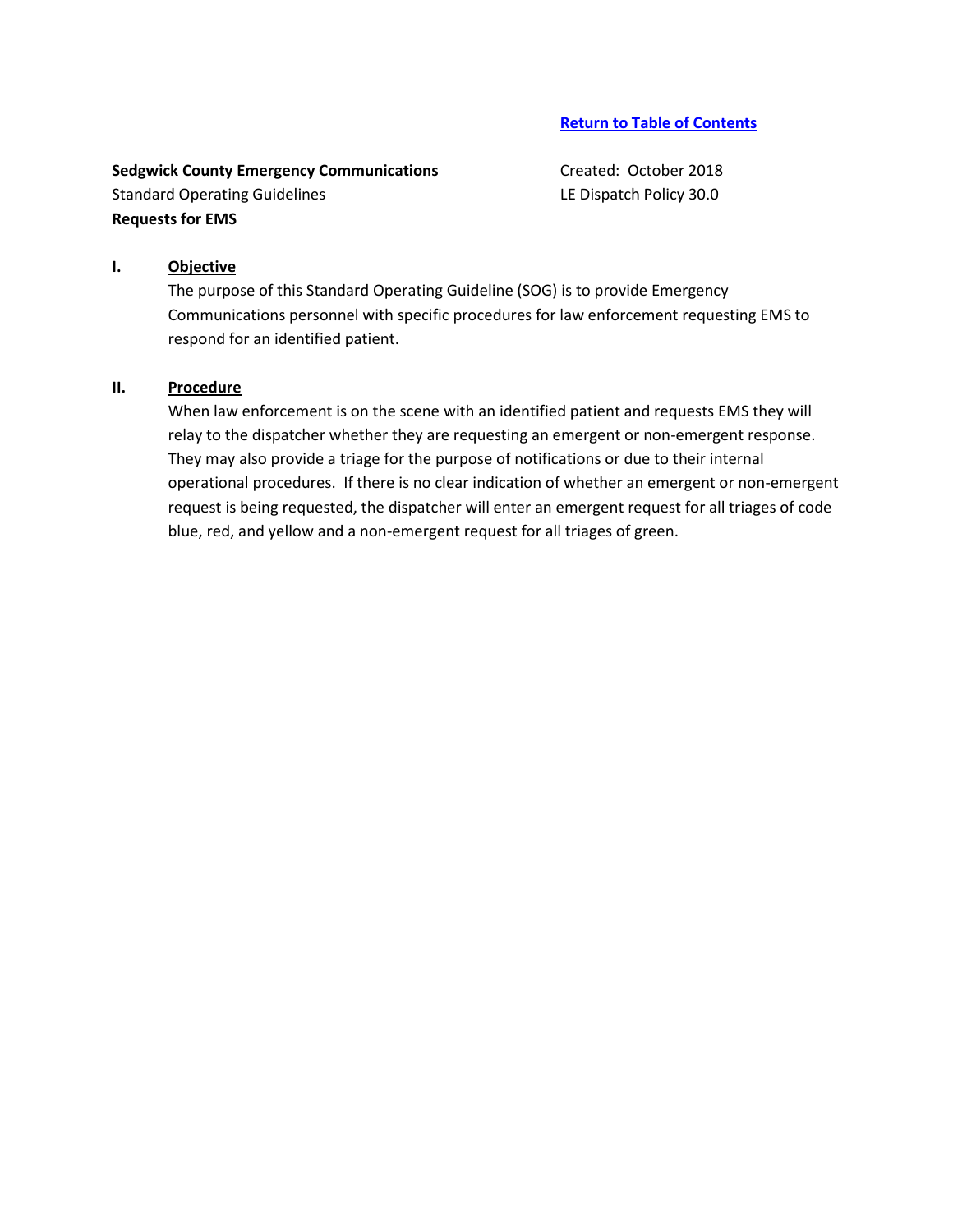[Return to Table of Contents]

**Sedgwick County Emergency Communications**
Standard Operating Guidelines
**Requests for EMS**

Created: October 2018
LE Dispatch Policy 30.0

## I. Objective

The purpose of this Standard Operating Guideline (SOG) is to provide Emergency Communications personnel with specific procedures for law enforcement requesting EMS to respond for an identified patient.

## II. Procedure

When law enforcement is on the scene with an identified patient and requests EMS they will relay to the dispatcher whether they are requesting an emergent or non-emergent response. They may also provide a triage for the purpose of notifications or due to their internal operational procedures. If there is no clear indication of whether an emergent or non-emergent request is being requested, the dispatcher will enter an emergent request for all triages of code blue, red, and yellow and a non-emergent request for all triages of green.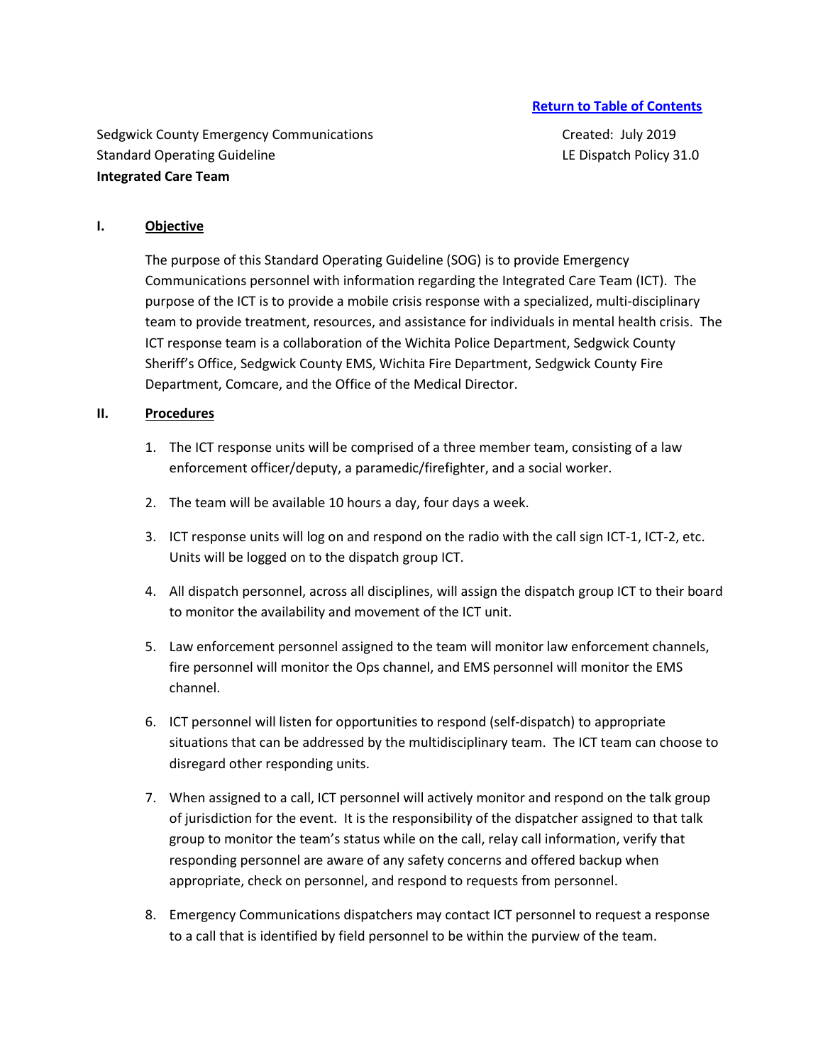[Return to Table of Contents]

Sedgwick County Emergency Communications
Standard Operating Guideline
**Integrated Care Team**

Created: July 2019
LE Dispatch Policy 31.0

## I. Objective

The purpose of this Standard Operating Guideline (SOG) is to provide Emergency Communications personnel with information regarding the Integrated Care Team (ICT). The purpose of the ICT is to provide a mobile crisis response with a specialized, multi-disciplinary team to provide treatment, resources, and assistance for individuals in mental health crisis. The ICT response team is a collaboration of the Wichita Police Department, Sedgwick County Sheriff's Office, Sedgwick County EMS, Wichita Fire Department, Sedgwick County Fire Department, Comcare, and the Office of the Medical Director.

## II. Procedures

1. The ICT response units will be comprised of a three member team, consisting of a law enforcement officer/deputy, a paramedic/firefighter, and a social worker.
2. The team will be available 10 hours a day, four days a week.
3. ICT response units will log on and respond on the radio with the call sign ICT-1, ICT-2, etc. Units will be logged on to the dispatch group ICT.
4. All dispatch personnel, across all disciplines, will assign the dispatch group ICT to their board to monitor the availability and movement of the ICT unit.
5. Law enforcement personnel assigned to the team will monitor law enforcement channels, fire personnel will monitor the Ops channel, and EMS personnel will monitor the EMS channel.
6. ICT personnel will listen for opportunities to respond (self-dispatch) to appropriate situations that can be addressed by the multidisciplinary team. The ICT team can choose to disregard other responding units.
7. When assigned to a call, ICT personnel will actively monitor and respond on the talk group of jurisdiction for the event. It is the responsibility of the dispatcher assigned to that talk group to monitor the team's status while on the call, relay call information, verify that responding personnel are aware of any safety concerns and offered backup when appropriate, check on personnel, and respond to requests from personnel.
8. Emergency Communications dispatchers may contact ICT personnel to request a response to a call that is identified by field personnel to be within the purview of the team.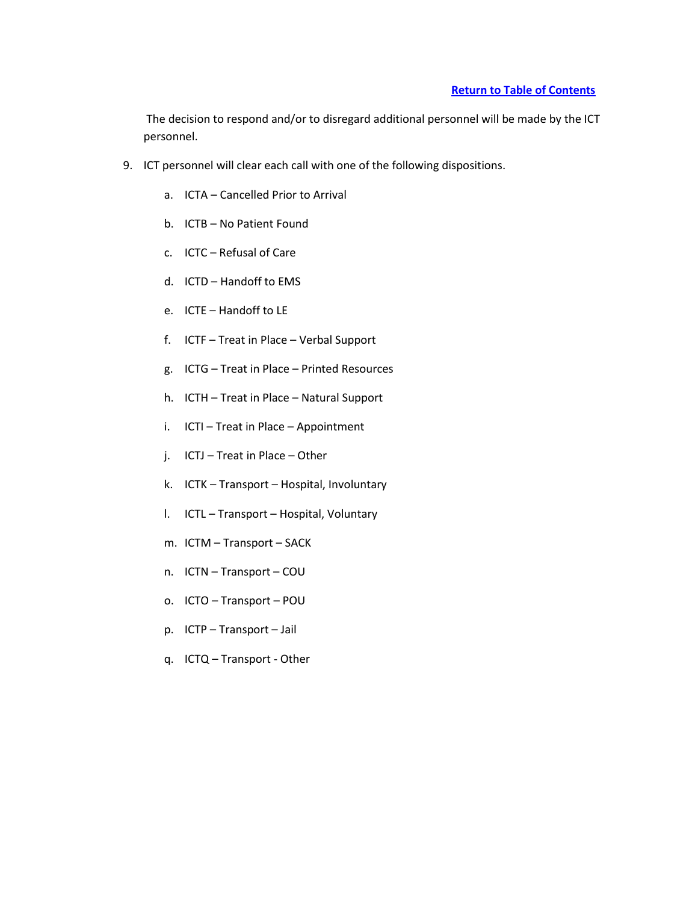[Return to Table of Contents](#)

The decision to respond and/or to disregard additional personnel will be made by the ICT personnel.

9. ICT personnel will clear each call with one of the following dispositions.

   a. ICTA – Cancelled Prior to Arrival

   b. ICTB – No Patient Found

   c. ICTC – Refusal of Care

   d. ICTD – Handoff to EMS

   e. ICTE – Handoff to LE

   f. ICTF – Treat in Place – Verbal Support

   g. ICTG – Treat in Place – Printed Resources

   h. ICTH – Treat in Place – Natural Support

   i. ICTI – Treat in Place – Appointment

   j. ICTJ – Treat in Place – Other

   k. ICTK – Transport – Hospital, Involuntary

   l. ICTL – Transport – Hospital, Voluntary

   m. ICTM – Transport – SACK

   n. ICTN – Transport – COU

   o. ICTO – Transport – POU

   p. ICTP – Transport – Jail

   q. ICTQ – Transport - Other